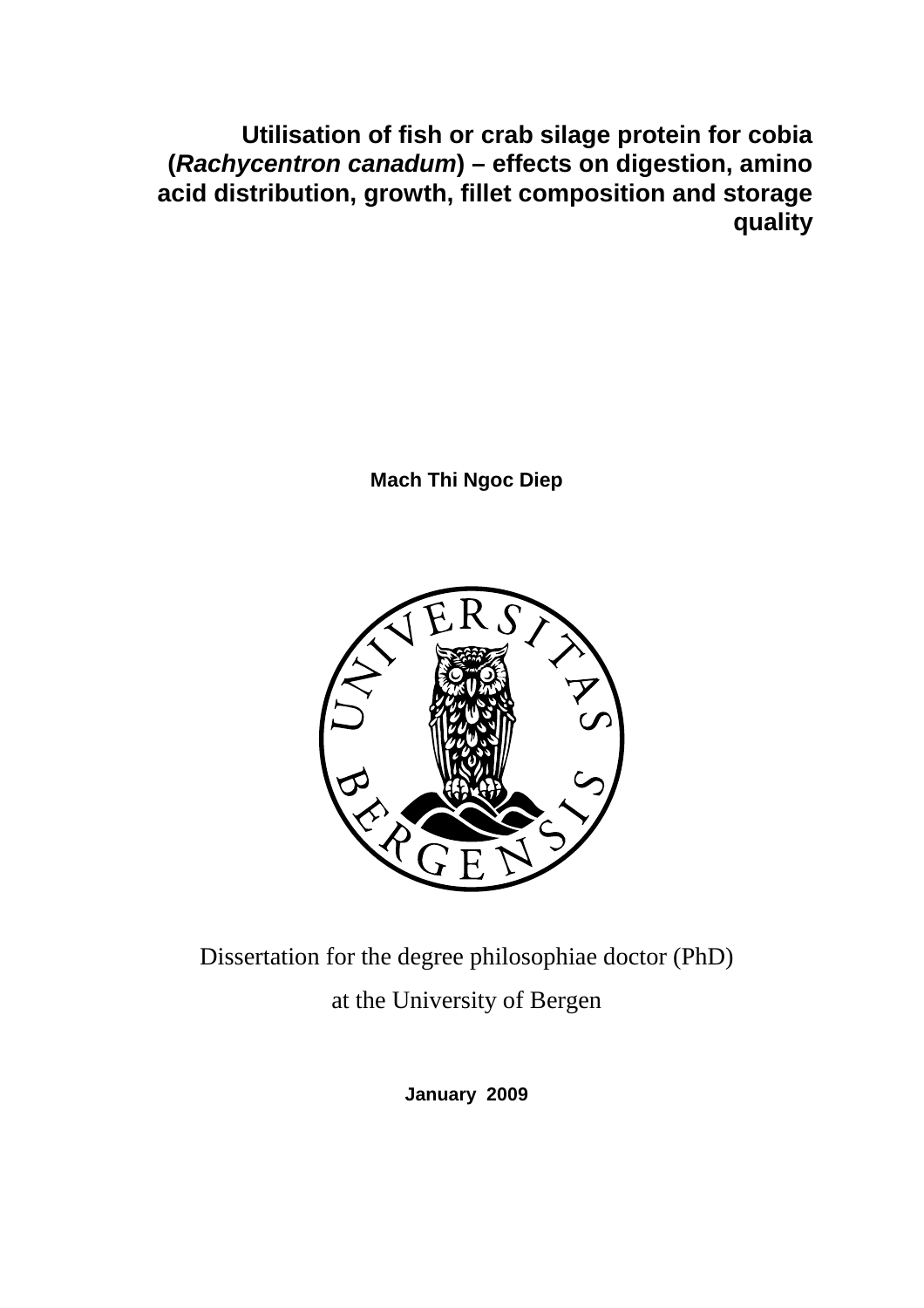# Utilisation of fish or crab silage protein for cobia (*Rachycentron canadum*) – effects on digestion, amino acid distribution, growth, fillet composition and storage quality

**Mach Thi Ngoc Diep**

Dissertation for the degree philosophiae doctor (PhD)

at the University of Bergen

**January 2009**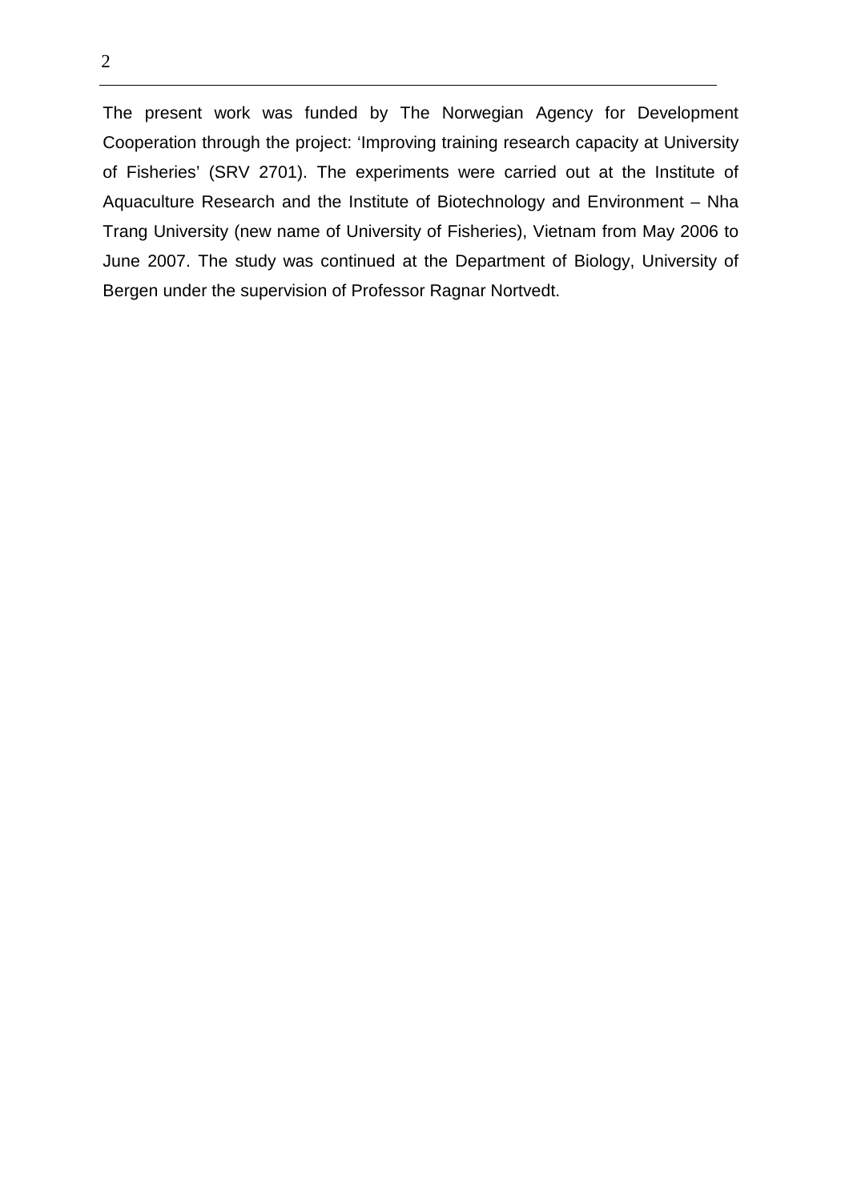The present work was funded by The Norwegian Agency for Development Cooperation through the project: 'Improving training research capacity at University of Fisheries' (SRV 2701). The experiments were carried out at the Institute of Aquaculture Research and the Institute of Biotechnology and Environment – Nha Trang University (new name of University of Fisheries), Vietnam from May 2006 to June 2007. The study was continued at the Department of Biology, University of Bergen under the supervision of Professor Ragnar Nortvedt.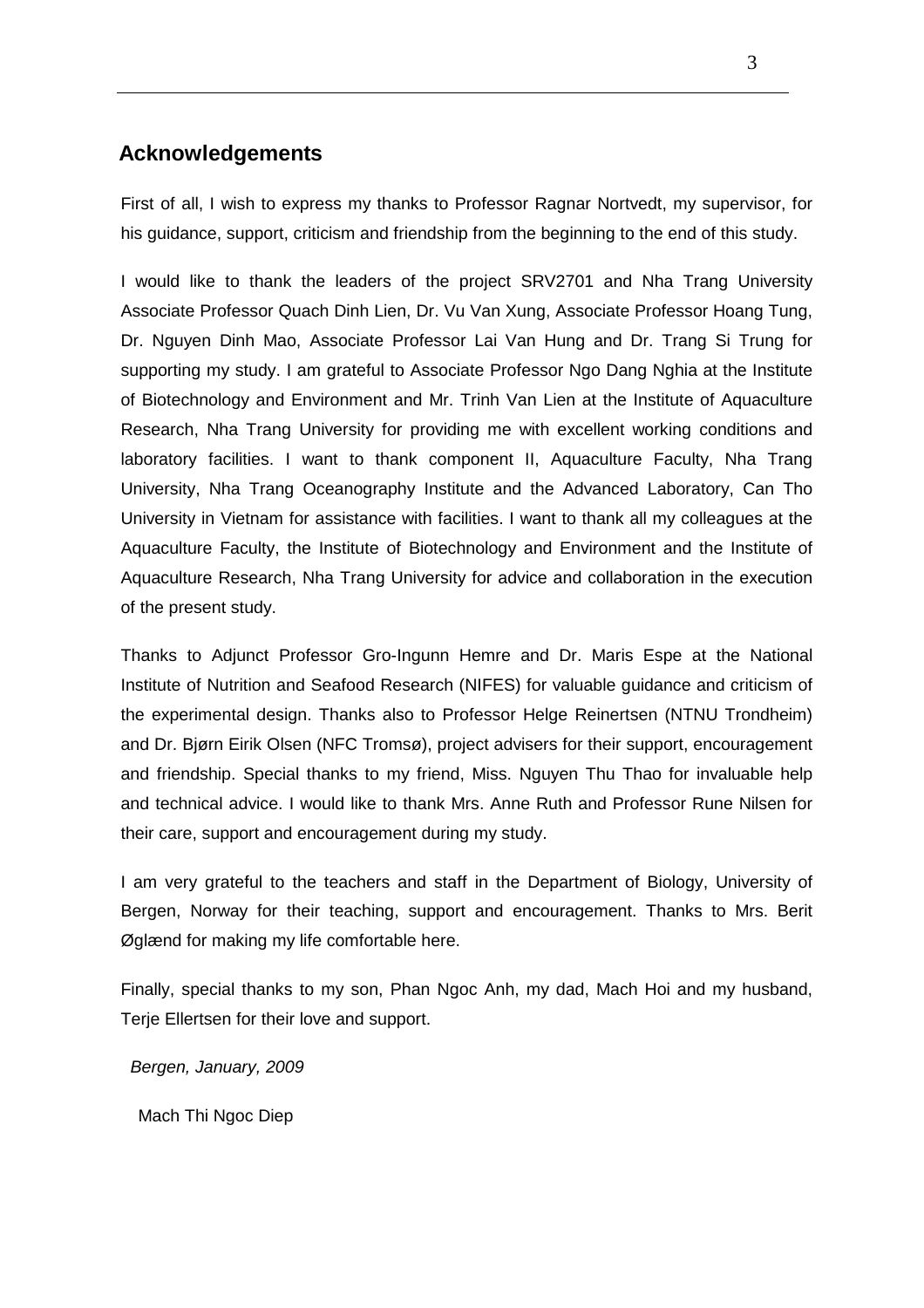## Acknowledgements

First of all, I wish to express my thanks to Professor Ragnar Nortvedt, my supervisor, for his guidance, support, criticism and friendship from the beginning to the end of this study.

I would like to thank the leaders of the project SRV2701 and Nha Trang University Associate Professor Quach Dinh Lien, Dr. Vu Van Xung, Associate Professor Hoang Tung, Dr. Nguyen Dinh Mao, Associate Professor Lai Van Hung and Dr. Trang Si Trung for supporting my study. I am grateful to Associate Professor Ngo Dang Nghia at the Institute of Biotechnology and Environment and Mr. Trinh Van Lien at the Institute of Aquaculture Research, Nha Trang University for providing me with excellent working conditions and laboratory facilities. I want to thank component II, Aquaculture Faculty, Nha Trang University, Nha Trang Oceanography Institute and the Advanced Laboratory, Can Tho University in Vietnam for assistance with facilities. I want to thank all my colleagues at the Aquaculture Faculty, the Institute of Biotechnology and Environment and the Institute of Aquaculture Research, Nha Trang University for advice and collaboration in the execution of the present study.

Thanks to Adjunct Professor Gro-Ingunn Hemre and Dr. Maris Espe at the National Institute of Nutrition and Seafood Research (NIFES) for valuable guidance and criticism of the experimental design. Thanks also to Professor Helge Reinertsen (NTNU Trondheim) and Dr. Bjørn Eirik Olsen (NFC Tromsø), project advisers for their support, encouragement and friendship. Special thanks to my friend, Miss. Nguyen Thu Thao for invaluable help and technical advice. I would like to thank Mrs. Anne Ruth and Professor Rune Nilsen for their care, support and encouragement during my study.

I am very grateful to the teachers and staff in the Department of Biology, University of Bergen, Norway for their teaching, support and encouragement. Thanks to Mrs. Berit Øglænd for making my life comfortable here.

Finally, special thanks to my son, Phan Ngoc Anh, my dad, Mach Hoi and my husband, Terje Ellertsen for their love and support.

*Bergen, January, 2009*

Mach Thi Ngoc Diep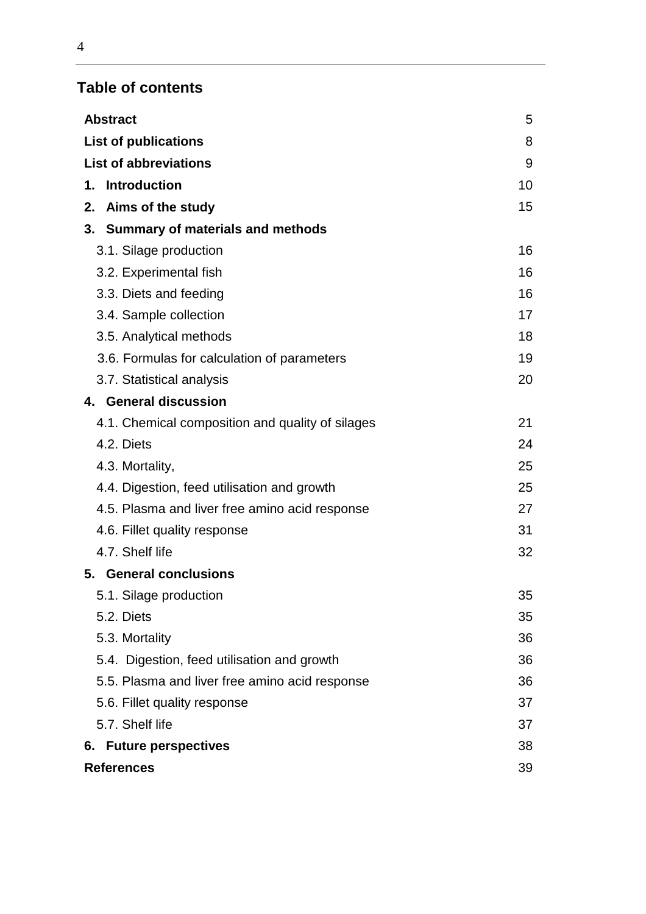## Table of contents

| | |
|---|---|
| **Abstract** | 5 |
| **List of publications** | 8 |
| **List of abbreviations** | 9 |
| **1. Introduction** | 10 |
| **2. Aims of the study** | 15 |
| **3. Summary of materials and methods** | |
| 3.1. Silage production | 16 |
| 3.2. Experimental fish | 16 |
| 3.3. Diets and feeding | 16 |
| 3.4. Sample collection | 17 |
| 3.5. Analytical methods | 18 |
| 3.6. Formulas for calculation of parameters | 19 |
| 3.7. Statistical analysis | 20 |
| **4. General discussion** | |
| 4.1. Chemical composition and quality of silages | 21 |
| 4.2. Diets | 24 |
| 4.3. Mortality, | 25 |
| 4.4. Digestion, feed utilisation and growth | 25 |
| 4.5. Plasma and liver free amino acid response | 27 |
| 4.6. Fillet quality response | 31 |
| 4.7. Shelf life | 32 |
| **5. General conclusions** | |
| 5.1. Silage production | 35 |
| 5.2. Diets | 35 |
| 5.3. Mortality | 36 |
| 5.4. Digestion, feed utilisation and growth | 36 |
| 5.5. Plasma and liver free amino acid response | 36 |
| 5.6. Fillet quality response | 37 |
| 5.7. Shelf life | 37 |
| **6. Future perspectives** | 38 |
| **References** | 39 |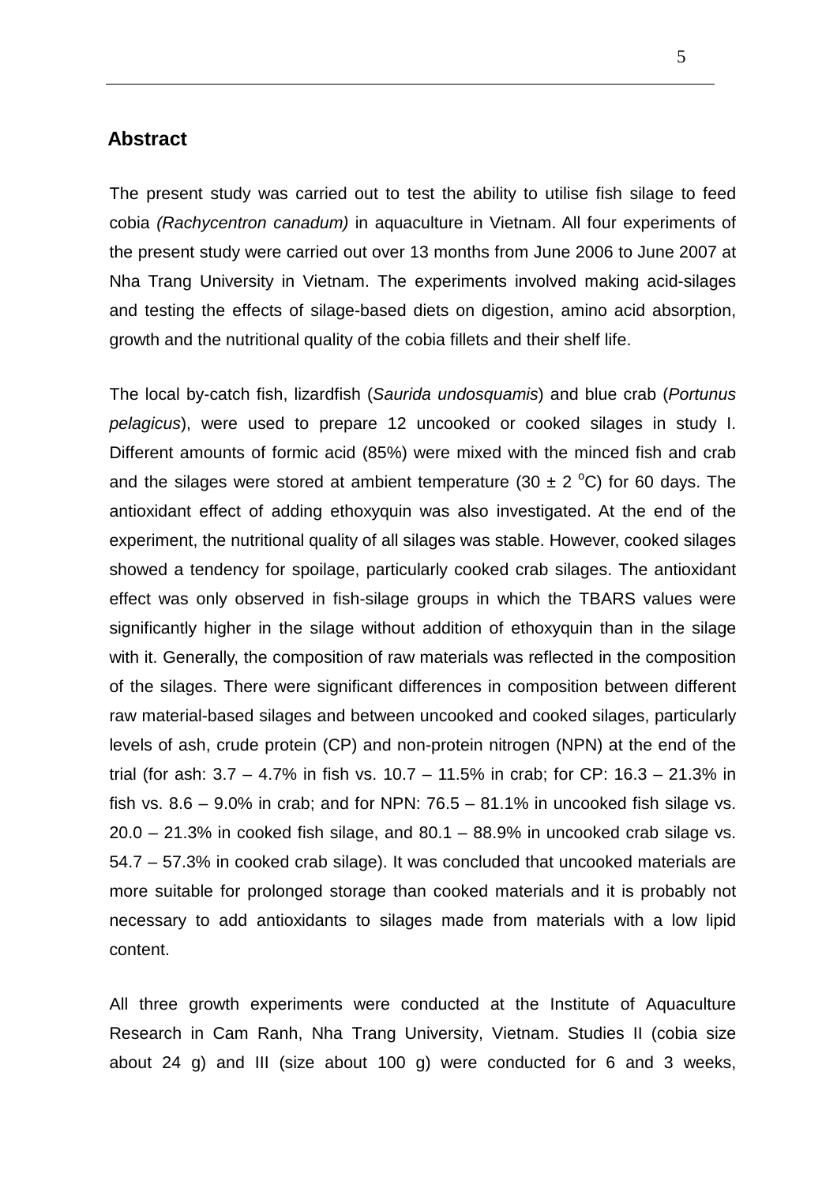## Abstract

The present study was carried out to test the ability to utilise fish silage to feed cobia *(Rachycentron canadum)* in aquaculture in Vietnam. All four experiments of the present study were carried out over 13 months from June 2006 to June 2007 at Nha Trang University in Vietnam. The experiments involved making acid-silages and testing the effects of silage-based diets on digestion, amino acid absorption, growth and the nutritional quality of the cobia fillets and their shelf life.

The local by-catch fish, lizardfish (*Saurida undosquamis*) and blue crab (*Portunus pelagicus*), were used to prepare 12 uncooked or cooked silages in study I. Different amounts of formic acid (85%) were mixed with the minced fish and crab and the silages were stored at ambient temperature (30 ± 2 $^{o}$C) for 60 days. The antioxidant effect of adding ethoxyquin was also investigated. At the end of the experiment, the nutritional quality of all silages was stable. However, cooked silages showed a tendency for spoilage, particularly cooked crab silages. The antioxidant effect was only observed in fish-silage groups in which the TBARS values were significantly higher in the silage without addition of ethoxyquin than in the silage with it. Generally, the composition of raw materials was reflected in the composition of the silages. There were significant differences in composition between different raw material-based silages and between uncooked and cooked silages, particularly levels of ash, crude protein (CP) and non-protein nitrogen (NPN) at the end of the trial (for ash: 3.7 – 4.7% in fish vs. 10.7 – 11.5% in crab; for CP: 16.3 – 21.3% in fish vs. 8.6 – 9.0% in crab; and for NPN: 76.5 – 81.1% in uncooked fish silage vs. 20.0 – 21.3% in cooked fish silage, and 80.1 – 88.9% in uncooked crab silage vs. 54.7 – 57.3% in cooked crab silage). It was concluded that uncooked materials are more suitable for prolonged storage than cooked materials and it is probably not necessary to add antioxidants to silages made from materials with a low lipid content.

All three growth experiments were conducted at the Institute of Aquaculture Research in Cam Ranh, Nha Trang University, Vietnam. Studies II (cobia size about 24 g) and III (size about 100 g) were conducted for 6 and 3 weeks,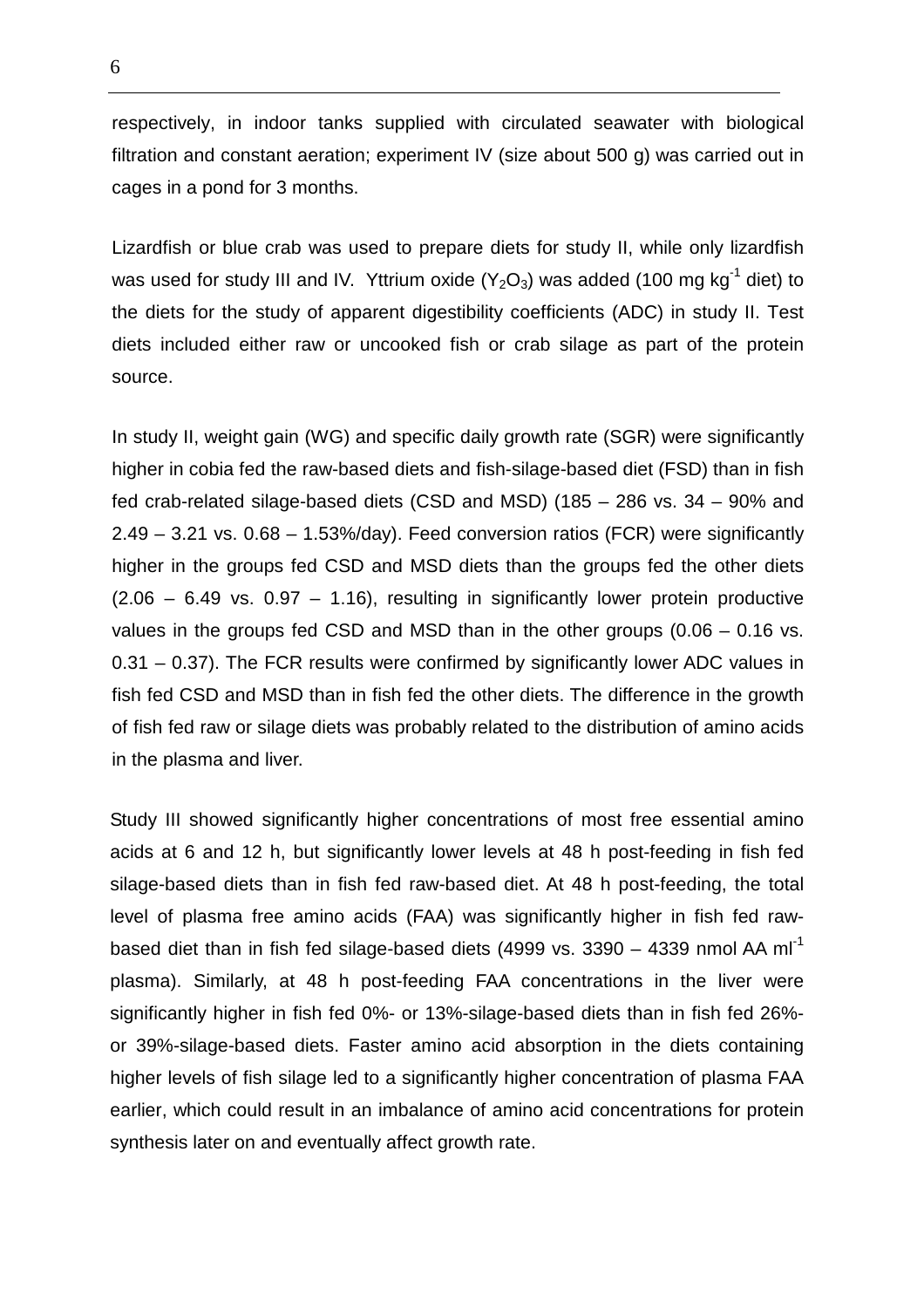respectively, in indoor tanks supplied with circulated seawater with biological filtration and constant aeration; experiment IV (size about 500 g) was carried out in cages in a pond for 3 months.

Lizardfish or blue crab was used to prepare diets for study II, while only lizardfish was used for study III and IV. Yttrium oxide ($Y_2O_3$) was added (100 mg $kg^{-1}$ diet) to the diets for the study of apparent digestibility coefficients (ADC) in study II. Test diets included either raw or uncooked fish or crab silage as part of the protein source.

In study II, weight gain (WG) and specific daily growth rate (SGR) were significantly higher in cobia fed the raw-based diets and fish-silage-based diet (FSD) than in fish fed crab-related silage-based diets (CSD and MSD) (185 – 286 vs. 34 – 90% and 2.49 – 3.21 vs. 0.68 – 1.53%/day). Feed conversion ratios (FCR) were significantly higher in the groups fed CSD and MSD diets than the groups fed the other diets (2.06 – 6.49 vs. 0.97 – 1.16), resulting in significantly lower protein productive values in the groups fed CSD and MSD than in the other groups (0.06 – 0.16 vs. 0.31 – 0.37). The FCR results were confirmed by significantly lower ADC values in fish fed CSD and MSD than in fish fed the other diets. The difference in the growth of fish fed raw or silage diets was probably related to the distribution of amino acids in the plasma and liver.

Study III showed significantly higher concentrations of most free essential amino acids at 6 and 12 h, but significantly lower levels at 48 h post-feeding in fish fed silage-based diets than in fish fed raw-based diet. At 48 h post-feeding, the total level of plasma free amino acids (FAA) was significantly higher in fish fed raw-based diet than in fish fed silage-based diets (4999 vs. 3390 – 4339 nmol AA $ml^{-1}$ plasma). Similarly, at 48 h post-feeding FAA concentrations in the liver were significantly higher in fish fed 0%- or 13%-silage-based diets than in fish fed 26%- or 39%-silage-based diets. Faster amino acid absorption in the diets containing higher levels of fish silage led to a significantly higher concentration of plasma FAA earlier, which could result in an imbalance of amino acid concentrations for protein synthesis later on and eventually affect growth rate.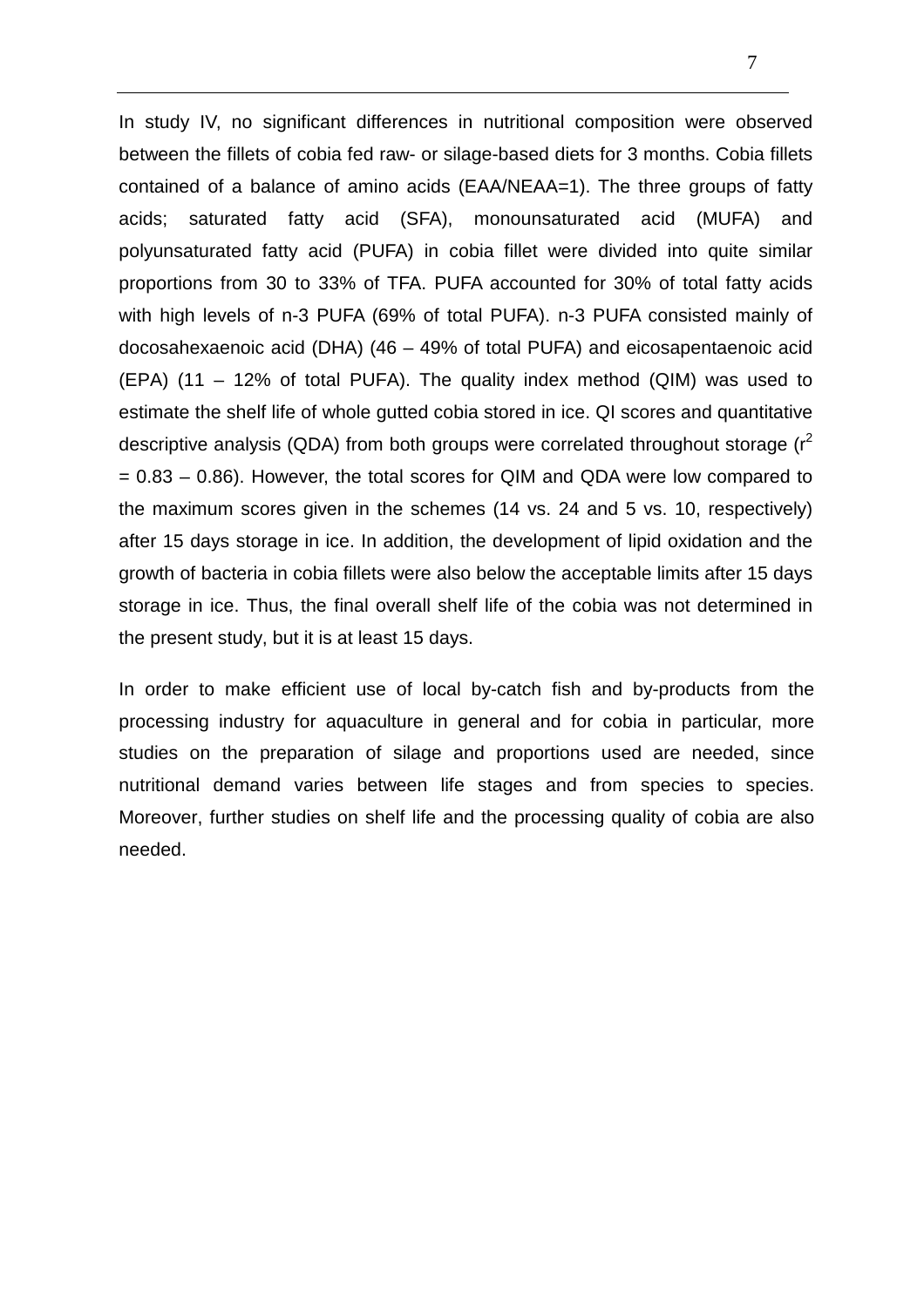In study IV, no significant differences in nutritional composition were observed between the fillets of cobia fed raw- or silage-based diets for 3 months. Cobia fillets contained of a balance of amino acids (EAA/NEAA=1). The three groups of fatty acids; saturated fatty acid (SFA), monounsaturated acid (MUFA) and polyunsaturated fatty acid (PUFA) in cobia fillet were divided into quite similar proportions from 30 to 33% of TFA. PUFA accounted for 30% of total fatty acids with high levels of n-3 PUFA (69% of total PUFA). n-3 PUFA consisted mainly of docosahexaenoic acid (DHA) (46 – 49% of total PUFA) and eicosapentaenoic acid (EPA) (11 – 12% of total PUFA). The quality index method (QIM) was used to estimate the shelf life of whole gutted cobia stored in ice. QI scores and quantitative descriptive analysis (QDA) from both groups were correlated throughout storage ($r^2 = 0.83 – 0.86$). However, the total scores for QIM and QDA were low compared to the maximum scores given in the schemes (14 vs. 24 and 5 vs. 10, respectively) after 15 days storage in ice. In addition, the development of lipid oxidation and the growth of bacteria in cobia fillets were also below the acceptable limits after 15 days storage in ice. Thus, the final overall shelf life of the cobia was not determined in the present study, but it is at least 15 days.

In order to make efficient use of local by-catch fish and by-products from the processing industry for aquaculture in general and for cobia in particular, more studies on the preparation of silage and proportions used are needed, since nutritional demand varies between life stages and from species to species. Moreover, further studies on shelf life and the processing quality of cobia are also needed.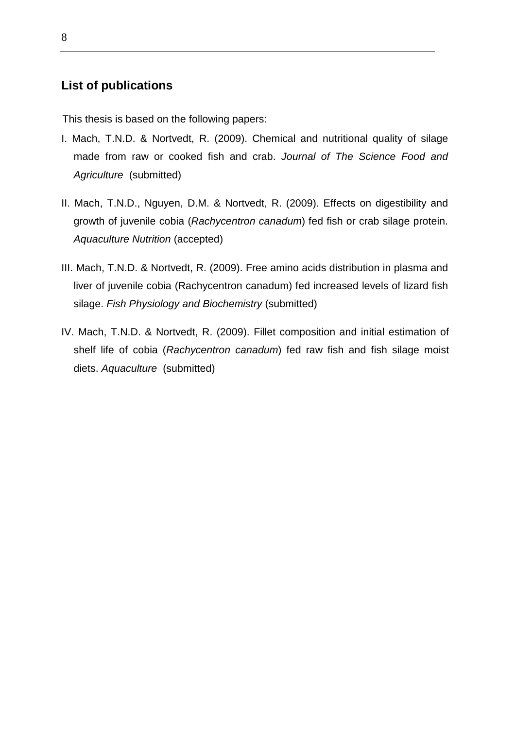## List of publications

This thesis is based on the following papers:

I. Mach, T.N.D. & Nortvedt, R. (2009). Chemical and nutritional quality of silage made from raw or cooked fish and crab. *Journal of The Science Food and Agriculture* (submitted)

II. Mach, T.N.D., Nguyen, D.M. & Nortvedt, R. (2009). Effects on digestibility and growth of juvenile cobia (*Rachycentron canadum*) fed fish or crab silage protein. *Aquaculture Nutrition* (accepted)

III. Mach, T.N.D. & Nortvedt, R. (2009). Free amino acids distribution in plasma and liver of juvenile cobia (Rachycentron canadum) fed increased levels of lizard fish silage. *Fish Physiology and Biochemistry* (submitted)

IV. Mach, T.N.D. & Nortvedt, R. (2009). Fillet composition and initial estimation of shelf life of cobia (*Rachycentron canadum*) fed raw fish and fish silage moist diets. *Aquaculture* (submitted)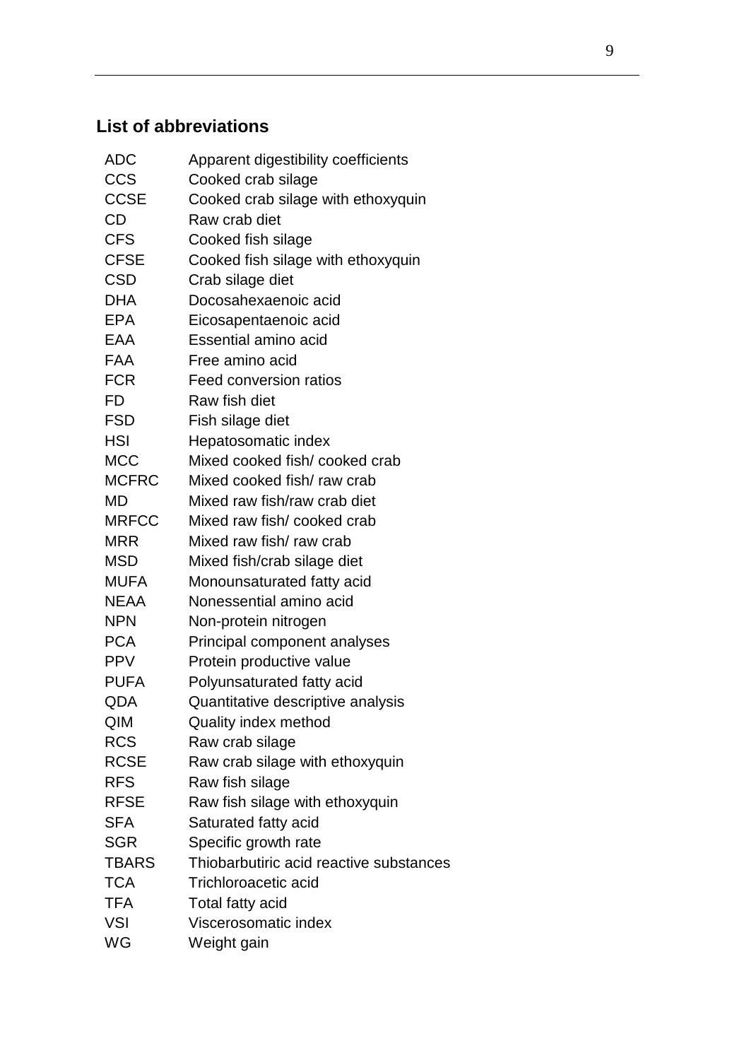## List of abbreviations

| | |
|---|---|
| ADC | Apparent digestibility coefficients |
| CCS | Cooked crab silage |
| CCSE | Cooked crab silage with ethoxyquin |
| CD | Raw crab diet |
| CFS | Cooked fish silage |
| CFSE | Cooked fish silage with ethoxyquin |
| CSD | Crab silage diet |
| DHA | Docosahexaenoic acid |
| EPA | Eicosapentaenoic acid |
| EAA | Essential amino acid |
| FAA | Free amino acid |
| FCR | Feed conversion ratios |
| FD | Raw fish diet |
| FSD | Fish silage diet |
| HSI | Hepatosomatic index |
| MCC | Mixed cooked fish/ cooked crab |
| MCFRC | Mixed cooked fish/ raw crab |
| MD | Mixed raw fish/raw crab diet |
| MRFCC | Mixed raw fish/ cooked crab |
| MRR | Mixed raw fish/ raw crab |
| MSD | Mixed fish/crab silage diet |
| MUFA | Monounsaturated fatty acid |
| NEAA | Nonessential amino acid |
| NPN | Non-protein nitrogen |
| PCA | Principal component analyses |
| PPV | Protein productive value |
| PUFA | Polyunsaturated fatty acid |
| QDA | Quantitative descriptive analysis |
| QIM | Quality index method |
| RCS | Raw crab silage |
| RCSE | Raw crab silage with ethoxyquin |
| RFS | Raw fish silage |
| RFSE | Raw fish silage with ethoxyquin |
| SFA | Saturated fatty acid |
| SGR | Specific growth rate |
| TBARS | Thiobarbituric acid reactive substances |
| TCA | Trichloroacetic acid |
| TFA | Total fatty acid |
| VSI | Viscerosomatic index |
| WG | Weight gain |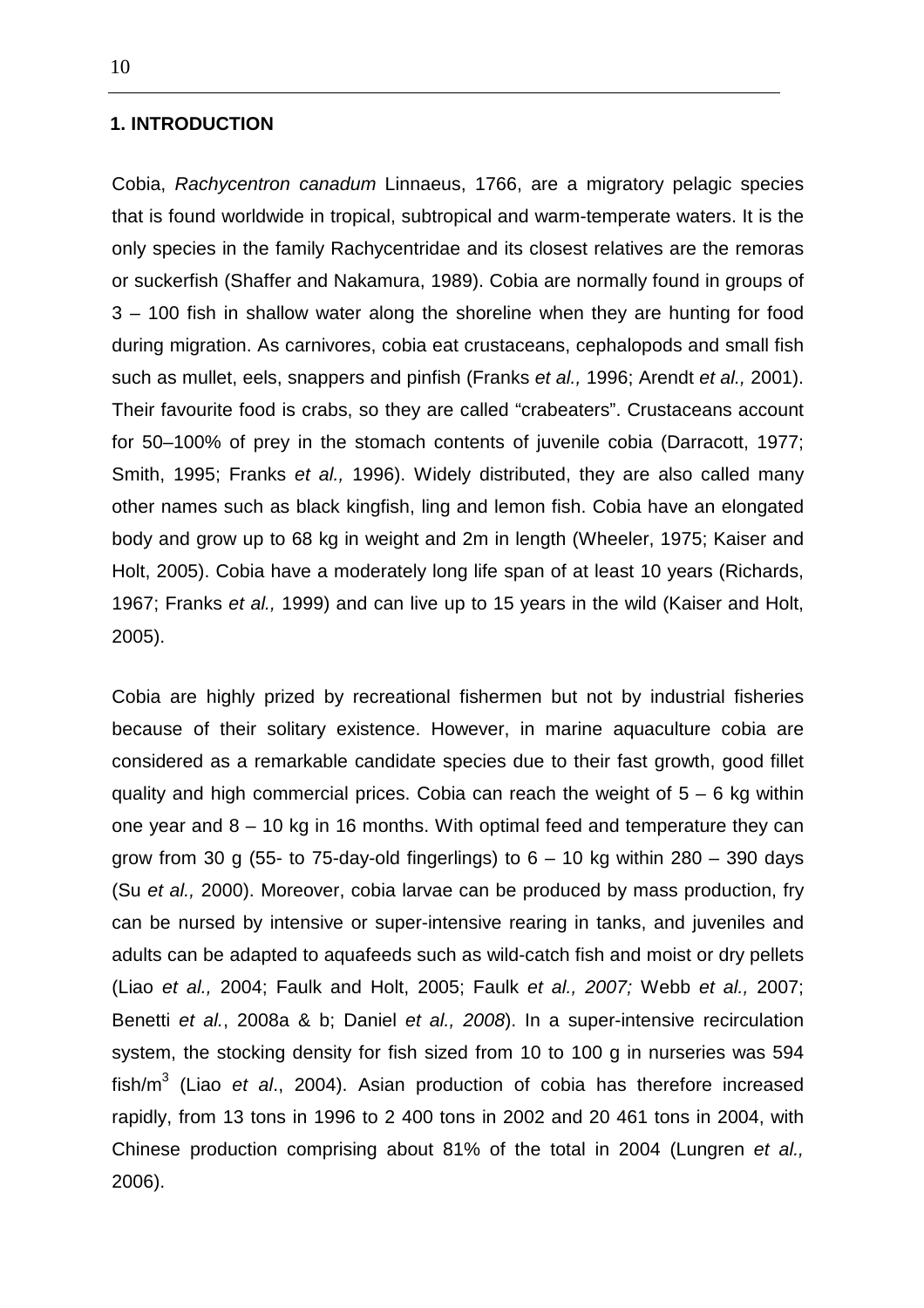## 1. INTRODUCTION

Cobia, *Rachycentron canadum* Linnaeus, 1766, are a migratory pelagic species that is found worldwide in tropical, subtropical and warm-temperate waters. It is the only species in the family Rachycentridae and its closest relatives are the remoras or suckerfish (Shaffer and Nakamura, 1989). Cobia are normally found in groups of 3 – 100 fish in shallow water along the shoreline when they are hunting for food during migration. As carnivores, cobia eat crustaceans, cephalopods and small fish such as mullet, eels, snappers and pinfish (Franks *et al.,* 1996; Arendt *et al.,* 2001). Their favourite food is crabs, so they are called "crabeaters". Crustaceans account for 50–100% of prey in the stomach contents of juvenile cobia (Darracott, 1977; Smith, 1995; Franks *et al.,* 1996). Widely distributed, they are also called many other names such as black kingfish, ling and lemon fish. Cobia have an elongated body and grow up to 68 kg in weight and 2m in length (Wheeler, 1975; Kaiser and Holt, 2005). Cobia have a moderately long life span of at least 10 years (Richards, 1967; Franks *et al.,* 1999) and can live up to 15 years in the wild (Kaiser and Holt, 2005).

Cobia are highly prized by recreational fishermen but not by industrial fisheries because of their solitary existence. However, in marine aquaculture cobia are considered as a remarkable candidate species due to their fast growth, good fillet quality and high commercial prices. Cobia can reach the weight of 5 – 6 kg within one year and 8 – 10 kg in 16 months. With optimal feed and temperature they can grow from 30 g (55- to 75-day-old fingerlings) to 6 – 10 kg within 280 – 390 days (Su *et al.,* 2000). Moreover, cobia larvae can be produced by mass production, fry can be nursed by intensive or super-intensive rearing in tanks, and juveniles and adults can be adapted to aquafeeds such as wild-catch fish and moist or dry pellets (Liao *et al.,* 2004; Faulk and Holt, 2005; Faulk *et al., 2007;* Webb *et al.,* 2007; Benetti *et al.*, 2008a & b; Daniel *et al., 2008*). In a super-intensive recirculation system, the stocking density for fish sized from 10 to 100 g in nurseries was 594 fish/m$^3$ (Liao *et al*., 2004). Asian production of cobia has therefore increased rapidly, from 13 tons in 1996 to 2 400 tons in 2002 and 20 461 tons in 2004, with Chinese production comprising about 81% of the total in 2004 (Lungren *et al.,* 2006).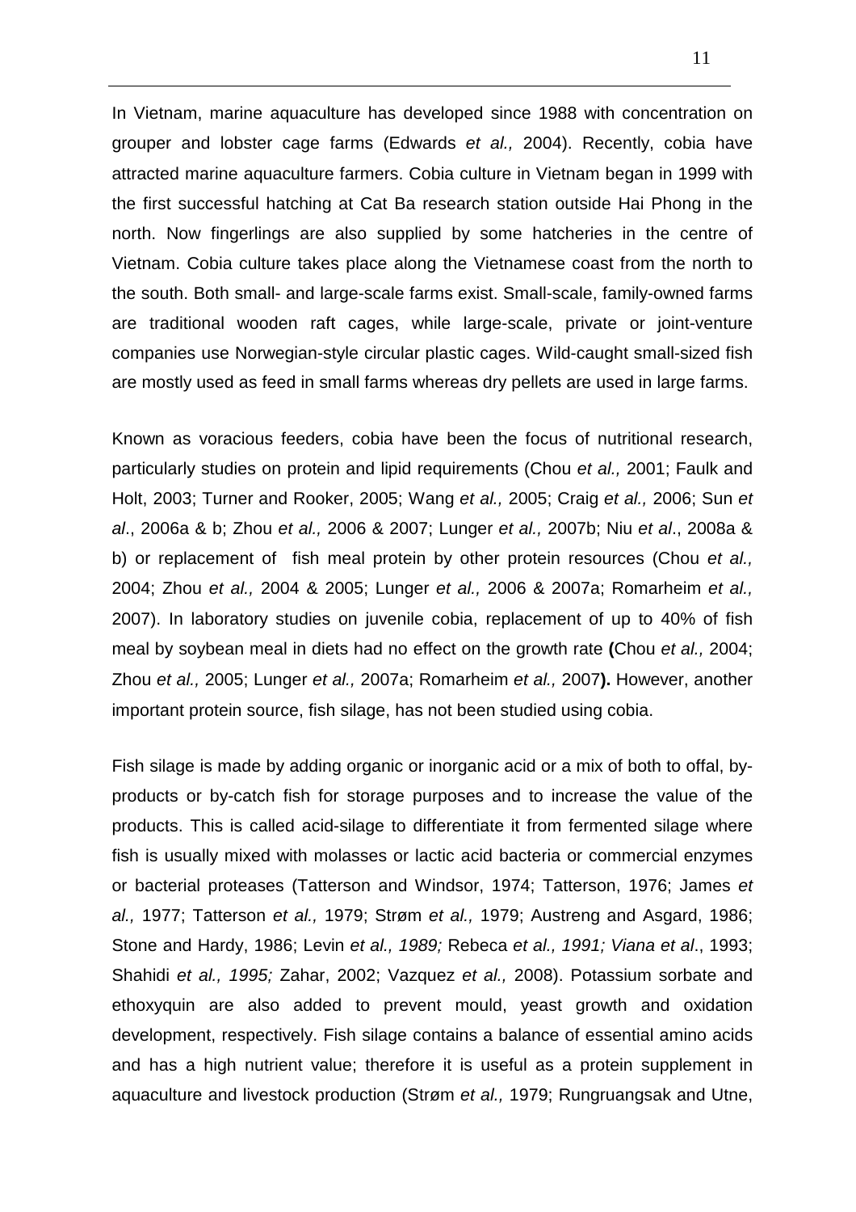In Vietnam, marine aquaculture has developed since 1988 with concentration on grouper and lobster cage farms (Edwards *et al.,* 2004). Recently, cobia have attracted marine aquaculture farmers. Cobia culture in Vietnam began in 1999 with the first successful hatching at Cat Ba research station outside Hai Phong in the north. Now fingerlings are also supplied by some hatcheries in the centre of Vietnam. Cobia culture takes place along the Vietnamese coast from the north to the south. Both small- and large-scale farms exist. Small-scale, family-owned farms are traditional wooden raft cages, while large-scale, private or joint-venture companies use Norwegian-style circular plastic cages. Wild-caught small-sized fish are mostly used as feed in small farms whereas dry pellets are used in large farms.

Known as voracious feeders, cobia have been the focus of nutritional research, particularly studies on protein and lipid requirements (Chou *et al.,* 2001; Faulk and Holt, 2003; Turner and Rooker, 2005; Wang *et al.,* 2005; Craig *et al.,* 2006; Sun *et al*., 2006a & b; Zhou *et al.,* 2006 & 2007; Lunger *et al.,* 2007b; Niu *et al*., 2008a & b) or replacement of fish meal protein by other protein resources (Chou *et al.,* 2004; Zhou *et al.,* 2004 & 2005; Lunger *et al.,* 2006 & 2007a; Romarheim *et al.,* 2007). In laboratory studies on juvenile cobia, replacement of up to 40% of fish meal by soybean meal in diets had no effect on the growth rate **(**Chou *et al.,* 2004; Zhou *et al.,* 2005; Lunger *et al.,* 2007a; Romarheim *et al.,* 2007**).** However, another important protein source, fish silage, has not been studied using cobia.

Fish silage is made by adding organic or inorganic acid or a mix of both to offal, by-products or by-catch fish for storage purposes and to increase the value of the products. This is called acid-silage to differentiate it from fermented silage where fish is usually mixed with molasses or lactic acid bacteria or commercial enzymes or bacterial proteases (Tatterson and Windsor, 1974; Tatterson, 1976; James *et al.,* 1977; Tatterson *et al.,* 1979; Strøm *et al.,* 1979; Austreng and Asgard, 1986; Stone and Hardy, 1986; Levin *et al., 1989;* Rebeca *et al., 1991; Viana et al*., 1993; Shahidi *et al., 1995;* Zahar, 2002; Vazquez *et al.,* 2008). Potassium sorbate and ethoxyquin are also added to prevent mould, yeast growth and oxidation development, respectively. Fish silage contains a balance of essential amino acids and has a high nutrient value; therefore it is useful as a protein supplement in aquaculture and livestock production (Strøm *et al.,* 1979; Rungruangsak and Utne,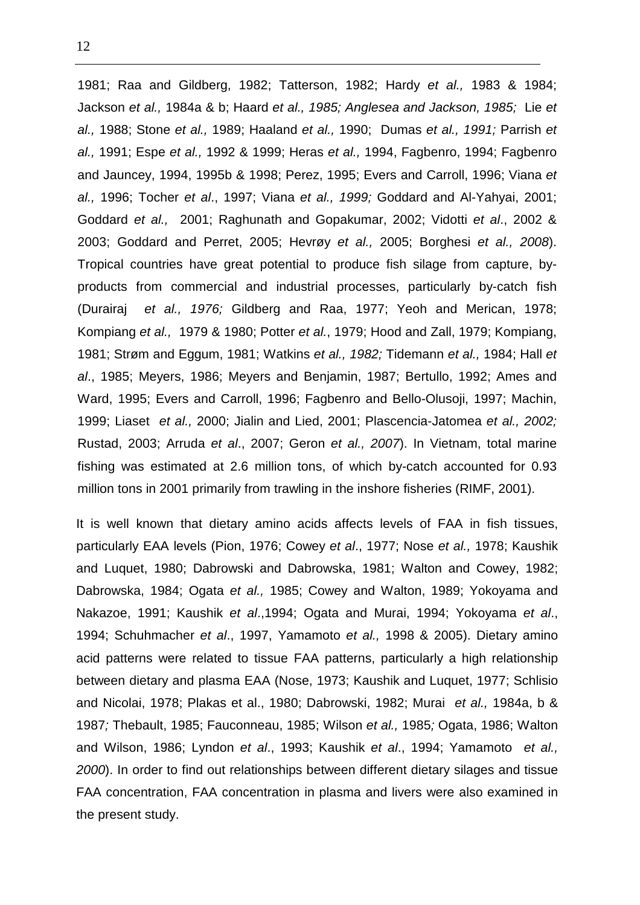1981; Raa and Gildberg, 1982; Tatterson, 1982; Hardy *et al.,* 1983 & 1984; Jackson *et al.,* 1984a & b; Haard *et al., 1985; Anglesea and Jackson, 1985;* Lie *et al.,* 1988; Stone *et al.,* 1989; Haaland *et al.,* 1990; Dumas *et al., 1991;* Parrish *et al.,* 1991; Espe *et al.,* 1992 & 1999; Heras *et al.,* 1994, Fagbenro, 1994; Fagbenro and Jauncey, 1994, 1995b & 1998; Perez, 1995; Evers and Carroll, 1996; Viana *et al.,* 1996; Tocher *et al*., 1997; Viana *et al., 1999;* Goddard and Al-Yahyai, 2001; Goddard *et al.,* 2001; Raghunath and Gopakumar, 2002; Vidotti *et al*., 2002 & 2003; Goddard and Perret, 2005; Hevrøy *et al.,* 2005; Borghesi *et al., 2008*). Tropical countries have great potential to produce fish silage from capture, by-products from commercial and industrial processes, particularly by-catch fish (Durairaj *et al., 1976;* Gildberg and Raa, 1977; Yeoh and Merican, 1978; Kompiang *et al.,* 1979 & 1980; Potter *et al.*, 1979; Hood and Zall, 1979; Kompiang, 1981; Strøm and Eggum, 1981; Watkins *et al., 1982;* Tidemann *et al.,* 1984; Hall *et al*., 1985; Meyers, 1986; Meyers and Benjamin, 1987; Bertullo, 1992; Ames and Ward, 1995; Evers and Carroll, 1996; Fagbenro and Bello-Olusoji, 1997; Machin, 1999; Liaset *et al.,* 2000; Jialin and Lied, 2001; Plascencia-Jatomea *et al., 2002;* Rustad, 2003; Arruda *et al*., 2007; Geron *et al., 2007*). In Vietnam, total marine fishing was estimated at 2.6 million tons, of which by-catch accounted for 0.93 million tons in 2001 primarily from trawling in the inshore fisheries (RIMF, 2001).

It is well known that dietary amino acids affects levels of FAA in fish tissues, particularly EAA levels (Pion, 1976; Cowey *et al*., 1977; Nose *et al.,* 1978; Kaushik and Luquet, 1980; Dabrowski and Dabrowska, 1981; Walton and Cowey, 1982; Dabrowska, 1984; Ogata *et al.,* 1985; Cowey and Walton, 1989; Yokoyama and Nakazoe, 1991; Kaushik *et al*.,1994; Ogata and Murai, 1994; Yokoyama *et al*., 1994; Schuhmacher *et al*., 1997, Yamamoto *et al.,* 1998 & 2005). Dietary amino acid patterns were related to tissue FAA patterns, particularly a high relationship between dietary and plasma EAA (Nose, 1973; Kaushik and Luquet, 1977; Schlisio and Nicolai, 1978; Plakas et al., 1980; Dabrowski, 1982; Murai *et al.,* 1984a, b & 1987*;* Thebault, 1985; Fauconneau, 1985; Wilson *et al.,* 1985*;* Ogata, 1986; Walton and Wilson, 1986; Lyndon *et al*., 1993; Kaushik *et al*., 1994; Yamamoto *et al., 2000*). In order to find out relationships between different dietary silages and tissue FAA concentration, FAA concentration in plasma and livers were also examined in the present study.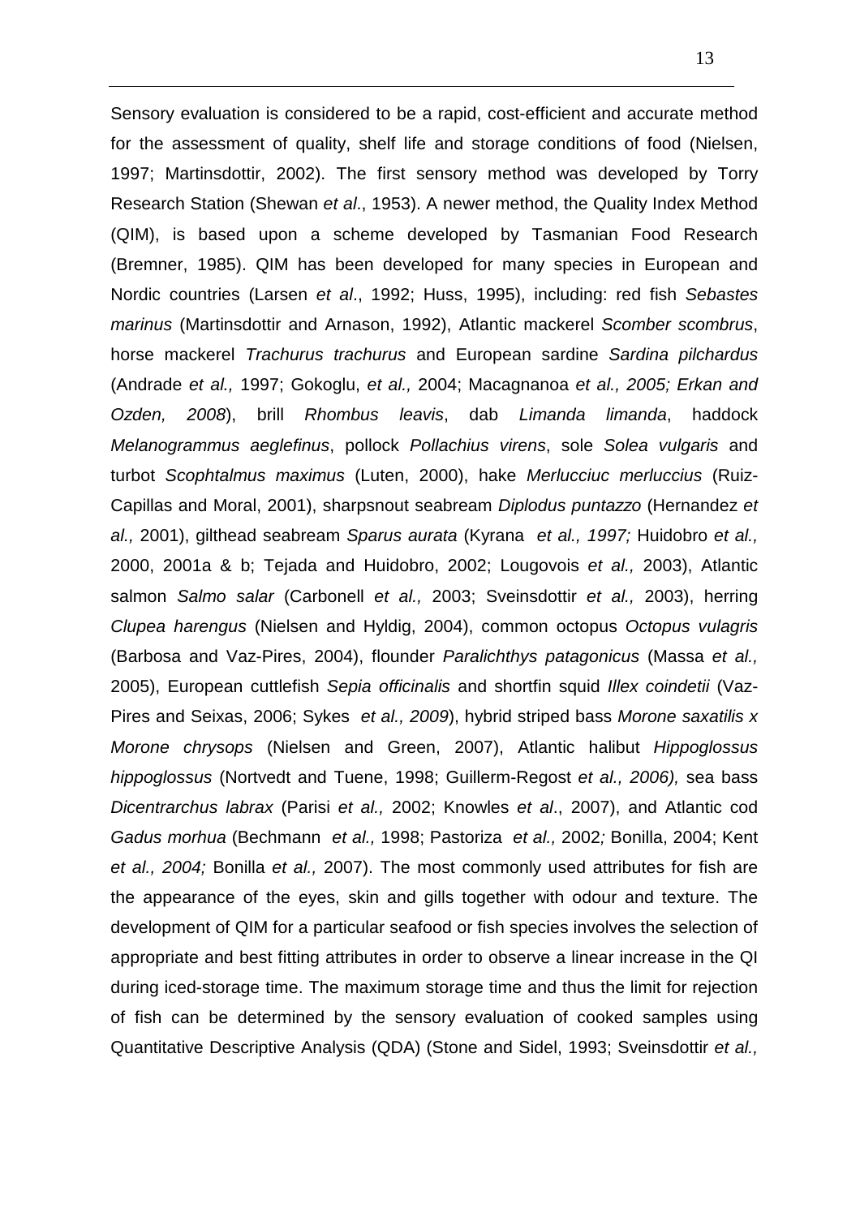Sensory evaluation is considered to be a rapid, cost-efficient and accurate method for the assessment of quality, shelf life and storage conditions of food (Nielsen, 1997; Martinsdottir, 2002). The first sensory method was developed by Torry Research Station (Shewan *et al*., 1953). A newer method, the Quality Index Method (QIM), is based upon a scheme developed by Tasmanian Food Research (Bremner, 1985). QIM has been developed for many species in European and Nordic countries (Larsen *et al*., 1992; Huss, 1995), including: red fish *Sebastes marinus* (Martinsdottir and Arnason, 1992), Atlantic mackerel *Scomber scombrus*, horse mackerel *Trachurus trachurus* and European sardine *Sardina pilchardus* (Andrade *et al.,* 1997; Gokoglu, *et al.,* 2004; Macagnanoa *et al., 2005; Erkan and Ozden, 2008*), brill *Rhombus leavis*, dab *Limanda limanda*, haddock *Melanogrammus aeglefinus*, pollock *Pollachius virens*, sole *Solea vulgaris* and turbot *Scophtalmus maximus* (Luten, 2000), hake *Merlucciuc merluccius* (Ruiz-Capillas and Moral, 2001), sharpsnout seabream *Diplodus puntazzo* (Hernandez *et al.,* 2001), gilthead seabream *Sparus aurata* (Kyrana *et al., 1997;* Huidobro *et al.,* 2000, 2001a & b; Tejada and Huidobro, 2002; Lougovois *et al.,* 2003), Atlantic salmon *Salmo salar* (Carbonell *et al.,* 2003; Sveinsdottir *et al.,* 2003), herring *Clupea harengus* (Nielsen and Hyldig, 2004), common octopus *Octopus vulagris* (Barbosa and Vaz-Pires, 2004), flounder *Paralichthys patagonicus* (Massa *et al.,* 2005), European cuttlefish *Sepia officinalis* and shortfin squid *Illex coindetii* (Vaz-Pires and Seixas, 2006; Sykes *et al., 2009*), hybrid striped bass *Morone saxatilis x Morone chrysops* (Nielsen and Green, 2007), Atlantic halibut *Hippoglossus hippoglossus* (Nortvedt and Tuene, 1998; Guillerm-Regost *et al., 2006),* sea bass *Dicentrarchus labrax* (Parisi *et al.,* 2002; Knowles *et al*., 2007), and Atlantic cod *Gadus morhua* (Bechmann *et al.,* 1998; Pastoriza *et al.,* 2002*;* Bonilla, 2004; Kent *et al., 2004;* Bonilla *et al.,* 2007). The most commonly used attributes for fish are the appearance of the eyes, skin and gills together with odour and texture. The development of QIM for a particular seafood or fish species involves the selection of appropriate and best fitting attributes in order to observe a linear increase in the QI during iced-storage time. The maximum storage time and thus the limit for rejection of fish can be determined by the sensory evaluation of cooked samples using Quantitative Descriptive Analysis (QDA) (Stone and Sidel, 1993; Sveinsdottir *et al.,*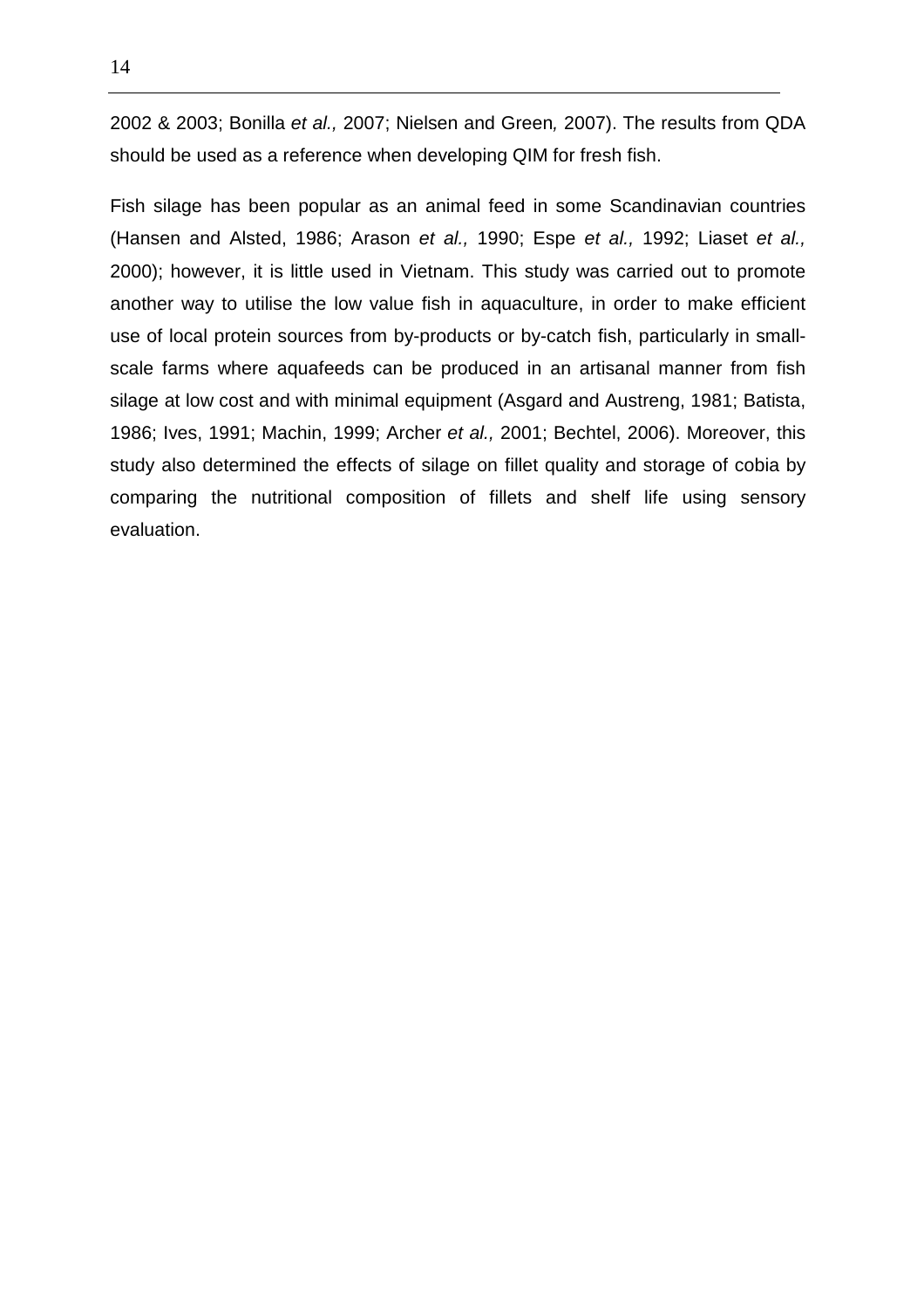2002 & 2003; Bonilla *et al.,* 2007; Nielsen and Green*,* 2007). The results from QDA should be used as a reference when developing QIM for fresh fish.

Fish silage has been popular as an animal feed in some Scandinavian countries (Hansen and Alsted, 1986; Arason *et al.,* 1990; Espe *et al.,* 1992; Liaset *et al.,* 2000); however, it is little used in Vietnam. This study was carried out to promote another way to utilise the low value fish in aquaculture, in order to make efficient use of local protein sources from by-products or by-catch fish, particularly in small-scale farms where aquafeeds can be produced in an artisanal manner from fish silage at low cost and with minimal equipment (Asgard and Austreng, 1981; Batista, 1986; Ives, 1991; Machin, 1999; Archer *et al.,* 2001; Bechtel, 2006). Moreover, this study also determined the effects of silage on fillet quality and storage of cobia by comparing the nutritional composition of fillets and shelf life using sensory evaluation.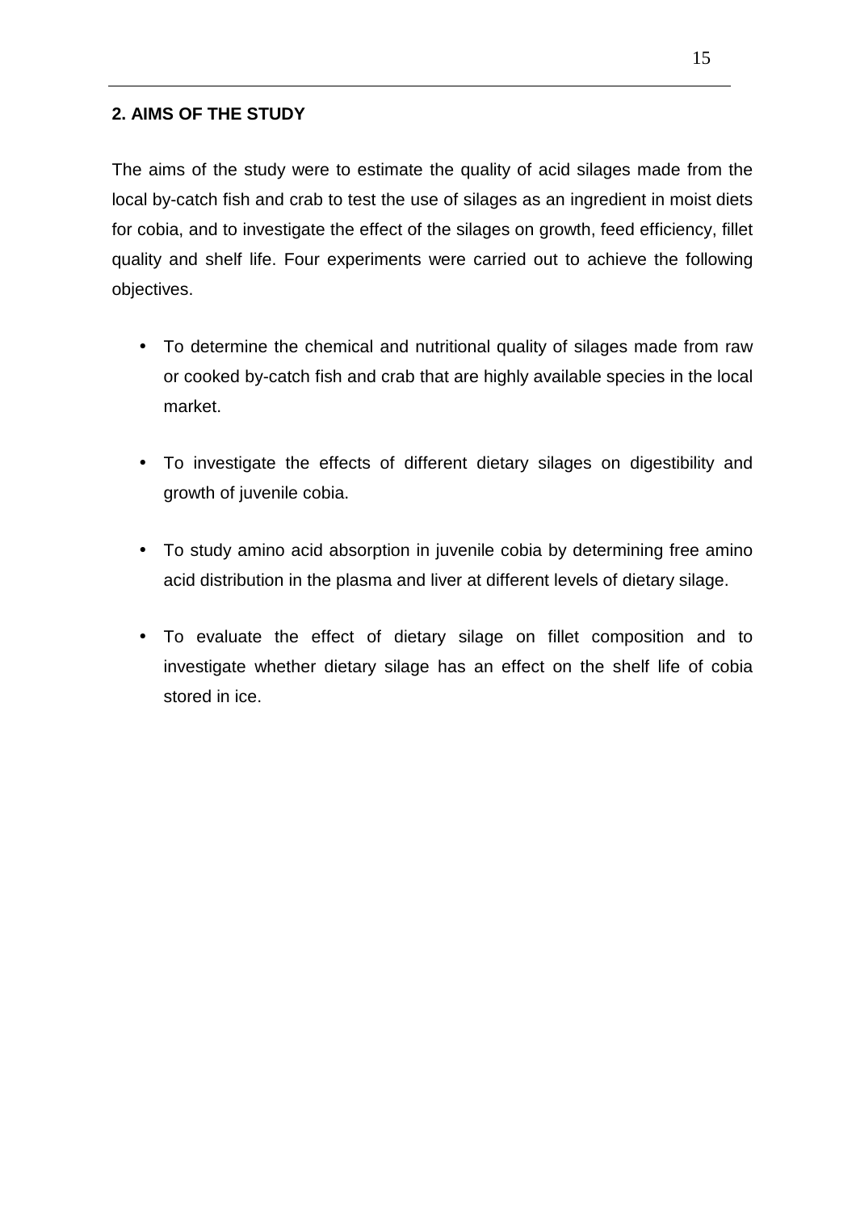## 2. AIMS OF THE STUDY

The aims of the study were to estimate the quality of acid silages made from the local by-catch fish and crab to test the use of silages as an ingredient in moist diets for cobia, and to investigate the effect of the silages on growth, feed efficiency, fillet quality and shelf life. Four experiments were carried out to achieve the following objectives.

- To determine the chemical and nutritional quality of silages made from raw or cooked by-catch fish and crab that are highly available species in the local market.
- To investigate the effects of different dietary silages on digestibility and growth of juvenile cobia.
- To study amino acid absorption in juvenile cobia by determining free amino acid distribution in the plasma and liver at different levels of dietary silage.
- To evaluate the effect of dietary silage on fillet composition and to investigate whether dietary silage has an effect on the shelf life of cobia stored in ice.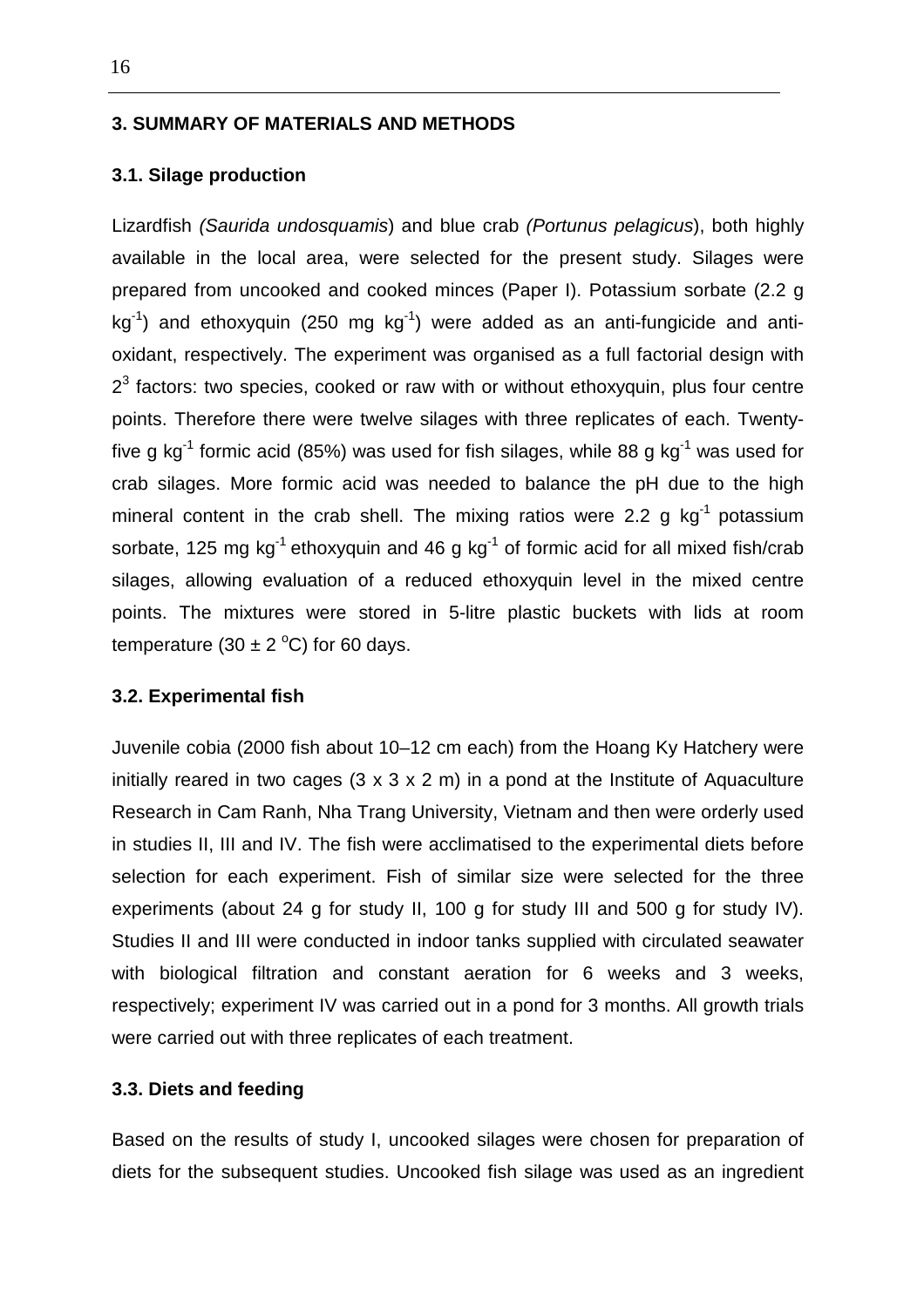## 3. SUMMARY OF MATERIALS AND METHODS

### 3.1. Silage production

Lizardfish *(Saurida undosquamis*) and blue crab *(Portunus pelagicus*), both highly available in the local area, were selected for the present study. Silages were prepared from uncooked and cooked minces (Paper I). Potassium sorbate (2.2 g $kg^{-1}$) and ethoxyquin (250 mg $kg^{-1}$) were added as an anti-fungicide and anti-oxidant, respectively. The experiment was organised as a full factorial design with $2^3$ factors: two species, cooked or raw with or without ethoxyquin, plus four centre points. Therefore there were twelve silages with three replicates of each. Twenty-five g $kg^{-1}$ formic acid (85%) was used for fish silages, while 88 g $kg^{-1}$ was used for crab silages. More formic acid was needed to balance the pH due to the high mineral content in the crab shell. The mixing ratios were 2.2 g $kg^{-1}$ potassium sorbate, 125 mg $kg^{-1}$ ethoxyquin and 46 g $kg^{-1}$ of formic acid for all mixed fish/crab silages, allowing evaluation of a reduced ethoxyquin level in the mixed centre points. The mixtures were stored in 5-litre plastic buckets with lids at room temperature ($30 \pm 2$ °C) for 60 days.

### 3.2. Experimental fish

Juvenile cobia (2000 fish about 10–12 cm each) from the Hoang Ky Hatchery were initially reared in two cages (3 x 3 x 2 m) in a pond at the Institute of Aquaculture Research in Cam Ranh, Nha Trang University, Vietnam and then were orderly used in studies II, III and IV. The fish were acclimatised to the experimental diets before selection for each experiment. Fish of similar size were selected for the three experiments (about 24 g for study II, 100 g for study III and 500 g for study IV). Studies II and III were conducted in indoor tanks supplied with circulated seawater with biological filtration and constant aeration for 6 weeks and 3 weeks, respectively; experiment IV was carried out in a pond for 3 months. All growth trials were carried out with three replicates of each treatment.

### 3.3. Diets and feeding

Based on the results of study I, uncooked silages were chosen for preparation of diets for the subsequent studies. Uncooked fish silage was used as an ingredient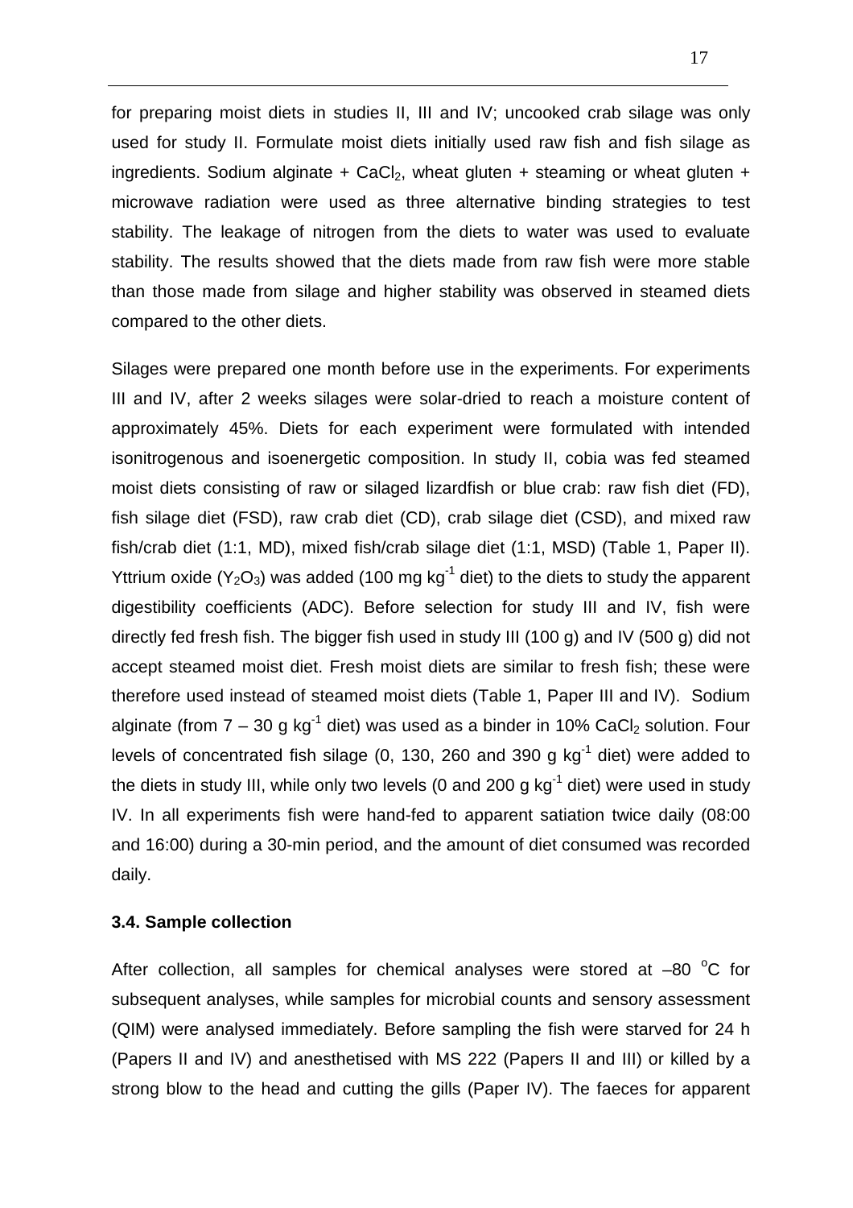for preparing moist diets in studies II, III and IV; uncooked crab silage was only used for study II. Formulate moist diets initially used raw fish and fish silage as ingredients. Sodium alginate + $CaCl_2$, wheat gluten + steaming or wheat gluten + microwave radiation were used as three alternative binding strategies to test stability. The leakage of nitrogen from the diets to water was used to evaluate stability. The results showed that the diets made from raw fish were more stable than those made from silage and higher stability was observed in steamed diets compared to the other diets.

Silages were prepared one month before use in the experiments. For experiments III and IV, after 2 weeks silages were solar-dried to reach a moisture content of approximately 45%. Diets for each experiment were formulated with intended isonitrogenous and isoenergetic composition. In study II, cobia was fed steamed moist diets consisting of raw or silaged lizardfish or blue crab: raw fish diet (FD), fish silage diet (FSD), raw crab diet (CD), crab silage diet (CSD), and mixed raw fish/crab diet (1:1, MD), mixed fish/crab silage diet (1:1, MSD) (Table 1, Paper II). Yttrium oxide ($Y_2O_3$) was added (100 mg $kg^{-1}$ diet) to the diets to study the apparent digestibility coefficients (ADC). Before selection for study III and IV, fish were directly fed fresh fish. The bigger fish used in study III (100 g) and IV (500 g) did not accept steamed moist diet. Fresh moist diets are similar to fresh fish; these were therefore used instead of steamed moist diets (Table 1, Paper III and IV). Sodium alginate (from 7 – 30 g $kg^{-1}$ diet) was used as a binder in 10% $CaCl_2$ solution. Four levels of concentrated fish silage (0, 130, 260 and 390 g $kg^{-1}$ diet) were added to the diets in study III, while only two levels (0 and 200 g $kg^{-1}$ diet) were used in study IV. In all experiments fish were hand-fed to apparent satiation twice daily (08:00 and 16:00) during a 30-min period, and the amount of diet consumed was recorded daily.

### 3.4. Sample collection

After collection, all samples for chemical analyses were stored at –80 °C for subsequent analyses, while samples for microbial counts and sensory assessment (QIM) were analysed immediately. Before sampling the fish were starved for 24 h (Papers II and IV) and anesthetised with MS 222 (Papers II and III) or killed by a strong blow to the head and cutting the gills (Paper IV). The faeces for apparent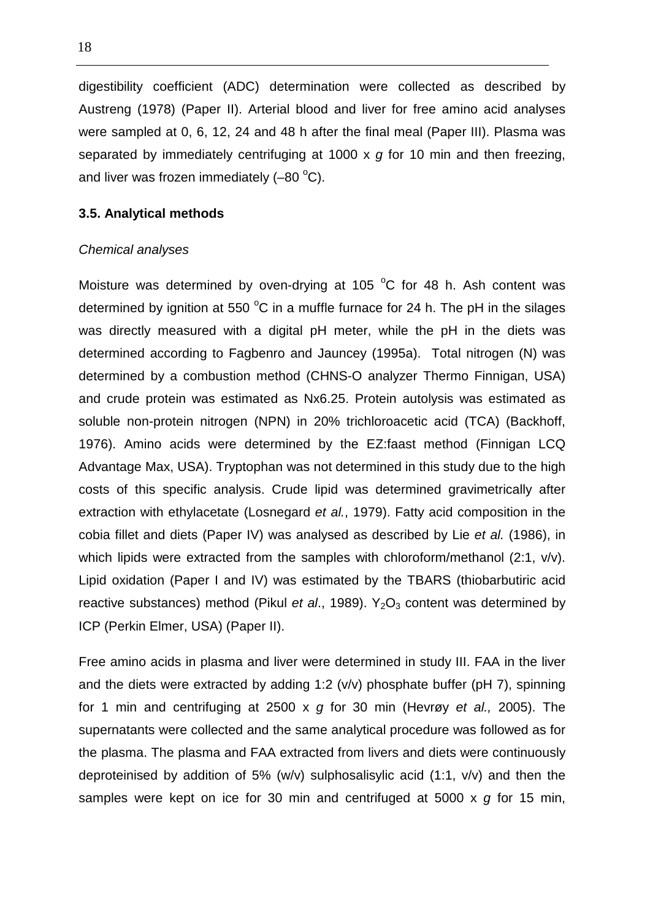digestibility coefficient (ADC) determination were collected as described by Austreng (1978) (Paper II). Arterial blood and liver for free amino acid analyses were sampled at 0, 6, 12, 24 and 48 h after the final meal (Paper III). Plasma was separated by immediately centrifuging at 1000 x *g* for 10 min and then freezing, and liver was frozen immediately (–80 $^{o}$C).

### 3.5. Analytical methods

*Chemical analyses*

Moisture was determined by oven-drying at 105 $^{o}$C for 48 h. Ash content was determined by ignition at 550 $^{o}$C in a muffle furnace for 24 h. The pH in the silages was directly measured with a digital pH meter, while the pH in the diets was determined according to Fagbenro and Jauncey (1995a). Total nitrogen (N) was determined by a combustion method (CHNS-O analyzer Thermo Finnigan, USA) and crude protein was estimated as Nx6.25. Protein autolysis was estimated as soluble non-protein nitrogen (NPN) in 20% trichloroacetic acid (TCA) (Backhoff, 1976). Amino acids were determined by the EZ:faast method (Finnigan LCQ Advantage Max, USA). Tryptophan was not determined in this study due to the high costs of this specific analysis. Crude lipid was determined gravimetrically after extraction with ethylacetate (Losnegard *et al.*, 1979). Fatty acid composition in the cobia fillet and diets (Paper IV) was analysed as described by Lie *et al.* (1986), in which lipids were extracted from the samples with chloroform/methanol (2:1, v/v). Lipid oxidation (Paper I and IV) was estimated by the TBARS (thiobarbutiric acid reactive substances) method (Pikul *et al*., 1989). $Y_2O_3$ content was determined by ICP (Perkin Elmer, USA) (Paper II).

Free amino acids in plasma and liver were determined in study III. FAA in the liver and the diets were extracted by adding 1:2 (v/v) phosphate buffer (pH 7), spinning for 1 min and centrifuging at 2500 x *g* for 30 min (Hevrøy *et al.,* 2005). The supernatants were collected and the same analytical procedure was followed as for the plasma. The plasma and FAA extracted from livers and diets were continuously deproteinised by addition of 5% (w/v) sulphosalisylic acid (1:1, v/v) and then the samples were kept on ice for 30 min and centrifuged at 5000 x *g* for 15 min,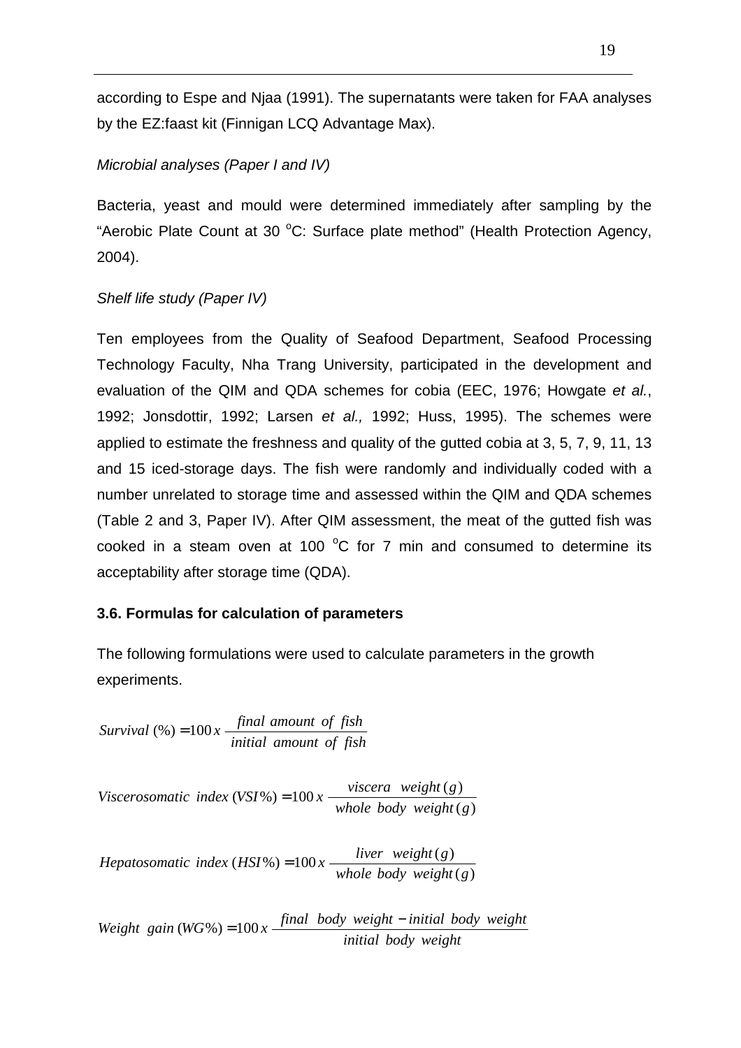according to Espe and Njaa (1991). The supernatants were taken for FAA analyses by the EZ:faast kit (Finnigan LCQ Advantage Max).

*Microbial analyses (Paper I and IV)*

Bacteria, yeast and mould were determined immediately after sampling by the "Aerobic Plate Count at 30 °C: Surface plate method" (Health Protection Agency, 2004).

*Shelf life study (Paper IV)*

Ten employees from the Quality of Seafood Department, Seafood Processing Technology Faculty, Nha Trang University, participated in the development and evaluation of the QIM and QDA schemes for cobia (EEC, 1976; Howgate *et al.*, 1992; Jonsdottir, 1992; Larsen *et al.,* 1992; Huss, 1995). The schemes were applied to estimate the freshness and quality of the gutted cobia at 3, 5, 7, 9, 11, 13 and 15 iced-storage days. The fish were randomly and individually coded with a number unrelated to storage time and assessed within the QIM and QDA schemes (Table 2 and 3, Paper IV). After QIM assessment, the meat of the gutted fish was cooked in a steam oven at 100 °C for 7 min and consumed to determine its acceptability after storage time (QDA).

### 3.6. Formulas for calculation of parameters

The following formulations were used to calculate parameters in the growth experiments.

$$Survival\ (\%) = 100\ x\ \frac{final\ amount\ of\ fish}{initial\ amount\ of\ fish}$$

$$Viscerosomatic\ index\ (VSI\%) = 100\ x\ \frac{viscera\ \ weight\,(g)}{whole\ body\ weight\,(g)}$$

$$Hepatosomatic\ index\ (HSI\%) = 100\ x\ \frac{liver\ \ weight\,(g)}{whole\ body\ weight\,(g)}$$

$$Weight\ \ gain\ (WG\%) = 100\ x\ \frac{final\ \ body\ \ weight - initial\ \ body\ \ weight}{initial\ \ body\ \ weight}$$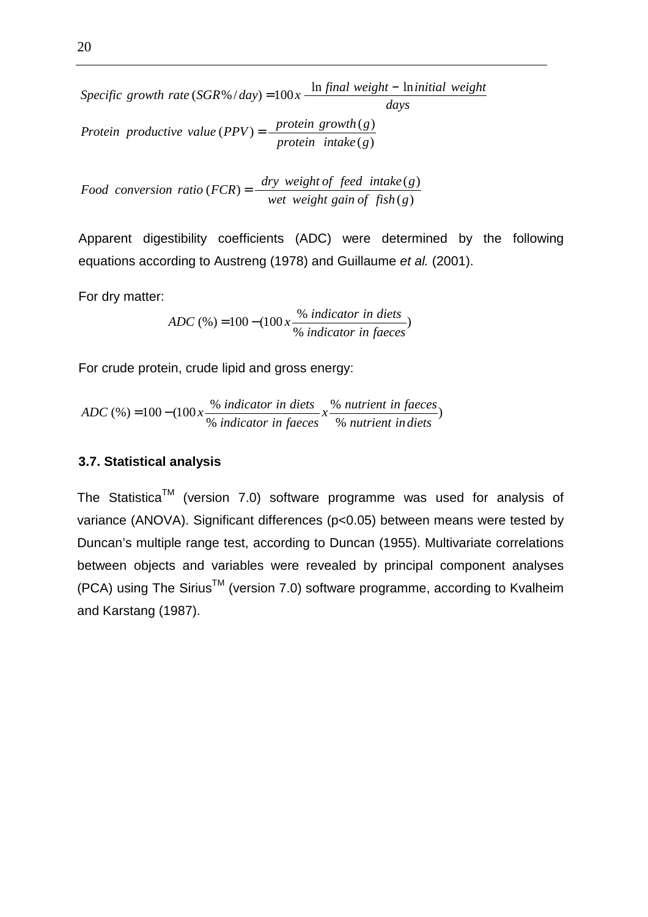$$Specific\ growth\ rate\ (SGR\%/day) = 100\,x\ \frac{\ln final\ weight - \ln initial\ weight}{days}$$

$$Protein\ productive\ value\ (PPV) = \frac{protein\ growth\,(g)}{protein\ intake\,(g)}$$

$$Food\ conversion\ ratio\ (FCR) = \frac{dry\ weight\ of\ feed\ intake\,(g)}{wet\ weight\ gain\ of\ fish\,(g)}$$

Apparent digestibility coefficients (ADC) were determined by the following equations according to Austreng (1978) and Guillaume *et al.* (2001).

For dry matter:

$$ADC\ (\%) = 100 - (100\,x\,\frac{\%\ indicator\ in\ diets}{\%\ indicator\ in\ faeces})$$

For crude protein, crude lipid and gross energy:

$$ADC\ (\%) = 100 - (100\,x\,\frac{\%\ indicator\ in\ diets}{\%\ indicator\ in\ faeces}\,x\,\frac{\%\ nutrient\ in\ faeces}{\%\ nutrient\ in\ diets})$$

### 3.7. Statistical analysis

The Statistica™ (version 7.0) software programme was used for analysis of variance (ANOVA). Significant differences ($p<0.05$) between means were tested by Duncan's multiple range test, according to Duncan (1955). Multivariate correlations between objects and variables were revealed by principal component analyses (PCA) using The Sirius™ (version 7.0) software programme, according to Kvalheim and Karstang (1987).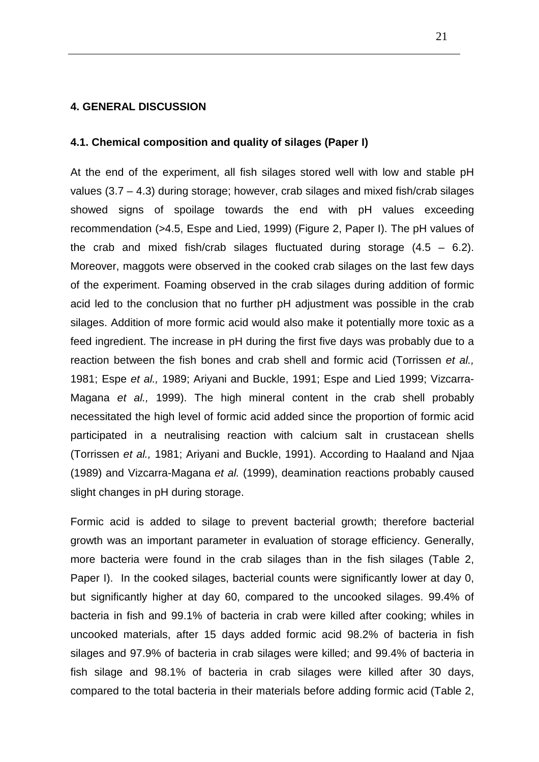## 4. GENERAL DISCUSSION

### 4.1. Chemical composition and quality of silages (Paper I)

At the end of the experiment, all fish silages stored well with low and stable pH values (3.7 – 4.3) during storage; however, crab silages and mixed fish/crab silages showed signs of spoilage towards the end with pH values exceeding recommendation (>4.5, Espe and Lied, 1999) (Figure 2, Paper I). The pH values of the crab and mixed fish/crab silages fluctuated during storage (4.5 – 6.2). Moreover, maggots were observed in the cooked crab silages on the last few days of the experiment. Foaming observed in the crab silages during addition of formic acid led to the conclusion that no further pH adjustment was possible in the crab silages. Addition of more formic acid would also make it potentially more toxic as a feed ingredient. The increase in pH during the first five days was probably due to a reaction between the fish bones and crab shell and formic acid (Torrissen *et al.,* 1981; Espe *et al.,* 1989; Ariyani and Buckle, 1991; Espe and Lied 1999; Vizcarra-Magana *et al.,* 1999). The high mineral content in the crab shell probably necessitated the high level of formic acid added since the proportion of formic acid participated in a neutralising reaction with calcium salt in crustacean shells (Torrissen *et al.,* 1981; Ariyani and Buckle, 1991). According to Haaland and Njaa (1989) and Vizcarra-Magana *et al.* (1999), deamination reactions probably caused slight changes in pH during storage.

Formic acid is added to silage to prevent bacterial growth; therefore bacterial growth was an important parameter in evaluation of storage efficiency. Generally, more bacteria were found in the crab silages than in the fish silages (Table 2, Paper I). In the cooked silages, bacterial counts were significantly lower at day 0, but significantly higher at day 60, compared to the uncooked silages. 99.4% of bacteria in fish and 99.1% of bacteria in crab were killed after cooking; whiles in uncooked materials, after 15 days added formic acid 98.2% of bacteria in fish silages and 97.9% of bacteria in crab silages were killed; and 99.4% of bacteria in fish silage and 98.1% of bacteria in crab silages were killed after 30 days, compared to the total bacteria in their materials before adding formic acid (Table 2,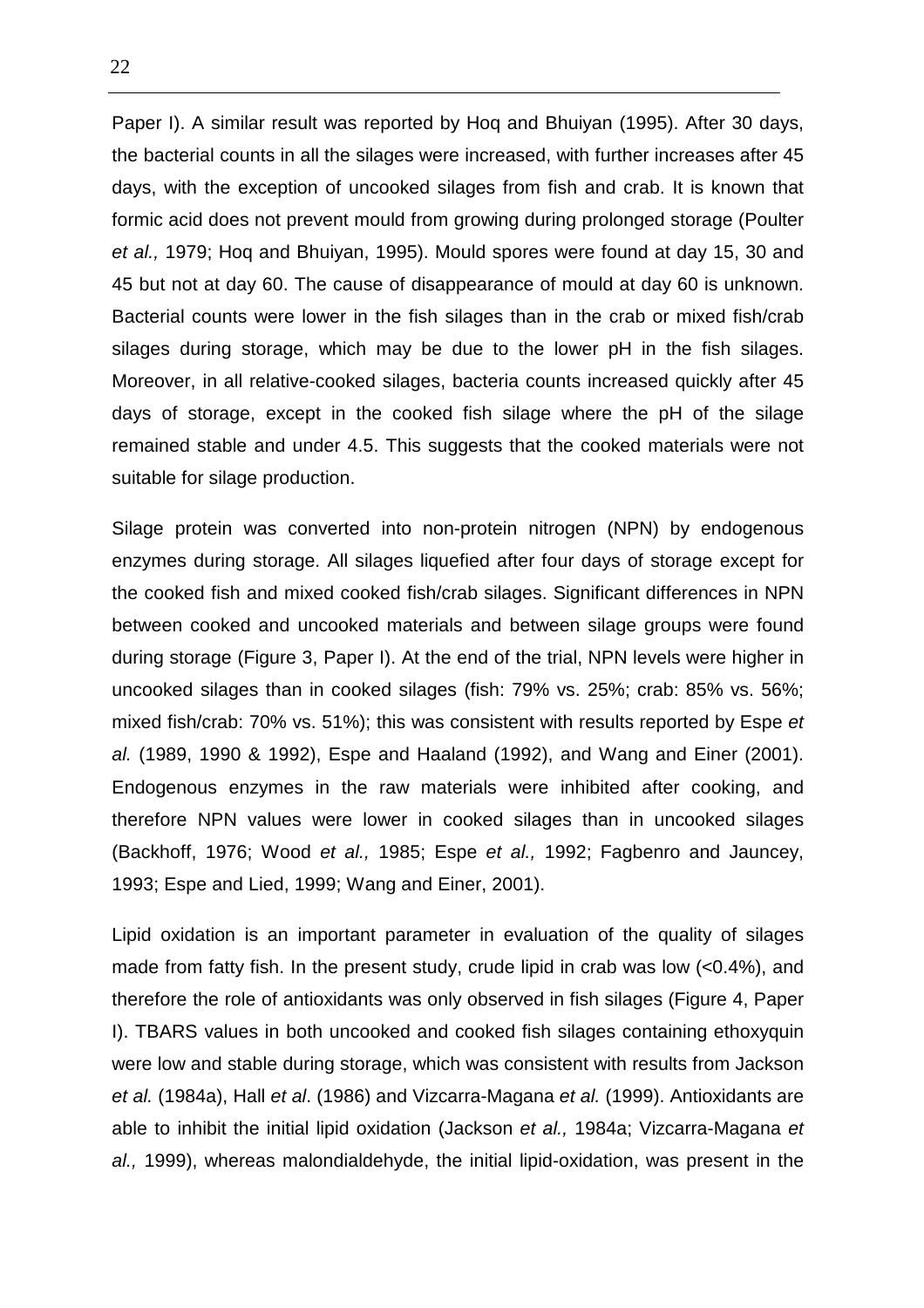Paper I). A similar result was reported by Hoq and Bhuiyan (1995). After 30 days, the bacterial counts in all the silages were increased, with further increases after 45 days, with the exception of uncooked silages from fish and crab. It is known that formic acid does not prevent mould from growing during prolonged storage (Poulter *et al.,* 1979; Hoq and Bhuiyan, 1995). Mould spores were found at day 15, 30 and 45 but not at day 60. The cause of disappearance of mould at day 60 is unknown. Bacterial counts were lower in the fish silages than in the crab or mixed fish/crab silages during storage, which may be due to the lower pH in the fish silages. Moreover, in all relative-cooked silages, bacteria counts increased quickly after 45 days of storage, except in the cooked fish silage where the pH of the silage remained stable and under 4.5. This suggests that the cooked materials were not suitable for silage production.

Silage protein was converted into non-protein nitrogen (NPN) by endogenous enzymes during storage. All silages liquefied after four days of storage except for the cooked fish and mixed cooked fish/crab silages. Significant differences in NPN between cooked and uncooked materials and between silage groups were found during storage (Figure 3, Paper I). At the end of the trial, NPN levels were higher in uncooked silages than in cooked silages (fish: 79% vs. 25%; crab: 85% vs. 56%; mixed fish/crab: 70% vs. 51%); this was consistent with results reported by Espe *et al.* (1989, 1990 & 1992), Espe and Haaland (1992), and Wang and Einer (2001). Endogenous enzymes in the raw materials were inhibited after cooking, and therefore NPN values were lower in cooked silages than in uncooked silages (Backhoff, 1976; Wood *et al.,* 1985; Espe *et al.,* 1992; Fagbenro and Jauncey, 1993; Espe and Lied, 1999; Wang and Einer, 2001).

Lipid oxidation is an important parameter in evaluation of the quality of silages made from fatty fish. In the present study, crude lipid in crab was low (<0.4%), and therefore the role of antioxidants was only observed in fish silages (Figure 4, Paper I). TBARS values in both uncooked and cooked fish silages containing ethoxyquin were low and stable during storage, which was consistent with results from Jackson *et al.* (1984a), Hall *et al*. (1986) and Vizcarra-Magana *et al.* (1999). Antioxidants are able to inhibit the initial lipid oxidation (Jackson *et al.,* 1984a; Vizcarra-Magana *et al.,* 1999), whereas malondialdehyde, the initial lipid-oxidation, was present in the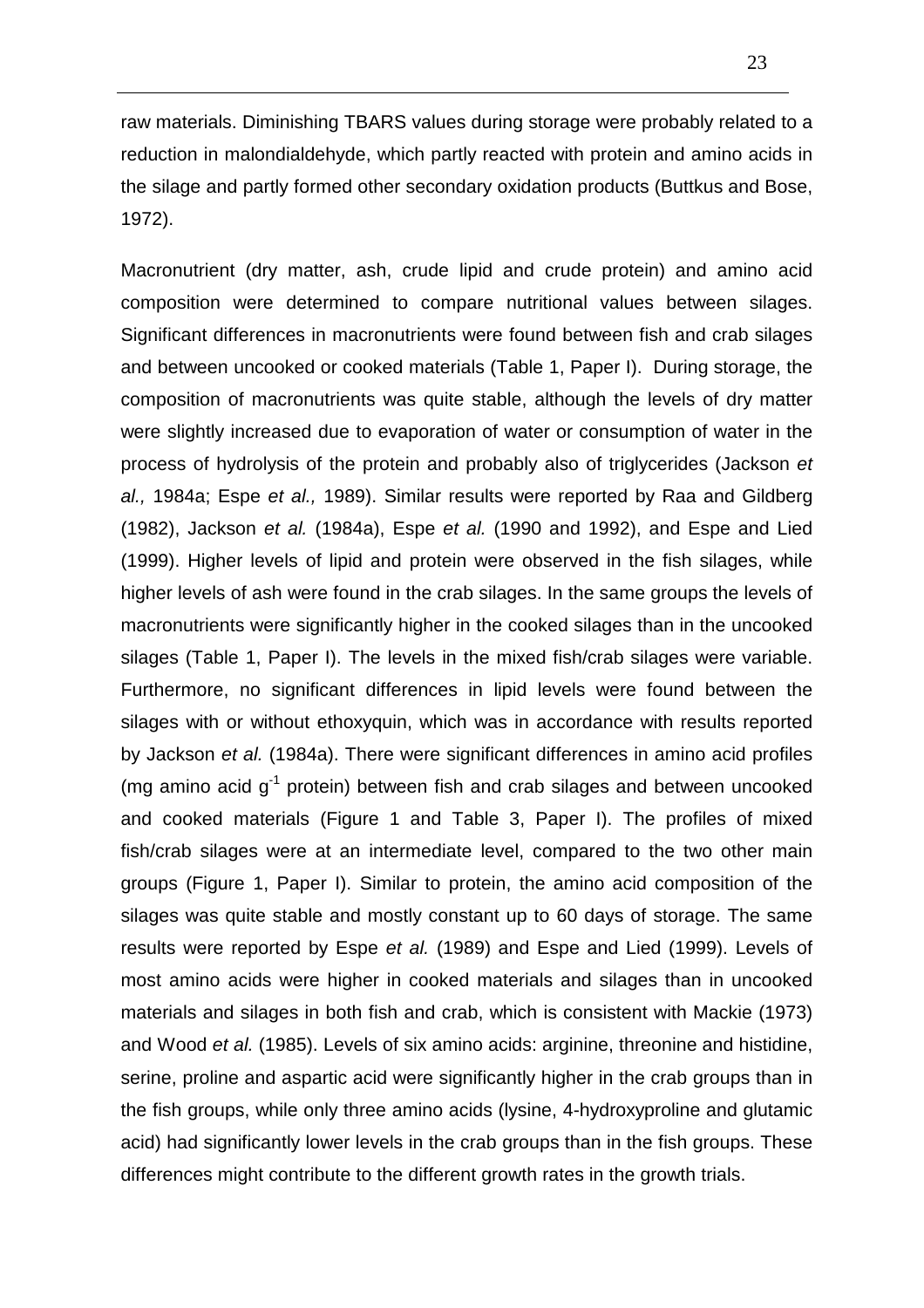raw materials. Diminishing TBARS values during storage were probably related to a reduction in malondialdehyde, which partly reacted with protein and amino acids in the silage and partly formed other secondary oxidation products (Buttkus and Bose, 1972).

Macronutrient (dry matter, ash, crude lipid and crude protein) and amino acid composition were determined to compare nutritional values between silages. Significant differences in macronutrients were found between fish and crab silages and between uncooked or cooked materials (Table 1, Paper I). During storage, the composition of macronutrients was quite stable, although the levels of dry matter were slightly increased due to evaporation of water or consumption of water in the process of hydrolysis of the protein and probably also of triglycerides (Jackson *et al.,* 1984a; Espe *et al.,* 1989). Similar results were reported by Raa and Gildberg (1982), Jackson *et al.* (1984a), Espe *et al.* (1990 and 1992), and Espe and Lied (1999). Higher levels of lipid and protein were observed in the fish silages, while higher levels of ash were found in the crab silages. In the same groups the levels of macronutrients were significantly higher in the cooked silages than in the uncooked silages (Table 1, Paper I). The levels in the mixed fish/crab silages were variable. Furthermore, no significant differences in lipid levels were found between the silages with or without ethoxyquin, which was in accordance with results reported by Jackson *et al.* (1984a). There were significant differences in amino acid profiles (mg amino acid $g^{-1}$ protein) between fish and crab silages and between uncooked and cooked materials (Figure 1 and Table 3, Paper I). The profiles of mixed fish/crab silages were at an intermediate level, compared to the two other main groups (Figure 1, Paper I). Similar to protein, the amino acid composition of the silages was quite stable and mostly constant up to 60 days of storage. The same results were reported by Espe *et al.* (1989) and Espe and Lied (1999). Levels of most amino acids were higher in cooked materials and silages than in uncooked materials and silages in both fish and crab, which is consistent with Mackie (1973) and Wood *et al.* (1985). Levels of six amino acids: arginine, threonine and histidine, serine, proline and aspartic acid were significantly higher in the crab groups than in the fish groups, while only three amino acids (lysine, 4-hydroxyproline and glutamic acid) had significantly lower levels in the crab groups than in the fish groups. These differences might contribute to the different growth rates in the growth trials.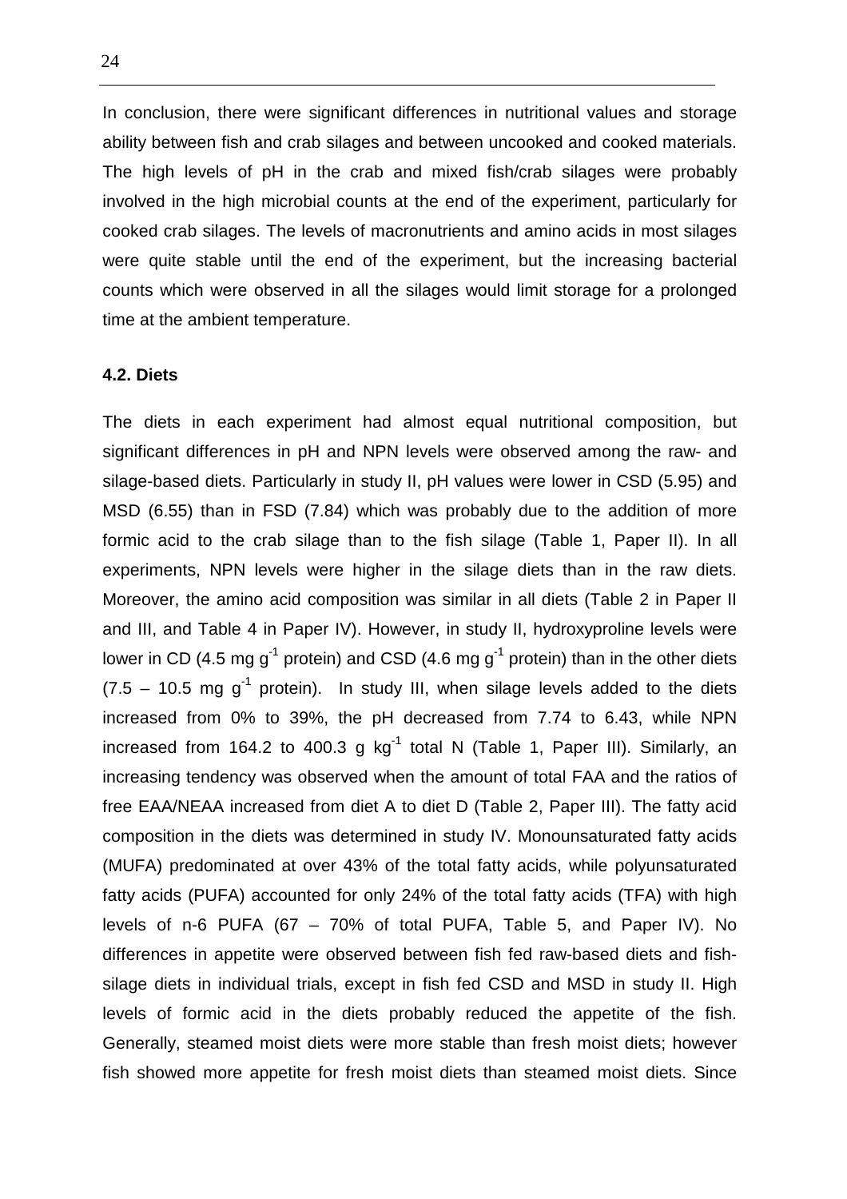In conclusion, there were significant differences in nutritional values and storage ability between fish and crab silages and between uncooked and cooked materials. The high levels of pH in the crab and mixed fish/crab silages were probably involved in the high microbial counts at the end of the experiment, particularly for cooked crab silages. The levels of macronutrients and amino acids in most silages were quite stable until the end of the experiment, but the increasing bacterial counts which were observed in all the silages would limit storage for a prolonged time at the ambient temperature.

### 4.2. Diets

The diets in each experiment had almost equal nutritional composition, but significant differences in pH and NPN levels were observed among the raw- and silage-based diets. Particularly in study II, pH values were lower in CSD (5.95) and MSD (6.55) than in FSD (7.84) which was probably due to the addition of more formic acid to the crab silage than to the fish silage (Table 1, Paper II). In all experiments, NPN levels were higher in the silage diets than in the raw diets. Moreover, the amino acid composition was similar in all diets (Table 2 in Paper II and III, and Table 4 in Paper IV). However, in study II, hydroxyproline levels were lower in CD (4.5 mg $g^{-1}$ protein) and CSD (4.6 mg $g^{-1}$ protein) than in the other diets (7.5 – 10.5 mg $g^{-1}$ protein). In study III, when silage levels added to the diets increased from 0% to 39%, the pH decreased from 7.74 to 6.43, while NPN increased from 164.2 to 400.3 g $kg^{-1}$ total N (Table 1, Paper III). Similarly, an increasing tendency was observed when the amount of total FAA and the ratios of free EAA/NEAA increased from diet A to diet D (Table 2, Paper III). The fatty acid composition in the diets was determined in study IV. Monounsaturated fatty acids (MUFA) predominated at over 43% of the total fatty acids, while polyunsaturated fatty acids (PUFA) accounted for only 24% of the total fatty acids (TFA) with high levels of n-6 PUFA (67 – 70% of total PUFA, Table 5, and Paper IV). No differences in appetite were observed between fish fed raw-based diets and fish-silage diets in individual trials, except in fish fed CSD and MSD in study II. High levels of formic acid in the diets probably reduced the appetite of the fish. Generally, steamed moist diets were more stable than fresh moist diets; however fish showed more appetite for fresh moist diets than steamed moist diets. Since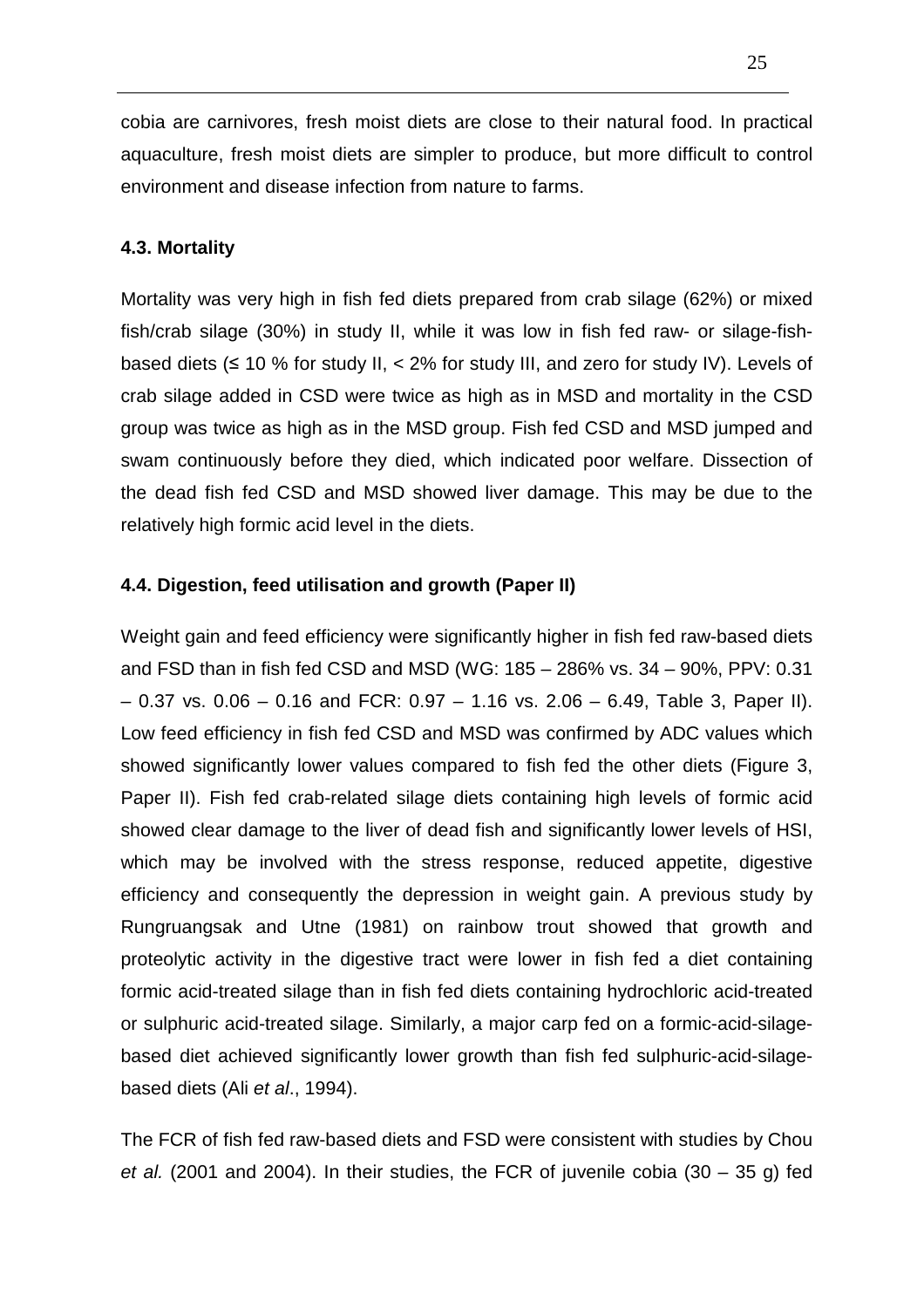cobia are carnivores, fresh moist diets are close to their natural food. In practical aquaculture, fresh moist diets are simpler to produce, but more difficult to control environment and disease infection from nature to farms.

### 4.3. Mortality

Mortality was very high in fish fed diets prepared from crab silage (62%) or mixed fish/crab silage (30%) in study II, while it was low in fish fed raw- or silage-fish-based diets (≤ 10 % for study II, < 2% for study III, and zero for study IV). Levels of crab silage added in CSD were twice as high as in MSD and mortality in the CSD group was twice as high as in the MSD group. Fish fed CSD and MSD jumped and swam continuously before they died, which indicated poor welfare. Dissection of the dead fish fed CSD and MSD showed liver damage. This may be due to the relatively high formic acid level in the diets.

### 4.4. Digestion, feed utilisation and growth (Paper II)

Weight gain and feed efficiency were significantly higher in fish fed raw-based diets and FSD than in fish fed CSD and MSD (WG: 185 – 286% vs. 34 – 90%, PPV: 0.31 – 0.37 vs. 0.06 – 0.16 and FCR: 0.97 – 1.16 vs. 2.06 – 6.49, Table 3, Paper II). Low feed efficiency in fish fed CSD and MSD was confirmed by ADC values which showed significantly lower values compared to fish fed the other diets (Figure 3, Paper II). Fish fed crab-related silage diets containing high levels of formic acid showed clear damage to the liver of dead fish and significantly lower levels of HSI, which may be involved with the stress response, reduced appetite, digestive efficiency and consequently the depression in weight gain. A previous study by Rungruangsak and Utne (1981) on rainbow trout showed that growth and proteolytic activity in the digestive tract were lower in fish fed a diet containing formic acid-treated silage than in fish fed diets containing hydrochloric acid-treated or sulphuric acid-treated silage. Similarly, a major carp fed on a formic-acid-silage-based diet achieved significantly lower growth than fish fed sulphuric-acid-silage-based diets (Ali *et al*., 1994).

The FCR of fish fed raw-based diets and FSD were consistent with studies by Chou *et al.* (2001 and 2004). In their studies, the FCR of juvenile cobia (30 – 35 g) fed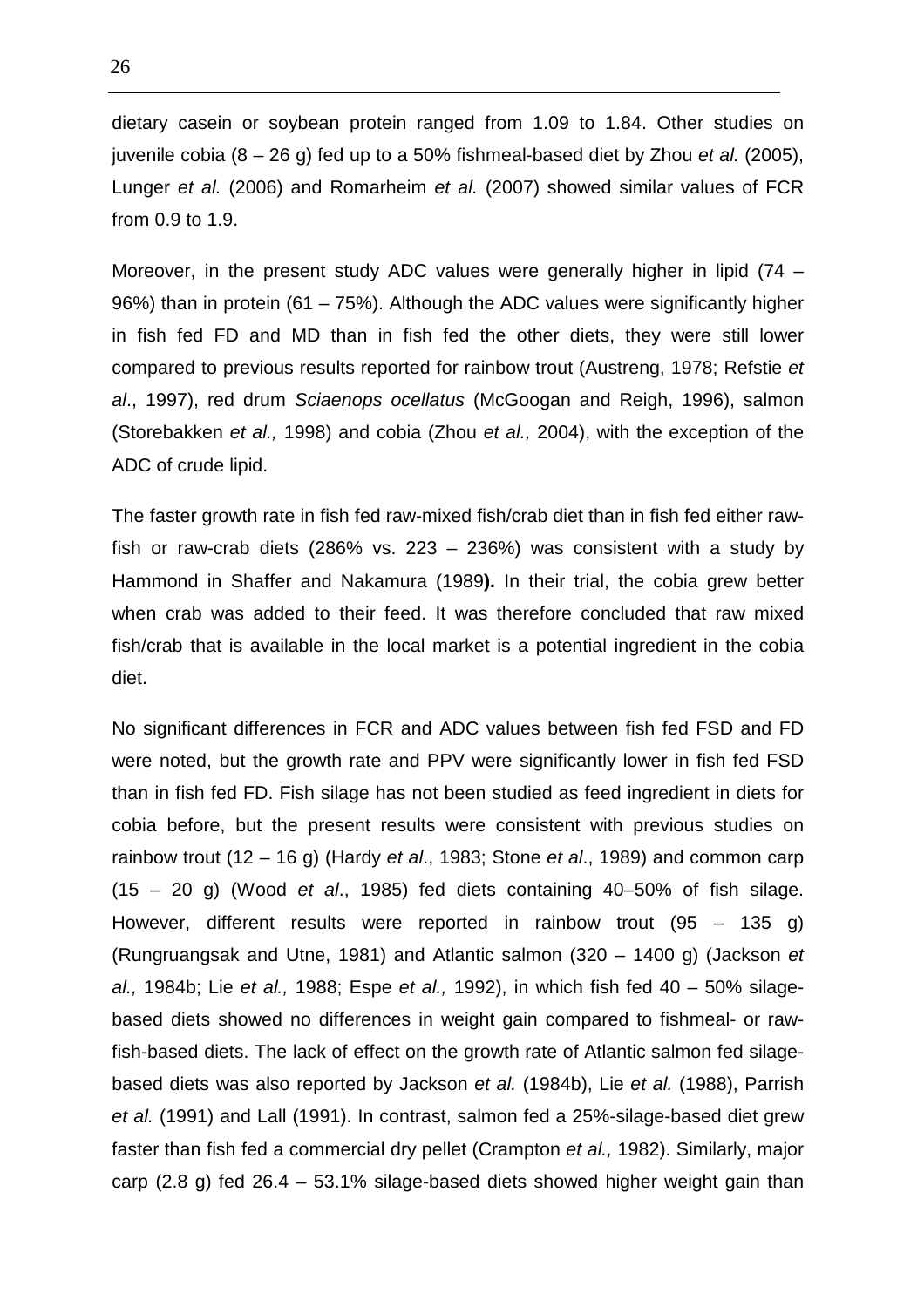dietary casein or soybean protein ranged from 1.09 to 1.84. Other studies on juvenile cobia (8 – 26 g) fed up to a 50% fishmeal-based diet by Zhou *et al.* (2005), Lunger *et al.* (2006) and Romarheim *et al.* (2007) showed similar values of FCR from 0.9 to 1.9.

Moreover, in the present study ADC values were generally higher in lipid (74 – 96%) than in protein (61 – 75%). Although the ADC values were significantly higher in fish fed FD and MD than in fish fed the other diets, they were still lower compared to previous results reported for rainbow trout (Austreng, 1978; Refstie *et al*., 1997), red drum *Sciaenops ocellatus* (McGoogan and Reigh, 1996), salmon (Storebakken *et al.,* 1998) and cobia (Zhou *et al.,* 2004), with the exception of the ADC of crude lipid.

The faster growth rate in fish fed raw-mixed fish/crab diet than in fish fed either raw-fish or raw-crab diets (286% vs. 223 – 236%) was consistent with a study by Hammond in Shaffer and Nakamura (1989**).** In their trial, the cobia grew better when crab was added to their feed. It was therefore concluded that raw mixed fish/crab that is available in the local market is a potential ingredient in the cobia diet.

No significant differences in FCR and ADC values between fish fed FSD and FD were noted, but the growth rate and PPV were significantly lower in fish fed FSD than in fish fed FD. Fish silage has not been studied as feed ingredient in diets for cobia before, but the present results were consistent with previous studies on rainbow trout (12 – 16 g) (Hardy *et al*., 1983; Stone *et al*., 1989) and common carp (15 – 20 g) (Wood *et al*., 1985) fed diets containing 40–50% of fish silage. However, different results were reported in rainbow trout (95 – 135 g) (Rungruangsak and Utne, 1981) and Atlantic salmon (320 – 1400 g) (Jackson *et al.,* 1984b; Lie *et al.,* 1988; Espe *et al.,* 1992), in which fish fed 40 – 50% silage-based diets showed no differences in weight gain compared to fishmeal- or raw-fish-based diets. The lack of effect on the growth rate of Atlantic salmon fed silage-based diets was also reported by Jackson *et al.* (1984b), Lie *et al.* (1988), Parrish *et al.* (1991) and Lall (1991). In contrast, salmon fed a 25%-silage-based diet grew faster than fish fed a commercial dry pellet (Crampton *et al.,* 1982). Similarly, major carp (2.8 g) fed 26.4 – 53.1% silage-based diets showed higher weight gain than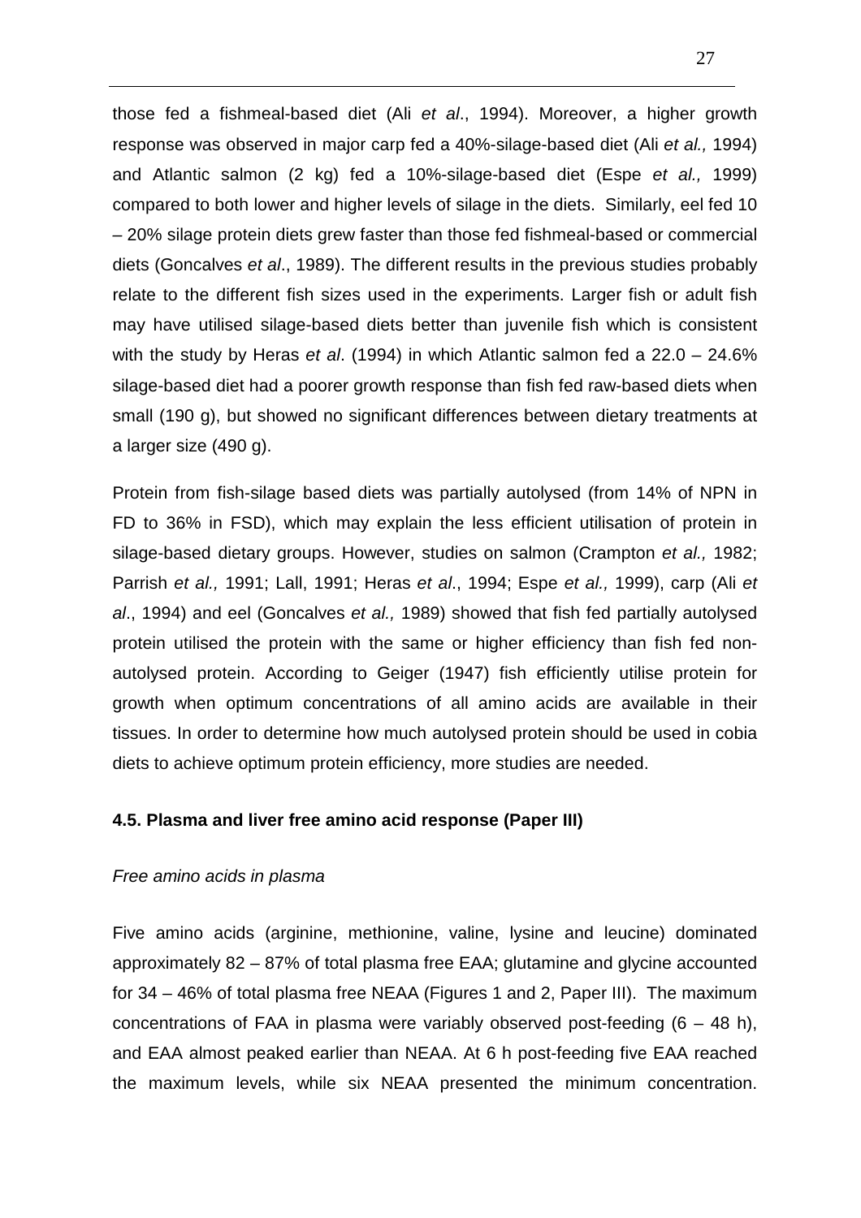those fed a fishmeal-based diet (Ali *et al*., 1994). Moreover, a higher growth response was observed in major carp fed a 40%-silage-based diet (Ali *et al.,* 1994) and Atlantic salmon (2 kg) fed a 10%-silage-based diet (Espe *et al.,* 1999) compared to both lower and higher levels of silage in the diets. Similarly, eel fed 10 – 20% silage protein diets grew faster than those fed fishmeal-based or commercial diets (Goncalves *et al*., 1989). The different results in the previous studies probably relate to the different fish sizes used in the experiments. Larger fish or adult fish may have utilised silage-based diets better than juvenile fish which is consistent with the study by Heras *et al*. (1994) in which Atlantic salmon fed a 22.0 – 24.6% silage-based diet had a poorer growth response than fish fed raw-based diets when small (190 g), but showed no significant differences between dietary treatments at a larger size (490 g).

Protein from fish-silage based diets was partially autolysed (from 14% of NPN in FD to 36% in FSD), which may explain the less efficient utilisation of protein in silage-based dietary groups. However, studies on salmon (Crampton *et al.,* 1982; Parrish *et al.,* 1991; Lall, 1991; Heras *et al*., 1994; Espe *et al.,* 1999), carp (Ali *et al*., 1994) and eel (Goncalves *et al.,* 1989) showed that fish fed partially autolysed protein utilised the protein with the same or higher efficiency than fish fed non-autolysed protein. According to Geiger (1947) fish efficiently utilise protein for growth when optimum concentrations of all amino acids are available in their tissues. In order to determine how much autolysed protein should be used in cobia diets to achieve optimum protein efficiency, more studies are needed.

### 4.5. Plasma and liver free amino acid response (Paper III)

*Free amino acids in plasma*

Five amino acids (arginine, methionine, valine, lysine and leucine) dominated approximately 82 – 87% of total plasma free EAA; glutamine and glycine accounted for 34 – 46% of total plasma free NEAA (Figures 1 and 2, Paper III). The maximum concentrations of FAA in plasma were variably observed post-feeding (6 – 48 h), and EAA almost peaked earlier than NEAA. At 6 h post-feeding five EAA reached the maximum levels, while six NEAA presented the minimum concentration.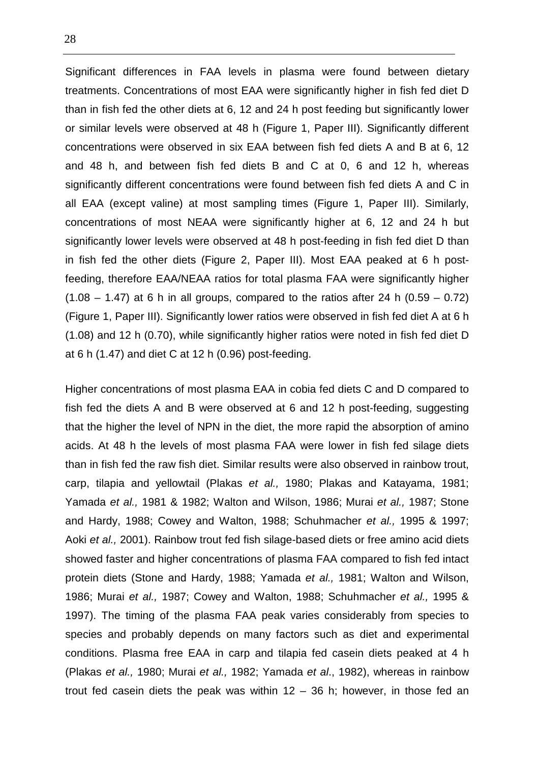Significant differences in FAA levels in plasma were found between dietary treatments. Concentrations of most EAA were significantly higher in fish fed diet D than in fish fed the other diets at 6, 12 and 24 h post feeding but significantly lower or similar levels were observed at 48 h (Figure 1, Paper III). Significantly different concentrations were observed in six EAA between fish fed diets A and B at 6, 12 and 48 h, and between fish fed diets B and C at 0, 6 and 12 h, whereas significantly different concentrations were found between fish fed diets A and C in all EAA (except valine) at most sampling times (Figure 1, Paper III). Similarly, concentrations of most NEAA were significantly higher at 6, 12 and 24 h but significantly lower levels were observed at 48 h post-feeding in fish fed diet D than in fish fed the other diets (Figure 2, Paper III). Most EAA peaked at 6 h post-feeding, therefore EAA/NEAA ratios for total plasma FAA were significantly higher (1.08 – 1.47) at 6 h in all groups, compared to the ratios after 24 h (0.59 – 0.72) (Figure 1, Paper III). Significantly lower ratios were observed in fish fed diet A at 6 h (1.08) and 12 h (0.70), while significantly higher ratios were noted in fish fed diet D at 6 h (1.47) and diet C at 12 h (0.96) post-feeding.

Higher concentrations of most plasma EAA in cobia fed diets C and D compared to fish fed the diets A and B were observed at 6 and 12 h post-feeding, suggesting that the higher the level of NPN in the diet, the more rapid the absorption of amino acids. At 48 h the levels of most plasma FAA were lower in fish fed silage diets than in fish fed the raw fish diet. Similar results were also observed in rainbow trout, carp, tilapia and yellowtail (Plakas *et al.,* 1980; Plakas and Katayama, 1981; Yamada *et al.,* 1981 & 1982; Walton and Wilson, 1986; Murai *et al.,* 1987; Stone and Hardy, 1988; Cowey and Walton, 1988; Schuhmacher *et al.,* 1995 & 1997; Aoki *et al.,* 2001). Rainbow trout fed fish silage-based diets or free amino acid diets showed faster and higher concentrations of plasma FAA compared to fish fed intact protein diets (Stone and Hardy, 1988; Yamada *et al.,* 1981; Walton and Wilson, 1986; Murai *et al.,* 1987; Cowey and Walton, 1988; Schuhmacher *et al.,* 1995 & 1997). The timing of the plasma FAA peak varies considerably from species to species and probably depends on many factors such as diet and experimental conditions. Plasma free EAA in carp and tilapia fed casein diets peaked at 4 h (Plakas *et al.,* 1980; Murai *et al.,* 1982; Yamada *et al*., 1982), whereas in rainbow trout fed casein diets the peak was within 12 – 36 h; however, in those fed an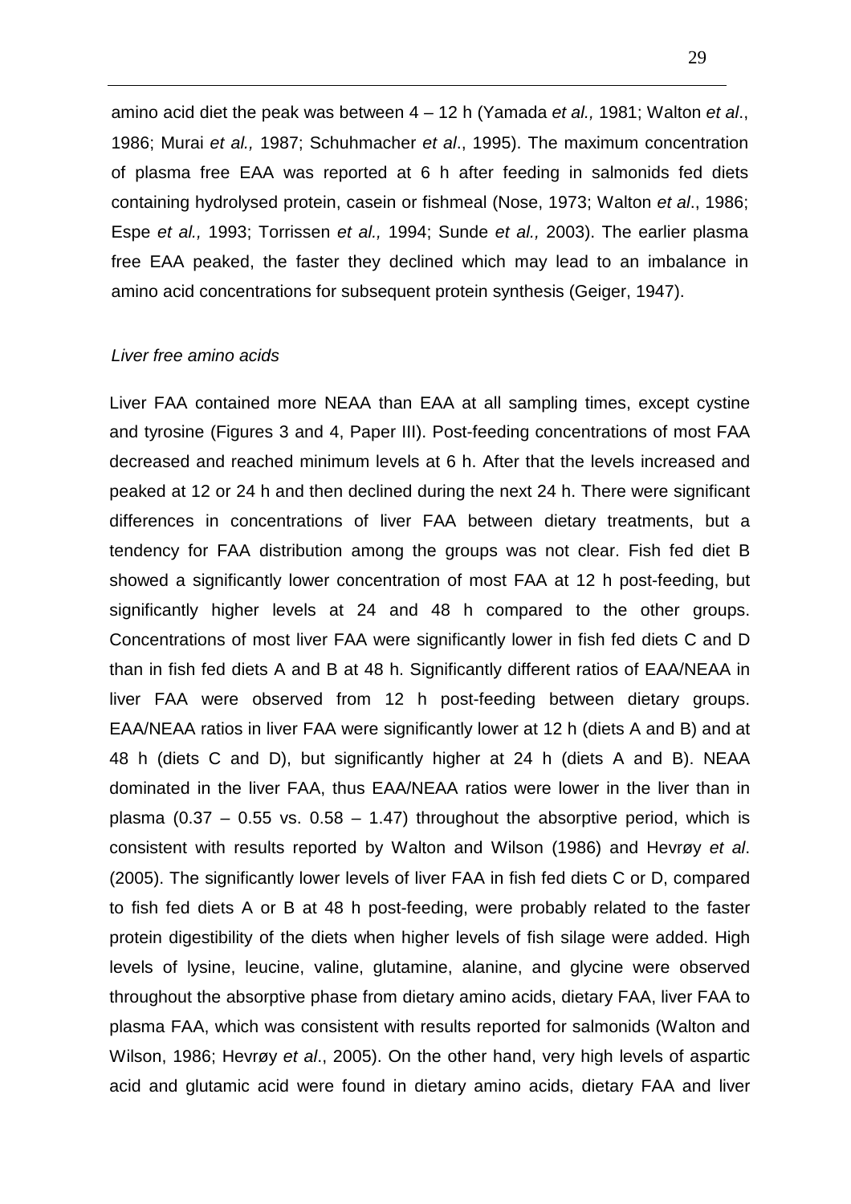amino acid diet the peak was between 4 – 12 h (Yamada *et al.,* 1981; Walton *et al*., 1986; Murai *et al.,* 1987; Schuhmacher *et al*., 1995). The maximum concentration of plasma free EAA was reported at 6 h after feeding in salmonids fed diets containing hydrolysed protein, casein or fishmeal (Nose, 1973; Walton *et al*., 1986; Espe *et al.,* 1993; Torrissen *et al.,* 1994; Sunde *et al.,* 2003). The earlier plasma free EAA peaked, the faster they declined which may lead to an imbalance in amino acid concentrations for subsequent protein synthesis (Geiger, 1947).

*Liver free amino acids*

Liver FAA contained more NEAA than EAA at all sampling times, except cystine and tyrosine (Figures 3 and 4, Paper III). Post-feeding concentrations of most FAA decreased and reached minimum levels at 6 h. After that the levels increased and peaked at 12 or 24 h and then declined during the next 24 h. There were significant differences in concentrations of liver FAA between dietary treatments, but a tendency for FAA distribution among the groups was not clear. Fish fed diet B showed a significantly lower concentration of most FAA at 12 h post-feeding, but significantly higher levels at 24 and 48 h compared to the other groups. Concentrations of most liver FAA were significantly lower in fish fed diets C and D than in fish fed diets A and B at 48 h. Significantly different ratios of EAA/NEAA in liver FAA were observed from 12 h post-feeding between dietary groups. EAA/NEAA ratios in liver FAA were significantly lower at 12 h (diets A and B) and at 48 h (diets C and D), but significantly higher at 24 h (diets A and B). NEAA dominated in the liver FAA, thus EAA/NEAA ratios were lower in the liver than in plasma (0.37 – 0.55 vs. 0.58 – 1.47) throughout the absorptive period, which is consistent with results reported by Walton and Wilson (1986) and Hevrøy *et al*. (2005). The significantly lower levels of liver FAA in fish fed diets C or D, compared to fish fed diets A or B at 48 h post-feeding, were probably related to the faster protein digestibility of the diets when higher levels of fish silage were added. High levels of lysine, leucine, valine, glutamine, alanine, and glycine were observed throughout the absorptive phase from dietary amino acids, dietary FAA, liver FAA to plasma FAA, which was consistent with results reported for salmonids (Walton and Wilson, 1986; Hevrøy *et al*., 2005). On the other hand, very high levels of aspartic acid and glutamic acid were found in dietary amino acids, dietary FAA and liver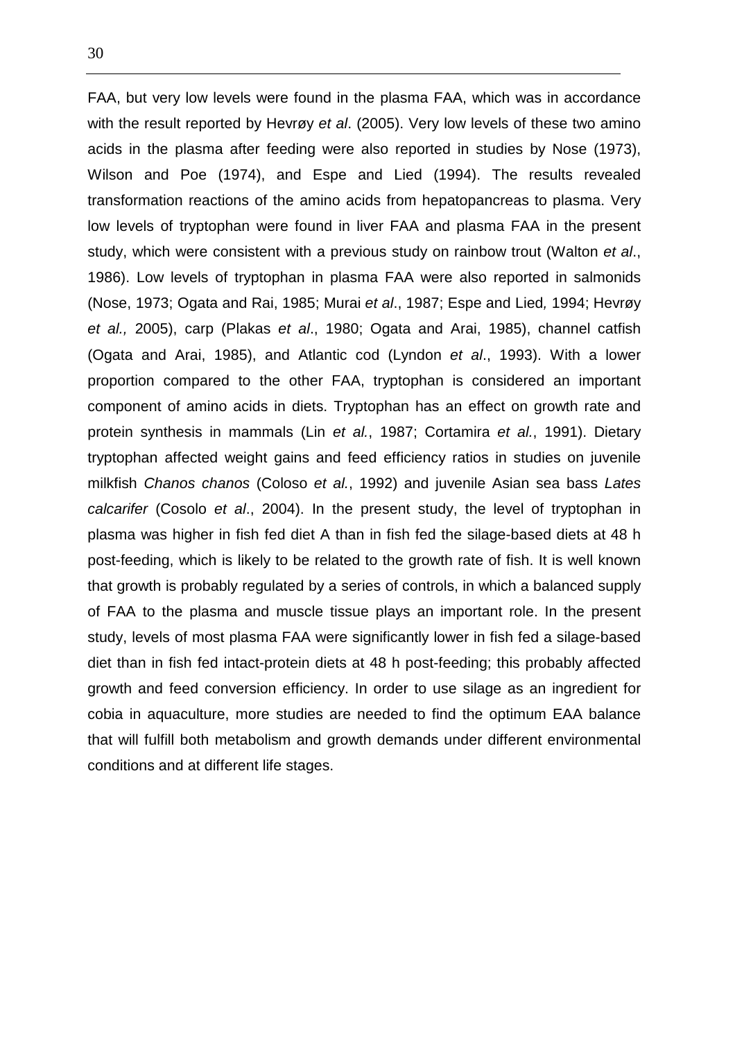FAA, but very low levels were found in the plasma FAA, which was in accordance with the result reported by Hevrøy *et al*. (2005). Very low levels of these two amino acids in the plasma after feeding were also reported in studies by Nose (1973), Wilson and Poe (1974), and Espe and Lied (1994). The results revealed transformation reactions of the amino acids from hepatopancreas to plasma. Very low levels of tryptophan were found in liver FAA and plasma FAA in the present study, which were consistent with a previous study on rainbow trout (Walton *et al*., 1986). Low levels of tryptophan in plasma FAA were also reported in salmonids (Nose, 1973; Ogata and Rai, 1985; Murai *et al*., 1987; Espe and Lied*,* 1994; Hevrøy *et al.,* 2005), carp (Plakas *et al*., 1980; Ogata and Arai, 1985), channel catfish (Ogata and Arai, 1985), and Atlantic cod (Lyndon *et al*., 1993). With a lower proportion compared to the other FAA, tryptophan is considered an important component of amino acids in diets. Tryptophan has an effect on growth rate and protein synthesis in mammals (Lin *et al.*, 1987; Cortamira *et al.*, 1991). Dietary tryptophan affected weight gains and feed efficiency ratios in studies on juvenile milkfish *Chanos chanos* (Coloso *et al.*, 1992) and juvenile Asian sea bass *Lates calcarifer* (Cosolo *et al*., 2004). In the present study, the level of tryptophan in plasma was higher in fish fed diet A than in fish fed the silage-based diets at 48 h post-feeding, which is likely to be related to the growth rate of fish. It is well known that growth is probably regulated by a series of controls, in which a balanced supply of FAA to the plasma and muscle tissue plays an important role. In the present study, levels of most plasma FAA were significantly lower in fish fed a silage-based diet than in fish fed intact-protein diets at 48 h post-feeding; this probably affected growth and feed conversion efficiency. In order to use silage as an ingredient for cobia in aquaculture, more studies are needed to find the optimum EAA balance that will fulfill both metabolism and growth demands under different environmental conditions and at different life stages.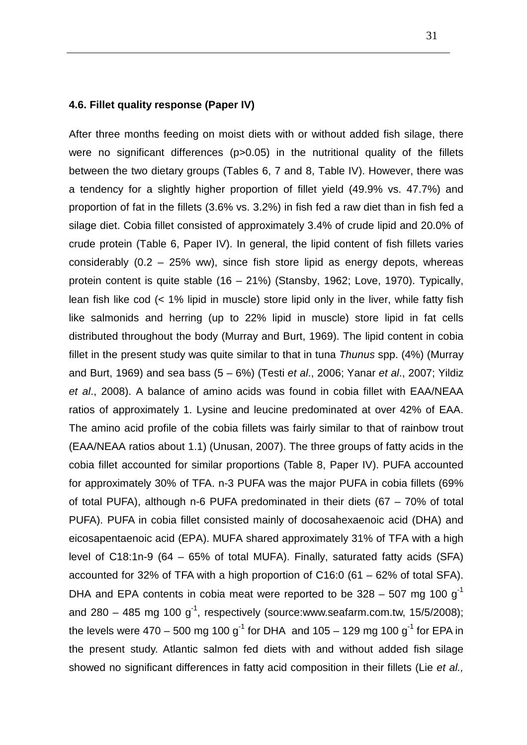#### 4.6. Fillet quality response (Paper IV)

After three months feeding on moist diets with or without added fish silage, there were no significant differences ($p>0.05$) in the nutritional quality of the fillets between the two dietary groups (Tables 6, 7 and 8, Table IV). However, there was a tendency for a slightly higher proportion of fillet yield (49.9% vs. 47.7%) and proportion of fat in the fillets (3.6% vs. 3.2%) in fish fed a raw diet than in fish fed a silage diet. Cobia fillet consisted of approximately 3.4% of crude lipid and 20.0% of crude protein (Table 6, Paper IV). In general, the lipid content of fish fillets varies considerably (0.2 – 25% ww), since fish store lipid as energy depots, whereas protein content is quite stable (16 – 21%) (Stansby, 1962; Love, 1970). Typically, lean fish like cod (< 1% lipid in muscle) store lipid only in the liver, while fatty fish like salmonids and herring (up to 22% lipid in muscle) store lipid in fat cells distributed throughout the body (Murray and Burt, 1969). The lipid content in cobia fillet in the present study was quite similar to that in tuna *Thunus* spp. (4%) (Murray and Burt, 1969) and sea bass (5 – 6%) (Testi *et al*., 2006; Yanar *et al*., 2007; Yildiz *et al*., 2008). A balance of amino acids was found in cobia fillet with EAA/NEAA ratios of approximately 1. Lysine and leucine predominated at over 42% of EAA. The amino acid profile of the cobia fillets was fairly similar to that of rainbow trout (EAA/NEAA ratios about 1.1) (Unusan, 2007). The three groups of fatty acids in the cobia fillet accounted for similar proportions (Table 8, Paper IV). PUFA accounted for approximately 30% of TFA. n-3 PUFA was the major PUFA in cobia fillets (69% of total PUFA), although n-6 PUFA predominated in their diets (67 – 70% of total PUFA). PUFA in cobia fillet consisted mainly of docosahexaenoic acid (DHA) and eicosapentaenoic acid (EPA). MUFA shared approximately 31% of TFA with a high level of C18:1n-9 (64 – 65% of total MUFA). Finally, saturated fatty acids (SFA) accounted for 32% of TFA with a high proportion of C16:0 (61 – 62% of total SFA). DHA and EPA contents in cobia meat were reported to be 328 – 507 mg 100 $g^{-1}$ and 280 – 485 mg 100 $g^{-1}$, respectively (source:www.seafarm.com.tw, 15/5/2008); the levels were 470 – 500 mg 100 $g^{-1}$ for DHA and 105 – 129 mg 100 $g^{-1}$ for EPA in the present study. Atlantic salmon fed diets with and without added fish silage showed no significant differences in fatty acid composition in their fillets (Lie *et al.,*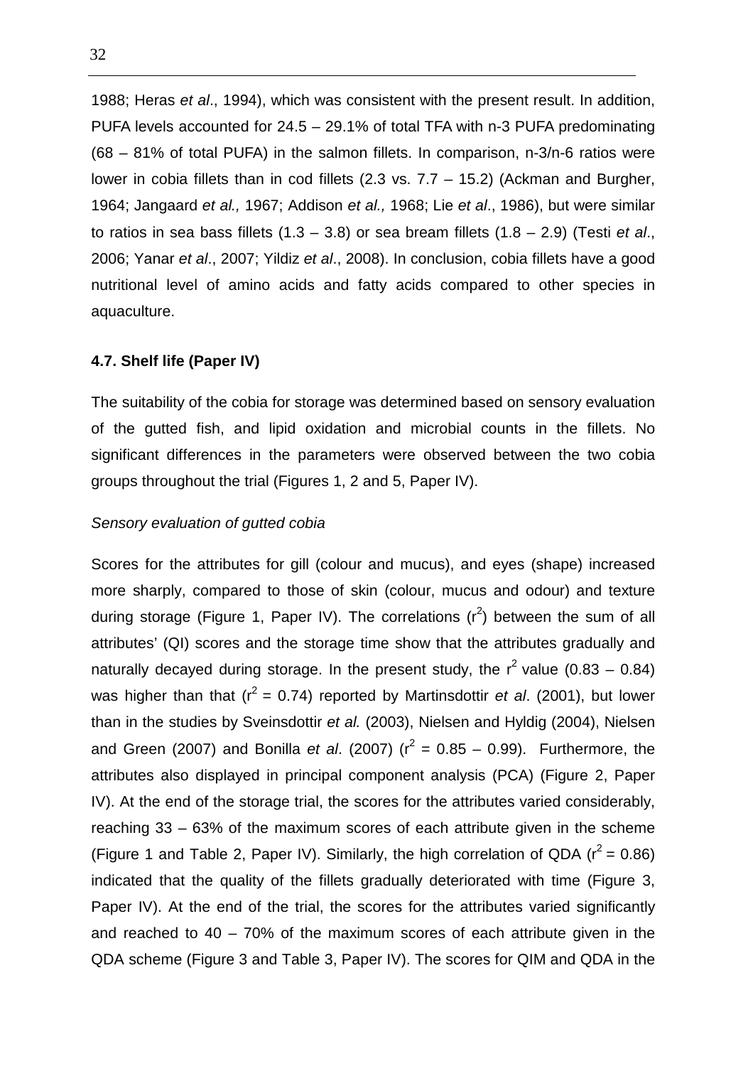1988; Heras *et al*., 1994), which was consistent with the present result. In addition, PUFA levels accounted for 24.5 – 29.1% of total TFA with n-3 PUFA predominating (68 – 81% of total PUFA) in the salmon fillets. In comparison, n-3/n-6 ratios were lower in cobia fillets than in cod fillets (2.3 vs. 7.7 – 15.2) (Ackman and Burgher, 1964; Jangaard *et al.,* 1967; Addison *et al.,* 1968; Lie *et al*., 1986), but were similar to ratios in sea bass fillets (1.3 – 3.8) or sea bream fillets (1.8 – 2.9) (Testi *et al*., 2006; Yanar *et al*., 2007; Yildiz *et al*., 2008). In conclusion, cobia fillets have a good nutritional level of amino acids and fatty acids compared to other species in aquaculture.

### 4.7. Shelf life (Paper IV)

The suitability of the cobia for storage was determined based on sensory evaluation of the gutted fish, and lipid oxidation and microbial counts in the fillets. No significant differences in the parameters were observed between the two cobia groups throughout the trial (Figures 1, 2 and 5, Paper IV).

*Sensory evaluation of gutted cobia*

Scores for the attributes for gill (colour and mucus), and eyes (shape) increased more sharply, compared to those of skin (colour, mucus and odour) and texture during storage (Figure 1, Paper IV). The correlations ($r^2$) between the sum of all attributes' (QI) scores and the storage time show that the attributes gradually and naturally decayed during storage. In the present study, the $r^2$ value (0.83 – 0.84) was higher than that ($r^2$ = 0.74) reported by Martinsdottir *et al*. (2001), but lower than in the studies by Sveinsdottir *et al.* (2003), Nielsen and Hyldig (2004), Nielsen and Green (2007) and Bonilla *et al*. (2007) ($r^2$ = 0.85 – 0.99). Furthermore, the attributes also displayed in principal component analysis (PCA) (Figure 2, Paper IV). At the end of the storage trial, the scores for the attributes varied considerably, reaching 33 – 63% of the maximum scores of each attribute given in the scheme (Figure 1 and Table 2, Paper IV). Similarly, the high correlation of QDA ($r^2$ = 0.86) indicated that the quality of the fillets gradually deteriorated with time (Figure 3, Paper IV). At the end of the trial, the scores for the attributes varied significantly and reached to 40 – 70% of the maximum scores of each attribute given in the QDA scheme (Figure 3 and Table 3, Paper IV). The scores for QIM and QDA in the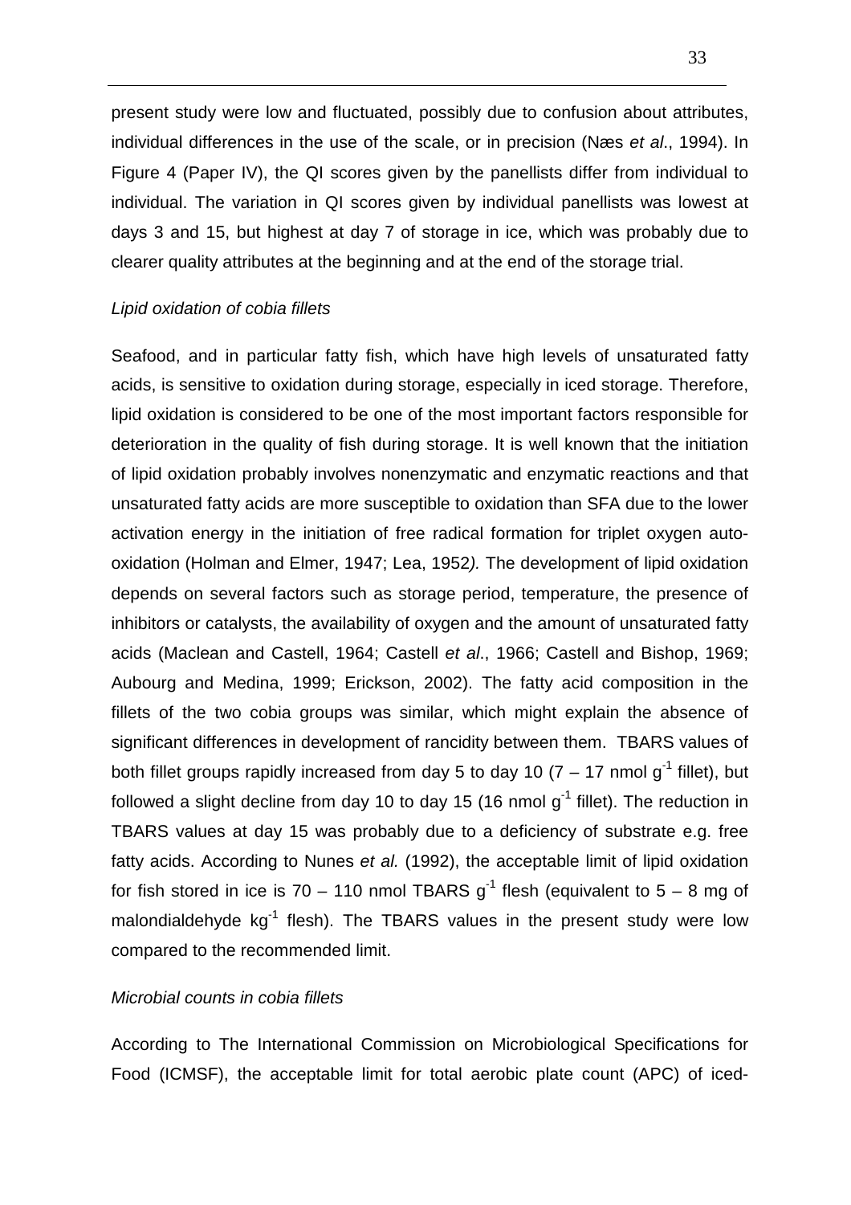present study were low and fluctuated, possibly due to confusion about attributes, individual differences in the use of the scale, or in precision (Næs *et al*., 1994). In Figure 4 (Paper IV), the QI scores given by the panellists differ from individual to individual. The variation in QI scores given by individual panellists was lowest at days 3 and 15, but highest at day 7 of storage in ice, which was probably due to clearer quality attributes at the beginning and at the end of the storage trial.

*Lipid oxidation of cobia fillets*

Seafood, and in particular fatty fish, which have high levels of unsaturated fatty acids, is sensitive to oxidation during storage, especially in iced storage. Therefore, lipid oxidation is considered to be one of the most important factors responsible for deterioration in the quality of fish during storage. It is well known that the initiation of lipid oxidation probably involves nonenzymatic and enzymatic reactions and that unsaturated fatty acids are more susceptible to oxidation than SFA due to the lower activation energy in the initiation of free radical formation for triplet oxygen auto-oxidation (Holman and Elmer, 1947; Lea, 1952*).* The development of lipid oxidation depends on several factors such as storage period, temperature, the presence of inhibitors or catalysts, the availability of oxygen and the amount of unsaturated fatty acids (Maclean and Castell, 1964; Castell *et al*., 1966; Castell and Bishop, 1969; Aubourg and Medina, 1999; Erickson, 2002). The fatty acid composition in the fillets of the two cobia groups was similar, which might explain the absence of significant differences in development of rancidity between them. TBARS values of both fillet groups rapidly increased from day 5 to day 10 (7 – 17 nmol $g^{-1}$ fillet), but followed a slight decline from day 10 to day 15 (16 nmol $g^{-1}$ fillet). The reduction in TBARS values at day 15 was probably due to a deficiency of substrate e.g. free fatty acids. According to Nunes *et al.* (1992), the acceptable limit of lipid oxidation for fish stored in ice is 70 – 110 nmol TBARS $g^{-1}$ flesh (equivalent to 5 – 8 mg of malondialdehyde $kg^{-1}$ flesh). The TBARS values in the present study were low compared to the recommended limit.

*Microbial counts in cobia fillets*

According to The International Commission on Microbiological Specifications for Food (ICMSF), the acceptable limit for total aerobic plate count (APC) of iced-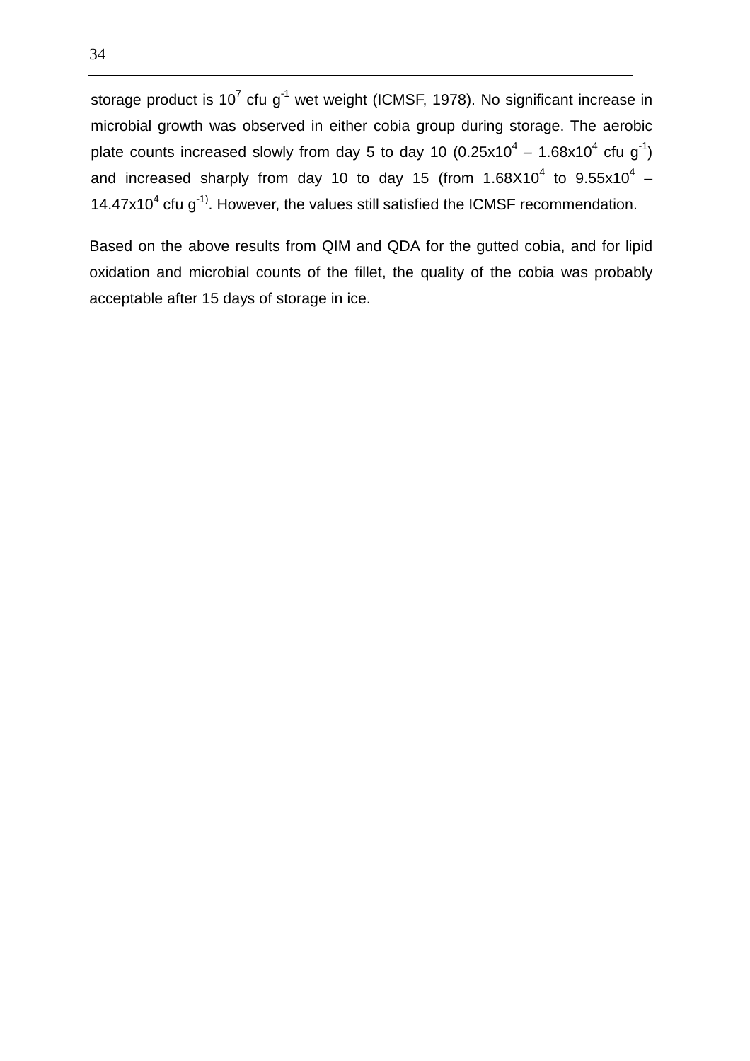storage product is $10^7$ cfu $g^{-1}$ wet weight (ICMSF, 1978). No significant increase in microbial growth was observed in either cobia group during storage. The aerobic plate counts increased slowly from day 5 to day 10 ($0.25x10^4$ – $1.68x10^4$ cfu $g^{-1}$) and increased sharply from day 10 to day 15 (from $1.68X10^4$ to $9.55x10^4$ – $14.47x10^4$ cfu $g^{-1)}$. However, the values still satisfied the ICMSF recommendation.

Based on the above results from QIM and QDA for the gutted cobia, and for lipid oxidation and microbial counts of the fillet, the quality of the cobia was probably acceptable after 15 days of storage in ice.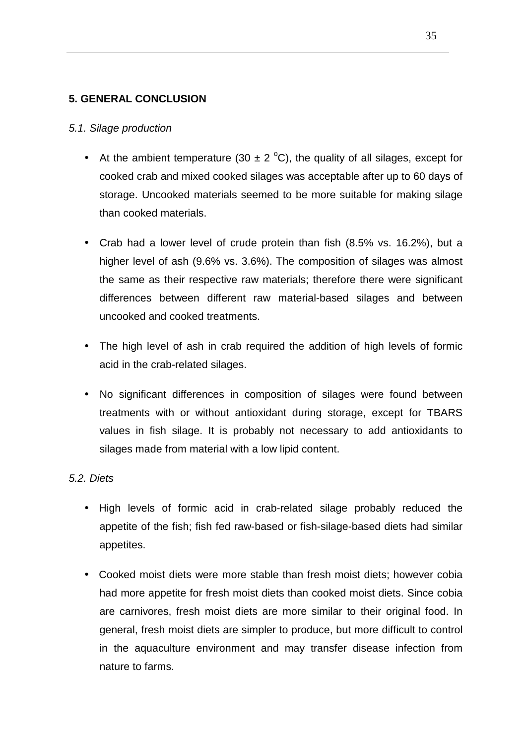## 5. GENERAL CONCLUSION

### *5.1. Silage production*

- At the ambient temperature (30 ± 2 $^{o}$C), the quality of all silages, except for cooked crab and mixed cooked silages was acceptable after up to 60 days of storage. Uncooked materials seemed to be more suitable for making silage than cooked materials.
- Crab had a lower level of crude protein than fish (8.5% vs. 16.2%), but a higher level of ash (9.6% vs. 3.6%). The composition of silages was almost the same as their respective raw materials; therefore there were significant differences between different raw material-based silages and between uncooked and cooked treatments.
- The high level of ash in crab required the addition of high levels of formic acid in the crab-related silages.
- No significant differences in composition of silages were found between treatments with or without antioxidant during storage, except for TBARS values in fish silage. It is probably not necessary to add antioxidants to silages made from material with a low lipid content.

### *5.2. Diets*

- High levels of formic acid in crab-related silage probably reduced the appetite of the fish; fish fed raw-based or fish-silage-based diets had similar appetites.
- Cooked moist diets were more stable than fresh moist diets; however cobia had more appetite for fresh moist diets than cooked moist diets. Since cobia are carnivores, fresh moist diets are more similar to their original food. In general, fresh moist diets are simpler to produce, but more difficult to control in the aquaculture environment and may transfer disease infection from nature to farms.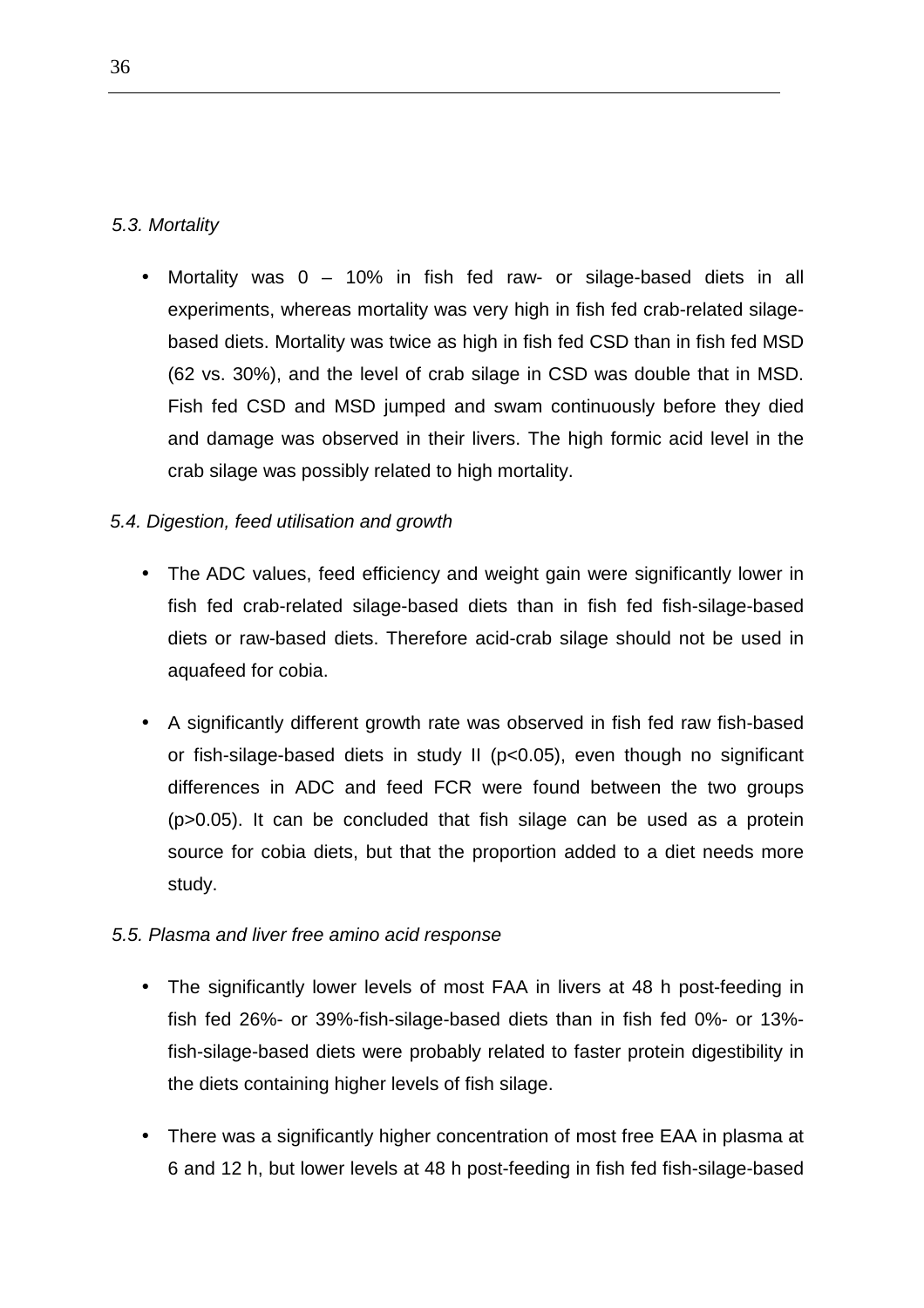### *5.3. Mortality*

- Mortality was 0 – 10% in fish fed raw- or silage-based diets in all experiments, whereas mortality was very high in fish fed crab-related silage-based diets. Mortality was twice as high in fish fed CSD than in fish fed MSD (62 vs. 30%), and the level of crab silage in CSD was double that in MSD. Fish fed CSD and MSD jumped and swam continuously before they died and damage was observed in their livers. The high formic acid level in the crab silage was possibly related to high mortality.

### *5.4. Digestion, feed utilisation and growth*

- The ADC values, feed efficiency and weight gain were significantly lower in fish fed crab-related silage-based diets than in fish fed fish-silage-based diets or raw-based diets. Therefore acid-crab silage should not be used in aquafeed for cobia.

- A significantly different growth rate was observed in fish fed raw fish-based or fish-silage-based diets in study II ($p<0.05$), even though no significant differences in ADC and feed FCR were found between the two groups ($p>0.05$). It can be concluded that fish silage can be used as a protein source for cobia diets, but that the proportion added to a diet needs more study.

### *5.5. Plasma and liver free amino acid response*

- The significantly lower levels of most FAA in livers at 48 h post-feeding in fish fed 26%- or 39%-fish-silage-based diets than in fish fed 0%- or 13%-fish-silage-based diets were probably related to faster protein digestibility in the diets containing higher levels of fish silage.

- There was a significantly higher concentration of most free EAA in plasma at 6 and 12 h, but lower levels at 48 h post-feeding in fish fed fish-silage-based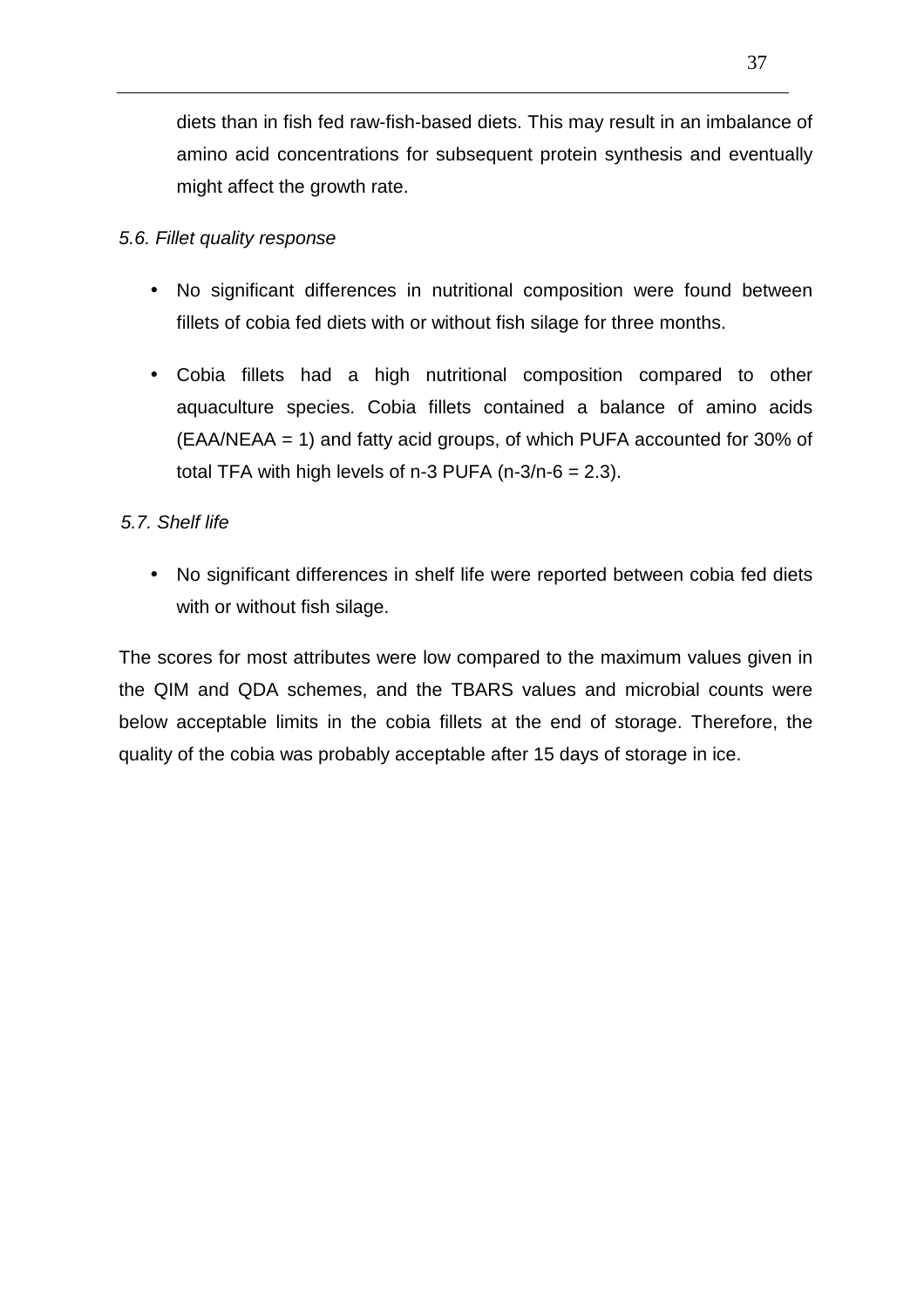diets than in fish fed raw-fish-based diets. This may result in an imbalance of amino acid concentrations for subsequent protein synthesis and eventually might affect the growth rate.

*5.6. Fillet quality response*

- No significant differences in nutritional composition were found between fillets of cobia fed diets with or without fish silage for three months.
- Cobia fillets had a high nutritional composition compared to other aquaculture species. Cobia fillets contained a balance of amino acids (EAA/NEAA = 1) and fatty acid groups, of which PUFA accounted for 30% of total TFA with high levels of n-3 PUFA (n-3/n-6 = 2.3).

*5.7. Shelf life*

- No significant differences in shelf life were reported between cobia fed diets with or without fish silage.

The scores for most attributes were low compared to the maximum values given in the QIM and QDA schemes, and the TBARS values and microbial counts were below acceptable limits in the cobia fillets at the end of storage. Therefore, the quality of the cobia was probably acceptable after 15 days of storage in ice.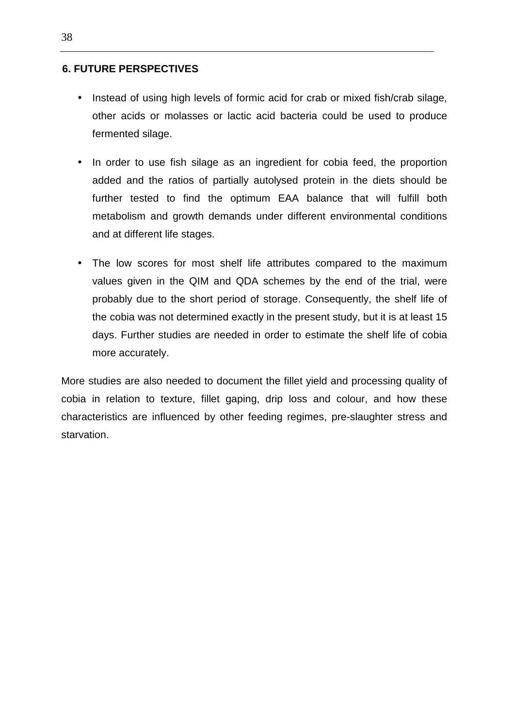## 6. FUTURE PERSPECTIVES

- Instead of using high levels of formic acid for crab or mixed fish/crab silage, other acids or molasses or lactic acid bacteria could be used to produce fermented silage.
- In order to use fish silage as an ingredient for cobia feed, the proportion added and the ratios of partially autolysed protein in the diets should be further tested to find the optimum EAA balance that will fulfill both metabolism and growth demands under different environmental conditions and at different life stages.
- The low scores for most shelf life attributes compared to the maximum values given in the QIM and QDA schemes by the end of the trial, were probably due to the short period of storage. Consequently, the shelf life of the cobia was not determined exactly in the present study, but it is at least 15 days. Further studies are needed in order to estimate the shelf life of cobia more accurately.

More studies are also needed to document the fillet yield and processing quality of cobia in relation to texture, fillet gaping, drip loss and colour, and how these characteristics are influenced by other feeding regimes, pre-slaughter stress and starvation.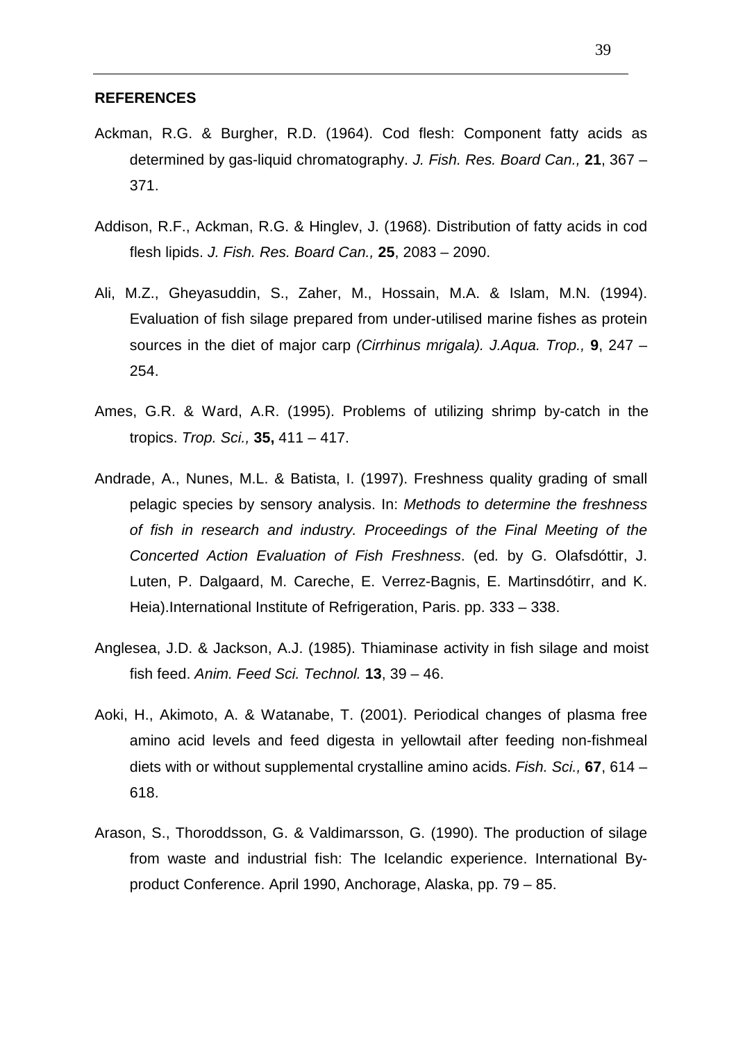**REFERENCES**

Ackman, R.G. & Burgher, R.D. (1964). Cod flesh: Component fatty acids as determined by gas-liquid chromatography. *J. Fish. Res. Board Can.,* **21**, 367 – 371.

Addison, R.F., Ackman, R.G. & Hinglev, J. (1968). Distribution of fatty acids in cod flesh lipids. *J. Fish. Res. Board Can.,* **25**, 2083 – 2090.

Ali, M.Z., Gheyasuddin, S., Zaher, M., Hossain, M.A. & Islam, M.N. (1994). Evaluation of fish silage prepared from under-utilised marine fishes as protein sources in the diet of major carp *(Cirrhinus mrigala). J.Aqua. Trop.,* **9**, 247 – 254.

Ames, G.R. & Ward, A.R. (1995). Problems of utilizing shrimp by-catch in the tropics. *Trop. Sci.,* **35,** 411 – 417.

Andrade, A., Nunes, M.L. & Batista, I. (1997). Freshness quality grading of small pelagic species by sensory analysis. In: *Methods to determine the freshness of fish in research and industry. Proceedings of the Final Meeting of the Concerted Action Evaluation of Fish Freshness*. (ed. by G. Olafsdóttir, J. Luten, P. Dalgaard, M. Careche, E. Verrez-Bagnis, E. Martinsdótirr, and K. Heia).International Institute of Refrigeration, Paris. pp. 333 – 338.

Anglesea, J.D. & Jackson, A.J. (1985). Thiaminase activity in fish silage and moist fish feed. *Anim. Feed Sci. Technol.* **13**, 39 – 46.

Aoki, H., Akimoto, A. & Watanabe, T. (2001). Periodical changes of plasma free amino acid levels and feed digesta in yellowtail after feeding non-fishmeal diets with or without supplemental crystalline amino acids. *Fish. Sci.,* **67**, 614 – 618.

Arason, S., Thoroddsson, G. & Valdimarsson, G. (1990). The production of silage from waste and industrial fish: The Icelandic experience. International By-product Conference. April 1990, Anchorage, Alaska, pp. 79 – 85.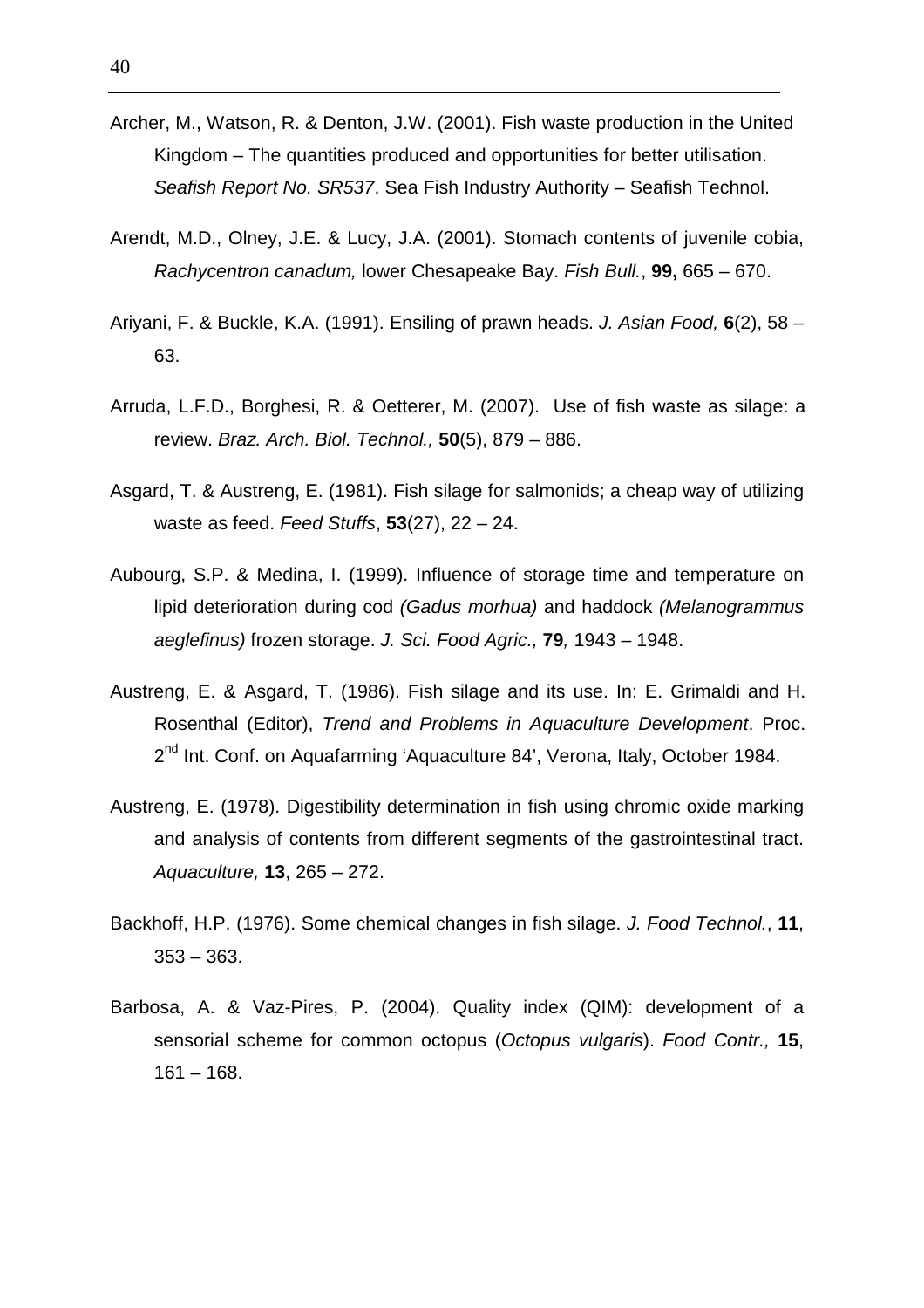Archer, M., Watson, R. & Denton, J.W. (2001). Fish waste production in the United Kingdom – The quantities produced and opportunities for better utilisation. *Seafish Report No. SR537*. Sea Fish Industry Authority – Seafish Technol.

Arendt, M.D., Olney, J.E. & Lucy, J.A. (2001). Stomach contents of juvenile cobia, *Rachycentron canadum,* lower Chesapeake Bay. *Fish Bull.*, **99,** 665 – 670.

Ariyani, F. & Buckle, K.A. (1991). Ensiling of prawn heads. *J. Asian Food,* **6**(2), 58 – 63.

Arruda, L.F.D., Borghesi, R. & Oetterer, M. (2007). Use of fish waste as silage: a review. *Braz. Arch. Biol. Technol.,* **50**(5), 879 – 886.

Asgard, T. & Austreng, E. (1981). Fish silage for salmonids; a cheap way of utilizing waste as feed. *Feed Stuffs*, **53**(27), 22 – 24.

Aubourg, S.P. & Medina, I. (1999). Influence of storage time and temperature on lipid deterioration during cod *(Gadus morhua)* and haddock *(Melanogrammus aeglefinus)* frozen storage. *J. Sci. Food Agric.,* **79***,* 1943 – 1948.

Austreng, E. & Asgard, T. (1986). Fish silage and its use. In: E. Grimaldi and H. Rosenthal (Editor), *Trend and Problems in Aquaculture Development*. Proc. 2nd Int. Conf. on Aquafarming 'Aquaculture 84', Verona, Italy, October 1984.

Austreng, E. (1978). Digestibility determination in fish using chromic oxide marking and analysis of contents from different segments of the gastrointestinal tract. *Aquaculture,* **13**, 265 – 272.

Backhoff, H.P. (1976). Some chemical changes in fish silage. *J. Food Technol.*, **11**, 353 – 363.

Barbosa, A. & Vaz-Pires, P. (2004). Quality index (QIM): development of a sensorial scheme for common octopus (*Octopus vulgaris*). *Food Contr.,* **15**, 161 – 168.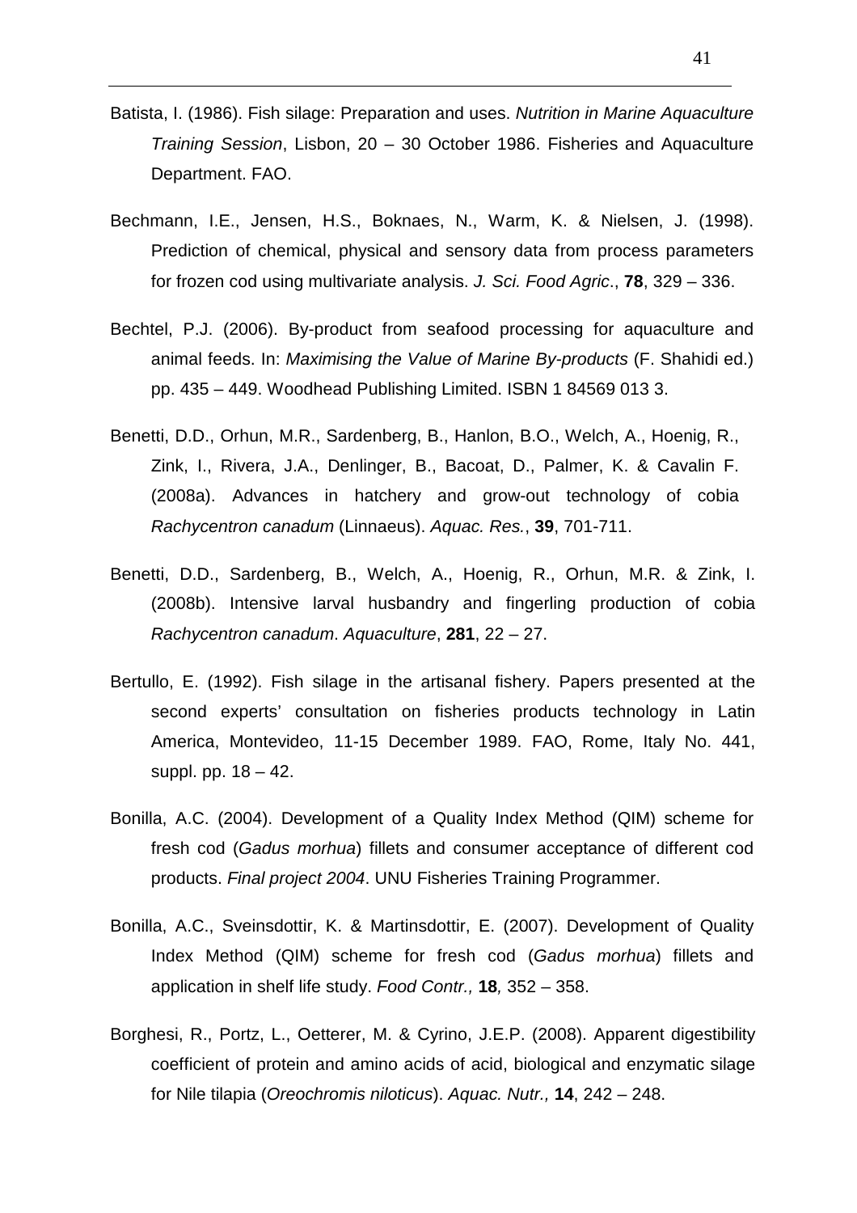Batista, I. (1986). Fish silage: Preparation and uses. *Nutrition in Marine Aquaculture Training Session*, Lisbon, 20 – 30 October 1986. Fisheries and Aquaculture Department. FAO.

Bechmann, I.E., Jensen, H.S., Boknaes, N., Warm, K. & Nielsen, J. (1998). Prediction of chemical, physical and sensory data from process parameters for frozen cod using multivariate analysis. *J. Sci. Food Agric*., **78**, 329 – 336.

Bechtel, P.J. (2006). By-product from seafood processing for aquaculture and animal feeds. In: *Maximising the Value of Marine By-products* (F. Shahidi ed.) pp. 435 – 449. Woodhead Publishing Limited. ISBN 1 84569 013 3.

Benetti, D.D., Orhun, M.R., Sardenberg, B., Hanlon, B.O., Welch, A., Hoenig, R., Zink, I., Rivera, J.A., Denlinger, B., Bacoat, D., Palmer, K. & Cavalin F. (2008a). Advances in hatchery and grow-out technology of cobia *Rachycentron canadum* (Linnaeus). *Aquac. Res.*, **39**, 701-711.

Benetti, D.D., Sardenberg, B., Welch, A., Hoenig, R., Orhun, M.R. & Zink, I. (2008b). Intensive larval husbandry and fingerling production of cobia *Rachycentron canadum*. *Aquaculture*, **281**, 22 – 27.

Bertullo, E. (1992). Fish silage in the artisanal fishery. Papers presented at the second experts' consultation on fisheries products technology in Latin America, Montevideo, 11-15 December 1989. FAO, Rome, Italy No. 441, suppl. pp. 18 – 42.

Bonilla, A.C. (2004). Development of a Quality Index Method (QIM) scheme for fresh cod (*Gadus morhua*) fillets and consumer acceptance of different cod products. *Final project 2004*. UNU Fisheries Training Programmer.

Bonilla, A.C., Sveinsdottir, K. & Martinsdottir, E. (2007). Development of Quality Index Method (QIM) scheme for fresh cod (*Gadus morhua*) fillets and application in shelf life study. *Food Contr.,* **18***,* 352 – 358.

Borghesi, R., Portz, L., Oetterer, M. & Cyrino, J.E.P. (2008). Apparent digestibility coefficient of protein and amino acids of acid, biological and enzymatic silage for Nile tilapia (*Oreochromis niloticus*). *Aquac. Nutr.,* **14**, 242 – 248.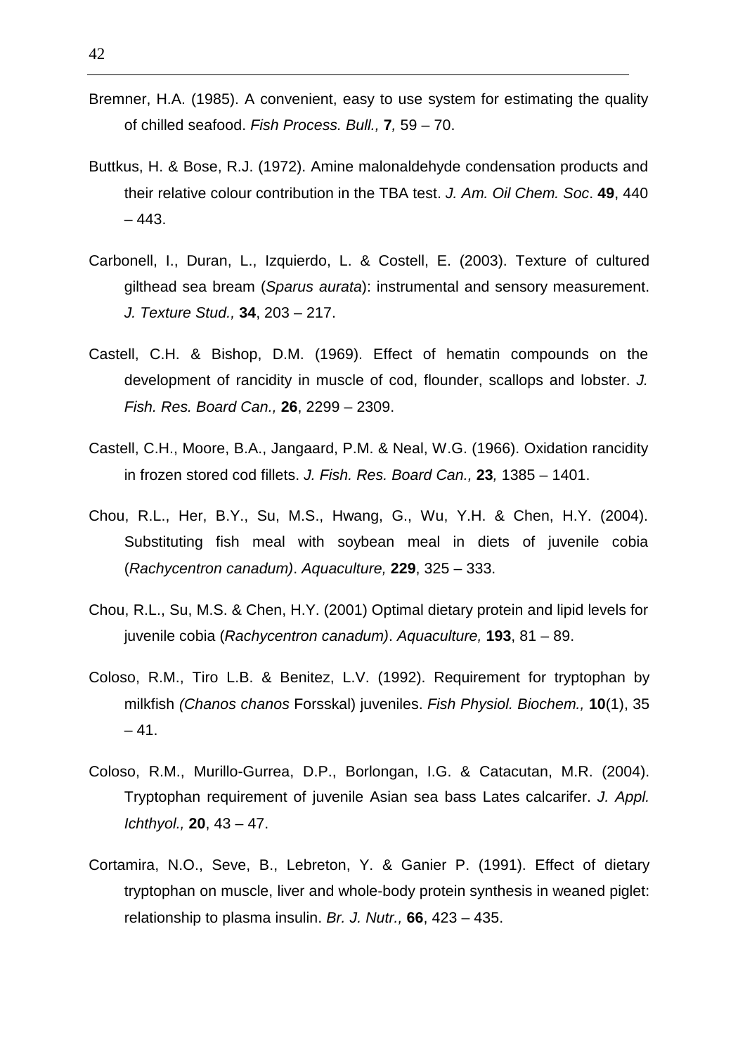Bremner, H.A. (1985). A convenient, easy to use system for estimating the quality of chilled seafood. *Fish Process. Bull.,* **7***,* 59 – 70.

Buttkus, H. & Bose, R.J. (1972). Amine malonaldehyde condensation products and their relative colour contribution in the TBA test. *J. Am. Oil Chem. Soc*. **49**, 440 – 443.

Carbonell, I., Duran, L., Izquierdo, L. & Costell, E. (2003). Texture of cultured gilthead sea bream (*Sparus aurata*): instrumental and sensory measurement. *J. Texture Stud.,* **34**, 203 – 217.

Castell, C.H. & Bishop, D.M. (1969). Effect of hematin compounds on the development of rancidity in muscle of cod, flounder, scallops and lobster. *J. Fish. Res. Board Can.,* **26**, 2299 – 2309.

Castell, C.H., Moore, B.A., Jangaard, P.M. & Neal, W.G. (1966). Oxidation rancidity in frozen stored cod fillets. *J. Fish. Res. Board Can.,* **23***,* 1385 – 1401.

Chou, R.L., Her, B.Y., Su, M.S., Hwang, G., Wu, Y.H. & Chen, H.Y. (2004). Substituting fish meal with soybean meal in diets of juvenile cobia (*Rachycentron canadum)*. *Aquaculture,* **229**, 325 – 333.

Chou, R.L., Su, M.S. & Chen, H.Y. (2001) Optimal dietary protein and lipid levels for juvenile cobia (*Rachycentron canadum)*. *Aquaculture,* **193**, 81 – 89.

Coloso, R.M., Tiro L.B. & Benitez, L.V. (1992). Requirement for tryptophan by milkfish *(Chanos chanos* Forsskal) juveniles. *Fish Physiol. Biochem.,* **10**(1), 35 – 41.

Coloso, R.M., Murillo-Gurrea, D.P., Borlongan, I.G. & Catacutan, M.R. (2004). Tryptophan requirement of juvenile Asian sea bass Lates calcarifer. *J. Appl. Ichthyol.,* **20**, 43 – 47.

Cortamira, N.O., Seve, B., Lebreton, Y. & Ganier P. (1991). Effect of dietary tryptophan on muscle, liver and whole-body protein synthesis in weaned piglet: relationship to plasma insulin. *Br. J. Nutr.,* **66**, 423 – 435.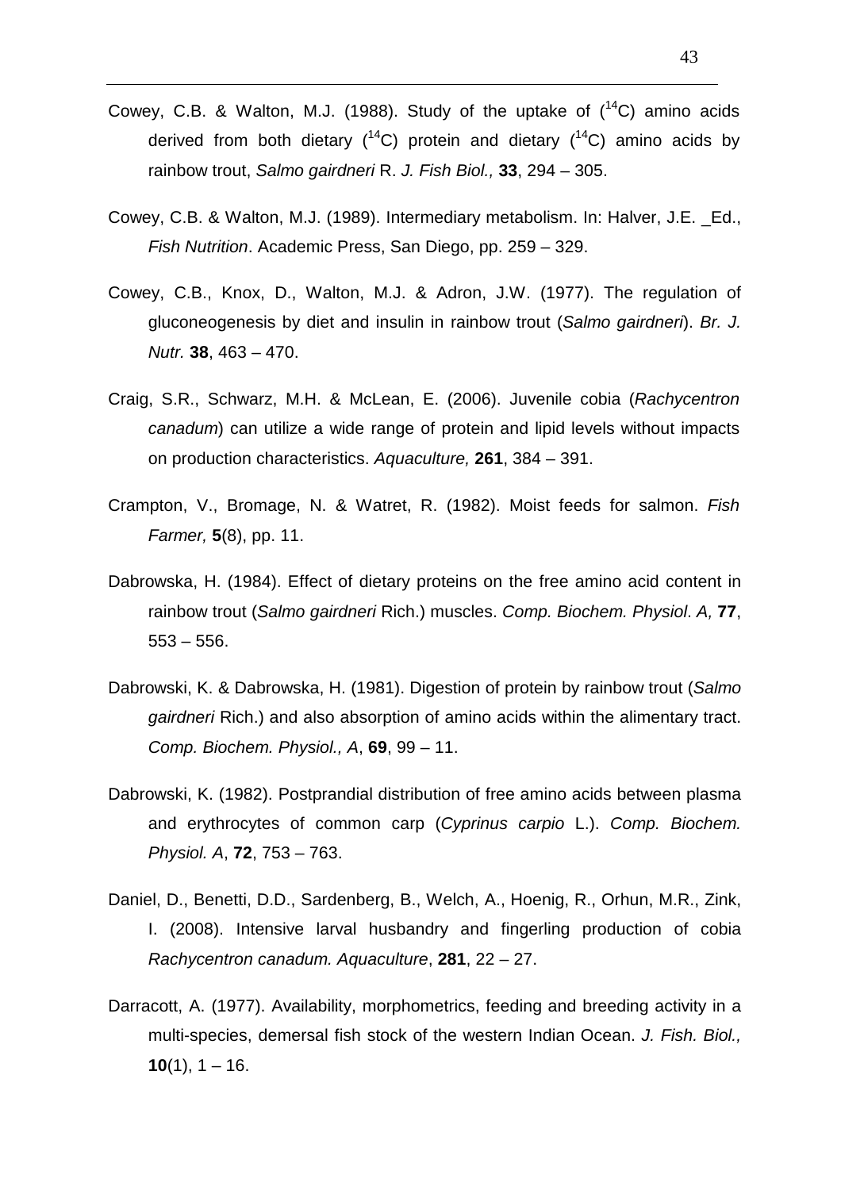Cowey, C.B. & Walton, M.J. (1988). Study of the uptake of ($^{14}$C) amino acids derived from both dietary ($^{14}$C) protein and dietary ($^{14}$C) amino acids by rainbow trout, *Salmo gairdneri* R. *J. Fish Biol.,* **33**, 294 – 305.

Cowey, C.B. & Walton, M.J. (1989). Intermediary metabolism. In: Halver, J.E. _Ed., *Fish Nutrition*. Academic Press, San Diego, pp. 259 – 329.

Cowey, C.B., Knox, D., Walton, M.J. & Adron, J.W. (1977). The regulation of gluconeogenesis by diet and insulin in rainbow trout (*Salmo gairdneri*). *Br. J. Nutr.* **38**, 463 – 470.

Craig, S.R., Schwarz, M.H. & McLean, E. (2006). Juvenile cobia (*Rachycentron canadum*) can utilize a wide range of protein and lipid levels without impacts on production characteristics. *Aquaculture,* **261**, 384 – 391.

Crampton, V., Bromage, N. & Watret, R. (1982). Moist feeds for salmon. *Fish Farmer,* **5**(8), pp. 11.

Dabrowska, H. (1984). Effect of dietary proteins on the free amino acid content in rainbow trout (*Salmo gairdneri* Rich.) muscles. *Comp. Biochem. Physiol*. *A,* **77**, 553 – 556.

Dabrowski, K. & Dabrowska, H. (1981). Digestion of protein by rainbow trout (*Salmo gairdneri* Rich.) and also absorption of amino acids within the alimentary tract. *Comp. Biochem. Physiol., A*, **69**, 99 – 11.

Dabrowski, K. (1982). Postprandial distribution of free amino acids between plasma and erythrocytes of common carp (*Cyprinus carpio* L.). *Comp. Biochem. Physiol. A*, **72**, 753 – 763.

Daniel, D., Benetti, D.D., Sardenberg, B., Welch, A., Hoenig, R., Orhun, M.R., Zink, I. (2008). Intensive larval husbandry and fingerling production of cobia *Rachycentron canadum. Aquaculture*, **281**, 22 – 27.

Darracott, A. (1977). Availability, morphometrics, feeding and breeding activity in a multi-species, demersal fish stock of the western Indian Ocean. *J. Fish. Biol.,* **10**(1), 1 – 16.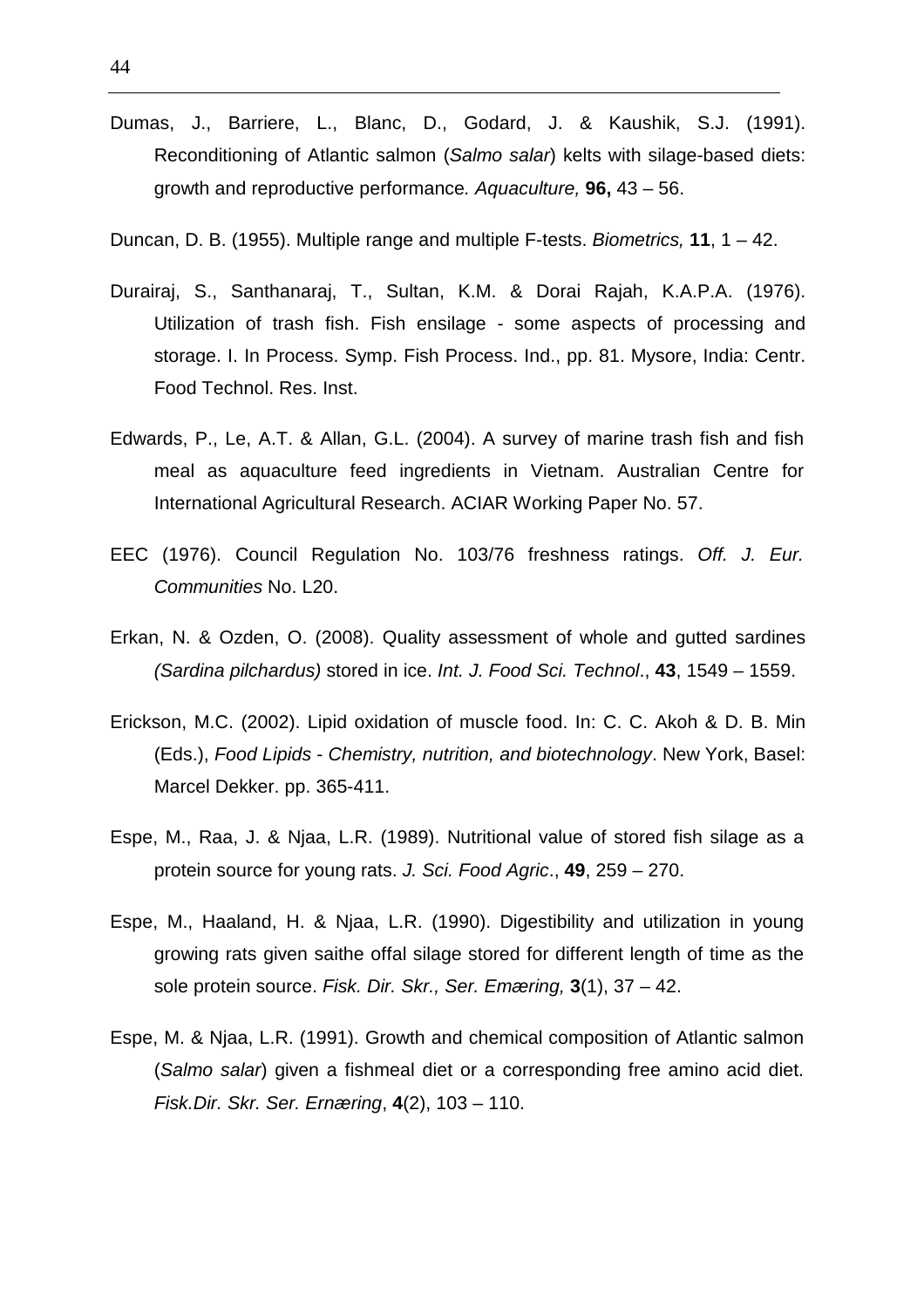Dumas, J., Barriere, L., Blanc, D., Godard, J. & Kaushik, S.J. (1991). Reconditioning of Atlantic salmon (*Salmo salar*) kelts with silage-based diets: growth and reproductive performance*. Aquaculture,* **96,** 43 – 56.

Duncan, D. B. (1955). Multiple range and multiple F-tests. *Biometrics,* **11**, 1 – 42.

Durairaj, S., Santhanaraj, T., Sultan, K.M. & Dorai Rajah, K.A.P.A. (1976). Utilization of trash fish. Fish ensilage - some aspects of processing and storage. I. In Process. Symp. Fish Process. Ind., pp. 81. Mysore, India: Centr. Food Technol. Res. Inst.

Edwards, P., Le, A.T. & Allan, G.L. (2004). A survey of marine trash fish and fish meal as aquaculture feed ingredients in Vietnam. Australian Centre for International Agricultural Research. ACIAR Working Paper No. 57.

EEC (1976). Council Regulation No. 103/76 freshness ratings. *Off. J. Eur. Communities* No. L20.

Erkan, N. & Ozden, O. (2008). Quality assessment of whole and gutted sardines *(Sardina pilchardus)* stored in ice. *Int. J. Food Sci. Technol*., **43**, 1549 – 1559.

Erickson, M.C. (2002). Lipid oxidation of muscle food. In: C. C. Akoh & D. B. Min (Eds.), *Food Lipids - Chemistry, nutrition, and biotechnology*. New York, Basel: Marcel Dekker. pp. 365-411.

Espe, M., Raa, J. & Njaa, L.R. (1989). Nutritional value of stored fish silage as a protein source for young rats. *J. Sci. Food Agric*., **49**, 259 – 270.

Espe, M., Haaland, H. & Njaa, L.R. (1990). Digestibility and utilization in young growing rats given saithe offal silage stored for different length of time as the sole protein source. *Fisk. Dir. Skr., Ser. Emæring,* **3**(1), 37 – 42.

Espe, M. & Njaa, L.R. (1991). Growth and chemical composition of Atlantic salmon (*Salmo salar*) given a fishmeal diet or a corresponding free amino acid diet. *Fisk.Dir. Skr. Ser. Ernæring*, **4**(2), 103 – 110.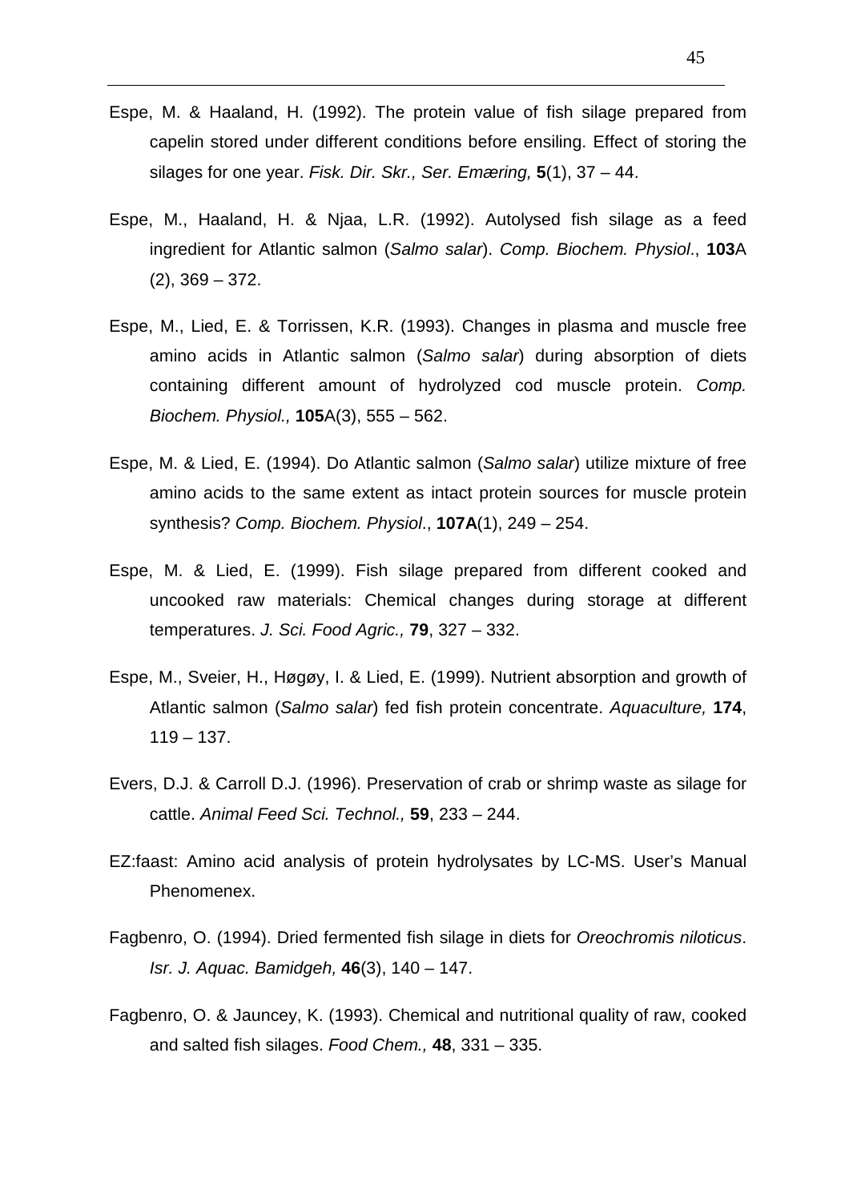Espe, M. & Haaland, H. (1992). The protein value of fish silage prepared from capelin stored under different conditions before ensiling. Effect of storing the silages for one year. *Fisk. Dir. Skr., Ser. Emæring,* **5**(1), 37 – 44.

Espe, M., Haaland, H. & Njaa, L.R. (1992). Autolysed fish silage as a feed ingredient for Atlantic salmon (*Salmo salar*). *Comp. Biochem. Physiol*., **103**A (2), 369 – 372.

Espe, M., Lied, E. & Torrissen, K.R. (1993). Changes in plasma and muscle free amino acids in Atlantic salmon (*Salmo salar*) during absorption of diets containing different amount of hydrolyzed cod muscle protein. *Comp. Biochem. Physiol.,* **105**A(3), 555 – 562.

Espe, M. & Lied, E. (1994). Do Atlantic salmon (*Salmo salar*) utilize mixture of free amino acids to the same extent as intact protein sources for muscle protein synthesis? *Comp. Biochem. Physiol*., **107A**(1), 249 – 254.

Espe, M. & Lied, E. (1999). Fish silage prepared from different cooked and uncooked raw materials: Chemical changes during storage at different temperatures. *J. Sci. Food Agric.,* **79**, 327 – 332.

Espe, M., Sveier, H., Høgøy, I. & Lied, E. (1999). Nutrient absorption and growth of Atlantic salmon (*Salmo salar*) fed fish protein concentrate. *Aquaculture,* **174**, 119 – 137.

Evers, D.J. & Carroll D.J. (1996). Preservation of crab or shrimp waste as silage for cattle. *Animal Feed Sci. Technol.,* **59**, 233 – 244.

EZ:faast: Amino acid analysis of protein hydrolysates by LC-MS. User's Manual Phenomenex.

Fagbenro, O. (1994). Dried fermented fish silage in diets for *Oreochromis niloticus*. *Isr. J. Aquac. Bamidgeh,* **46**(3), 140 – 147.

Fagbenro, O. & Jauncey, K. (1993). Chemical and nutritional quality of raw, cooked and salted fish silages. *Food Chem.,* **48**, 331 – 335.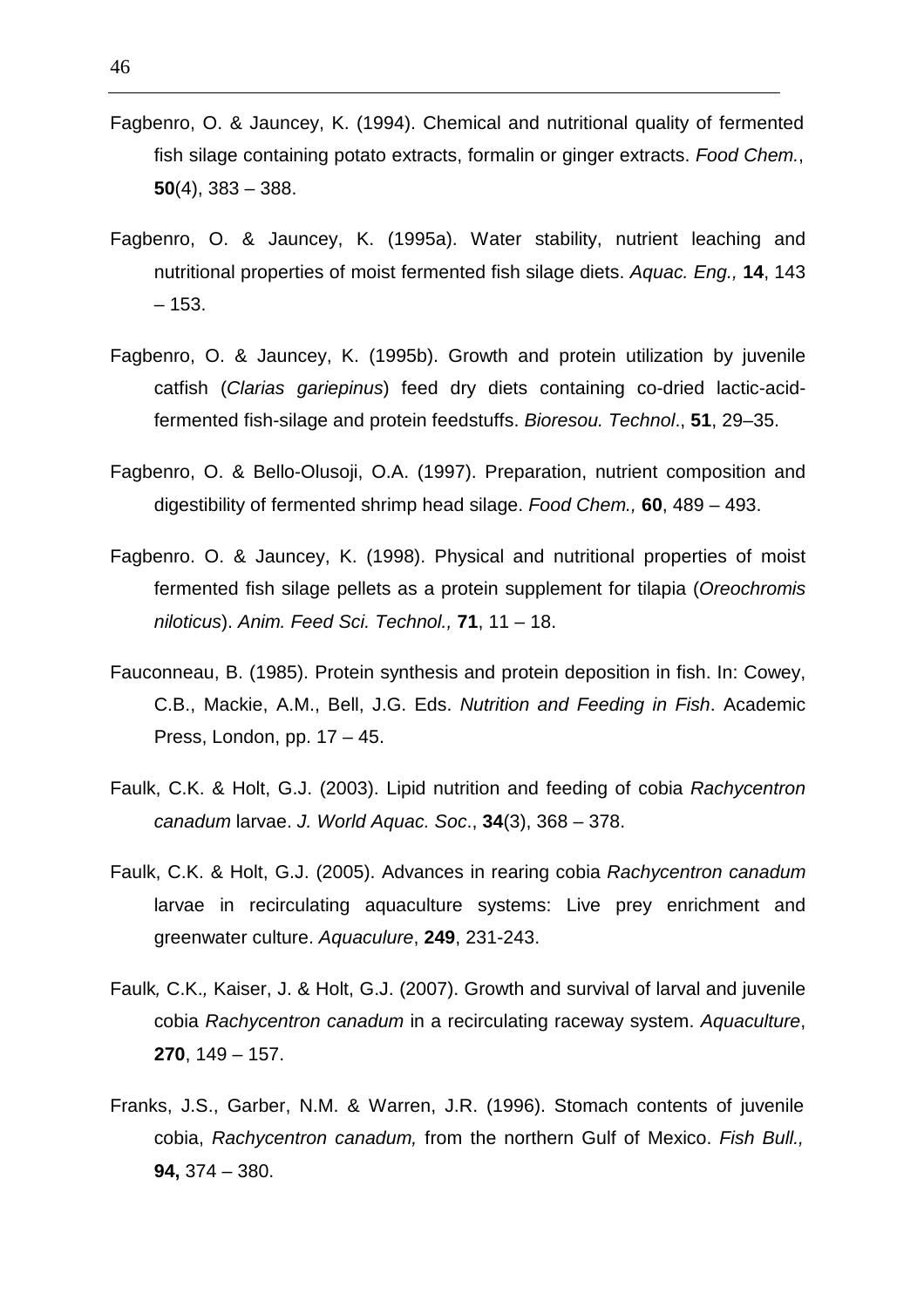Fagbenro, O. & Jauncey, K. (1994). Chemical and nutritional quality of fermented fish silage containing potato extracts, formalin or ginger extracts. *Food Chem.*, **50**(4), 383 – 388.

Fagbenro, O. & Jauncey, K. (1995a). Water stability, nutrient leaching and nutritional properties of moist fermented fish silage diets. *Aquac. Eng.,* **14**, 143 – 153.

Fagbenro, O. & Jauncey, K. (1995b). Growth and protein utilization by juvenile catfish (*Clarias gariepinus*) feed dry diets containing co-dried lactic-acid-fermented fish-silage and protein feedstuffs. *Bioresou. Technol*., **51**, 29–35.

Fagbenro, O. & Bello-Olusoji, O.A. (1997). Preparation, nutrient composition and digestibility of fermented shrimp head silage. *Food Chem.,* **60**, 489 – 493.

Fagbenro. O. & Jauncey, K. (1998). Physical and nutritional properties of moist fermented fish silage pellets as a protein supplement for tilapia (*Oreochromis niloticus*). *Anim. Feed Sci. Technol.,* **71**, 11 – 18.

Fauconneau, B. (1985). Protein synthesis and protein deposition in fish. In: Cowey, C.B., Mackie, A.M., Bell, J.G. Eds. *Nutrition and Feeding in Fish*. Academic Press, London, pp. 17 – 45.

Faulk, C.K. & Holt, G.J. (2003). Lipid nutrition and feeding of cobia *Rachycentron canadum* larvae. *J. World Aquac. Soc*., **34**(3), 368 – 378.

Faulk, C.K. & Holt, G.J. (2005). Advances in rearing cobia *Rachycentron canadum* larvae in recirculating aquaculture systems: Live prey enrichment and greenwater culture. *Aquaculure*, **249**, 231-243.

Faulk*,* C.K.*,* Kaiser, J. & Holt, G.J. (2007). Growth and survival of larval and juvenile cobia *Rachycentron canadum* in a recirculating raceway system. *Aquaculture*, **270**, 149 – 157.

Franks, J.S., Garber, N.M. & Warren, J.R. (1996). Stomach contents of juvenile cobia, *Rachycentron canadum,* from the northern Gulf of Mexico. *Fish Bull.,* **94,** 374 – 380.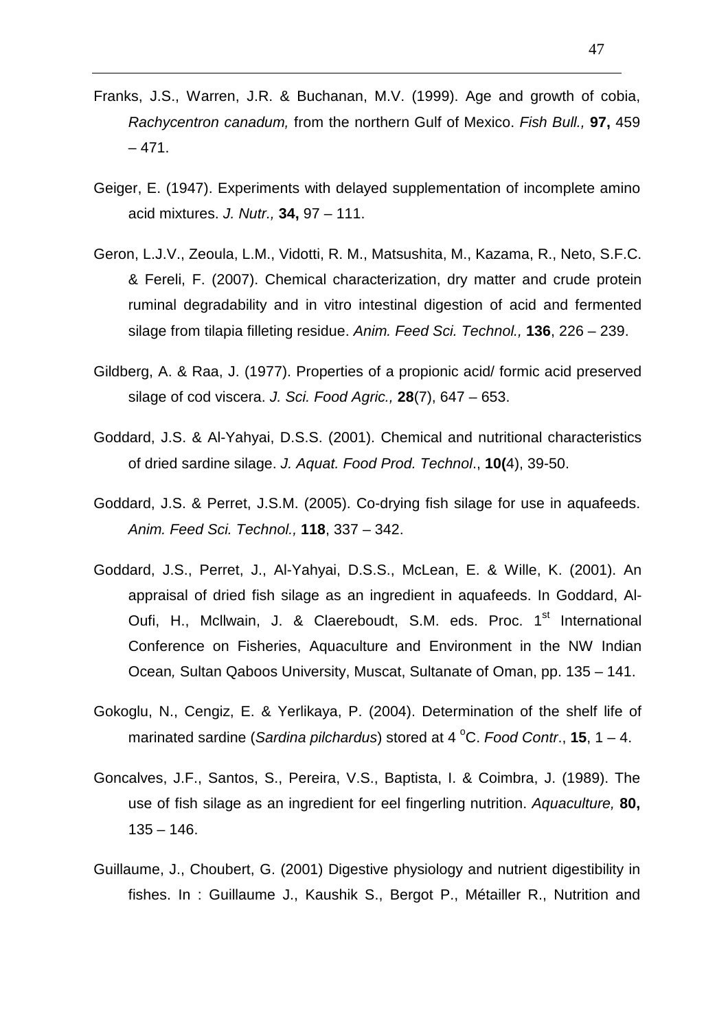Franks, J.S., Warren, J.R. & Buchanan, M.V. (1999). Age and growth of cobia, *Rachycentron canadum,* from the northern Gulf of Mexico. *Fish Bull.,* **97,** 459 – 471.

Geiger, E. (1947). Experiments with delayed supplementation of incomplete amino acid mixtures. *J. Nutr.,* **34,** 97 – 111.

Geron, L.J.V., Zeoula, L.M., Vidotti, R. M., Matsushita, M., Kazama, R., Neto, S.F.C. & Fereli, F. (2007). Chemical characterization, dry matter and crude protein ruminal degradability and in vitro intestinal digestion of acid and fermented silage from tilapia filleting residue. *Anim. Feed Sci. Technol.,* **136**, 226 – 239.

Gildberg, A. & Raa, J. (1977). Properties of a propionic acid/ formic acid preserved silage of cod viscera. *J. Sci. Food Agric.,* **28**(7), 647 – 653.

Goddard, J.S. & Al-Yahyai, D.S.S. (2001). Chemical and nutritional characteristics of dried sardine silage. *J. Aquat. Food Prod. Technol*., **10(**4), 39-50.

Goddard, J.S. & Perret, J.S.M. (2005). Co-drying fish silage for use in aquafeeds. *Anim. Feed Sci. Technol.,* **118**, 337 – 342.

Goddard, J.S., Perret, J., Al-Yahyai, D.S.S., McLean, E. & Wille, K. (2001). An appraisal of dried fish silage as an ingredient in aquafeeds. In Goddard, Al-Oufi, H., Mcllwain, J. & Claereboudt, S.M. eds. Proc. 1st International Conference on Fisheries, Aquaculture and Environment in the NW Indian Ocean*,* Sultan Qaboos University, Muscat, Sultanate of Oman, pp. 135 – 141.

Gokoglu, N., Cengiz, E. & Yerlikaya, P. (2004). Determination of the shelf life of marinated sardine (*Sardina pilchardus*) stored at 4 $^{o}$C. *Food Contr*., **15**, 1 – 4.

Goncalves, J.F., Santos, S., Pereira, V.S., Baptista, I. & Coimbra, J. (1989). The use of fish silage as an ingredient for eel fingerling nutrition. *Aquaculture,* **80,** 135 – 146.

Guillaume, J., Choubert, G. (2001) Digestive physiology and nutrient digestibility in fishes. In : Guillaume J., Kaushik S., Bergot P., Métailler R., Nutrition and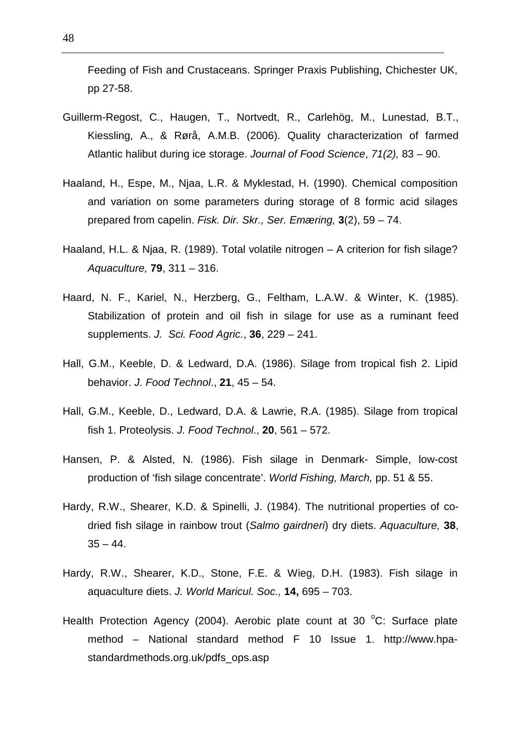Feeding of Fish and Crustaceans. Springer Praxis Publishing, Chichester UK, pp 27-58.

Guillerm-Regost, C., Haugen, T., Nortvedt, R., Carlehög, M., Lunestad, B.T., Kiessling, A., & Rørå, A.M.B. (2006). Quality characterization of farmed Atlantic halibut during ice storage. *Journal of Food Science*, *71(2),* 83 – 90.

Haaland, H., Espe, M., Njaa, L.R. & Myklestad, H. (1990). Chemical composition and variation on some parameters during storage of 8 formic acid silages prepared from capelin. *Fisk. Dir. Skr., Ser. Emæring,* **3**(2), 59 – 74.

Haaland, H.L. & Njaa, R. (1989). Total volatile nitrogen – A criterion for fish silage? *Aquaculture,* **79**, 311 – 316.

Haard, N. F., Kariel, N., Herzberg, G., Feltham, L.A.W. & Winter, K. (1985). Stabilization of protein and oil fish in silage for use as a ruminant feed supplements. *J. Sci. Food Agric.*, **36**, 229 – 241.

Hall, G.M., Keeble, D. & Ledward, D.A. (1986). Silage from tropical fish 2. Lipid behavior. *J. Food Technol*., **21**, 45 – 54.

Hall, G.M., Keeble, D., Ledward, D.A. & Lawrie, R.A. (1985). Silage from tropical fish 1. Proteolysis. *J. Food Technol*., **20**, 561 – 572.

Hansen, P. & Alsted, N. (1986). Fish silage in Denmark- Simple, low-cost production of 'fish silage concentrate'. *World Fishing, March,* pp. 51 & 55.

Hardy, R.W., Shearer, K.D. & Spinelli, J. (1984). The nutritional properties of co-dried fish silage in rainbow trout (*Salmo gairdneri*) dry diets. *Aquaculture,* **38**, 35 – 44.

Hardy, R.W., Shearer, K.D., Stone, F.E. & Wieg, D.H. (1983). Fish silage in aquaculture diets. *J. World Maricul. Soc.,* **14,** 695 – 703.

Health Protection Agency (2004). Aerobic plate count at 30 $^{o}$C: Surface plate method – National standard method F 10 Issue 1. http://www.hpa-standardmethods.org.uk/pdfs_ops.asp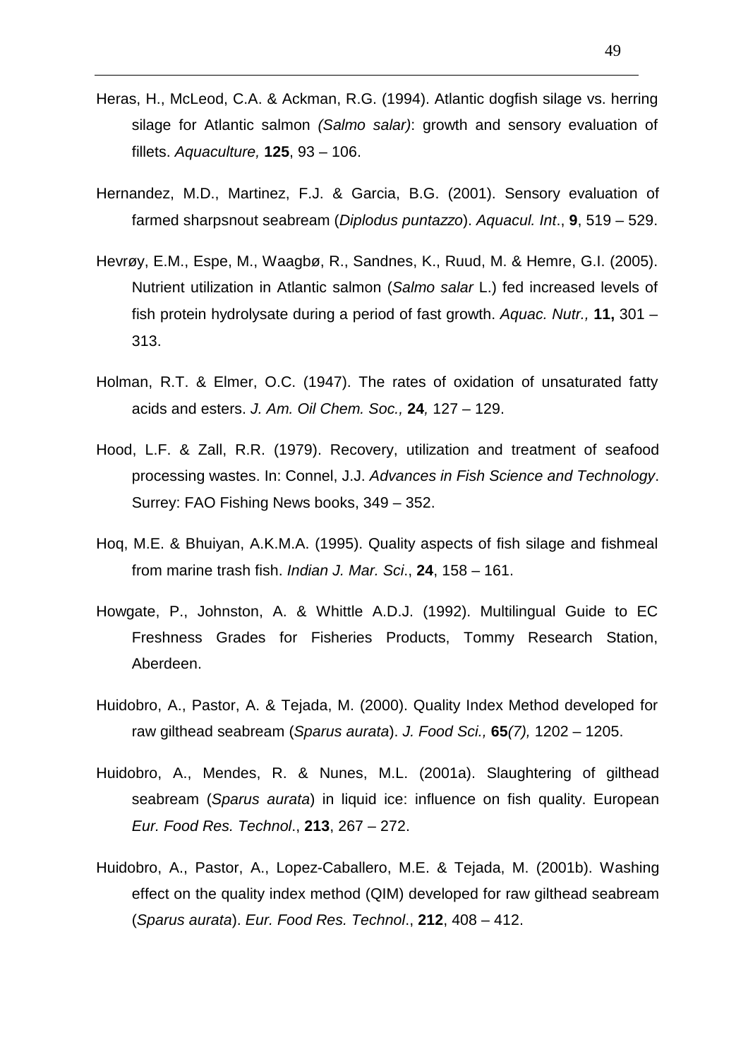Heras, H., McLeod, C.A. & Ackman, R.G. (1994). Atlantic dogfish silage vs. herring silage for Atlantic salmon *(Salmo salar)*: growth and sensory evaluation of fillets. *Aquaculture,* **125**, 93 – 106.

Hernandez, M.D., Martinez, F.J. & Garcia, B.G. (2001). Sensory evaluation of farmed sharpsnout seabream (*Diplodus puntazzo*). *Aquacul. Int*., **9**, 519 – 529.

Hevrøy, E.M., Espe, M., Waagbø, R., Sandnes, K., Ruud, M. & Hemre, G.I. (2005). Nutrient utilization in Atlantic salmon (*Salmo salar* L.) fed increased levels of fish protein hydrolysate during a period of fast growth. *Aquac. Nutr.,* **11,** 301 – 313.

Holman, R.T. & Elmer, O.C. (1947). The rates of oxidation of unsaturated fatty acids and esters. *J. Am. Oil Chem. Soc.,* **24***,* 127 – 129.

Hood, L.F. & Zall, R.R. (1979). Recovery, utilization and treatment of seafood processing wastes. In: Connel, J.J. *Advances in Fish Science and Technology*. Surrey: FAO Fishing News books, 349 – 352.

Hoq, M.E. & Bhuiyan, A.K.M.A. (1995). Quality aspects of fish silage and fishmeal from marine trash fish. *Indian J. Mar. Sci*., **24**, 158 – 161.

Howgate, P., Johnston, A. & Whittle A.D.J. (1992). Multilingual Guide to EC Freshness Grades for Fisheries Products, Tommy Research Station, Aberdeen.

Huidobro, A., Pastor, A. & Tejada, M. (2000). Quality Index Method developed for raw gilthead seabream (*Sparus aurata*). *J. Food Sci.,* **65***(7),* 1202 – 1205.

Huidobro, A., Mendes, R. & Nunes, M.L. (2001a). Slaughtering of gilthead seabream (*Sparus aurata*) in liquid ice: influence on fish quality. European *Eur. Food Res. Technol*., **213**, 267 – 272.

Huidobro, A., Pastor, A., Lopez-Caballero, M.E. & Tejada, M. (2001b). Washing effect on the quality index method (QIM) developed for raw gilthead seabream (*Sparus aurata*). *Eur. Food Res. Technol*., **212**, 408 – 412.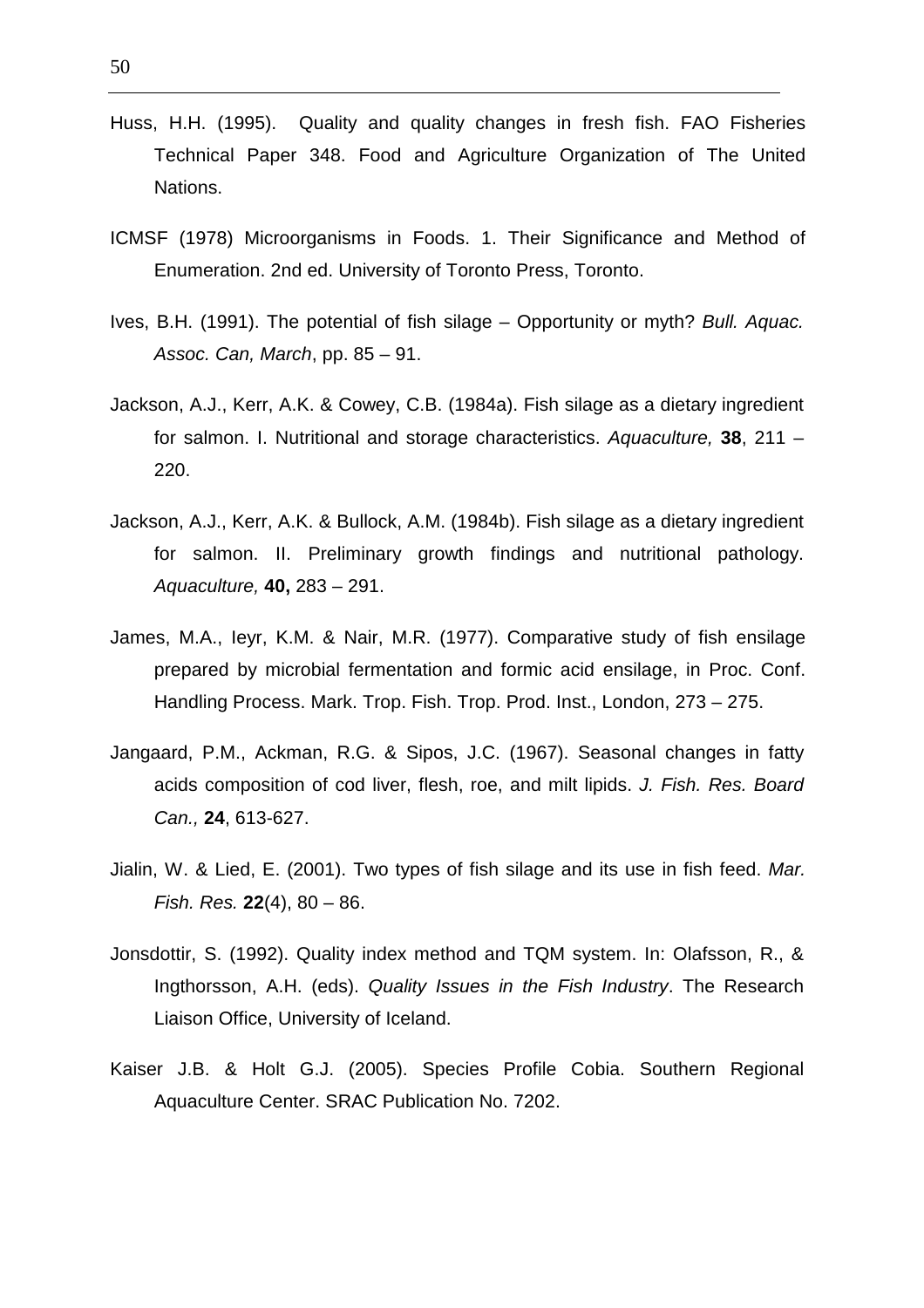Huss, H.H. (1995). Quality and quality changes in fresh fish. FAO Fisheries Technical Paper 348. Food and Agriculture Organization of The United Nations.

ICMSF (1978) Microorganisms in Foods. 1. Their Significance and Method of Enumeration. 2nd ed. University of Toronto Press, Toronto.

Ives, B.H. (1991). The potential of fish silage – Opportunity or myth? *Bull. Aquac. Assoc. Can, March*, pp. 85 – 91.

Jackson, A.J., Kerr, A.K. & Cowey, C.B. (1984a). Fish silage as a dietary ingredient for salmon. I. Nutritional and storage characteristics. *Aquaculture,* **38**, 211 – 220.

Jackson, A.J., Kerr, A.K. & Bullock, A.M. (1984b). Fish silage as a dietary ingredient for salmon. II. Preliminary growth findings and nutritional pathology. *Aquaculture,* **40,** 283 – 291.

James, M.A., Ieyr, K.M. & Nair, M.R. (1977). Comparative study of fish ensilage prepared by microbial fermentation and formic acid ensilage, in Proc. Conf. Handling Process. Mark. Trop. Fish. Trop. Prod. Inst., London, 273 – 275.

Jangaard, P.M., Ackman, R.G. & Sipos, J.C. (1967). Seasonal changes in fatty acids composition of cod liver, flesh, roe, and milt lipids. *J. Fish. Res. Board Can.,* **24**, 613-627.

Jialin, W. & Lied, E. (2001). Two types of fish silage and its use in fish feed. *Mar. Fish. Res.* **22**(4), 80 – 86.

Jonsdottir, S. (1992). Quality index method and TQM system. In: Olafsson, R., & Ingthorsson, A.H. (eds). *Quality Issues in the Fish Industry*. The Research Liaison Office, University of Iceland.

Kaiser J.B. & Holt G.J. (2005). Species Profile Cobia. Southern Regional Aquaculture Center. SRAC Publication No. 7202.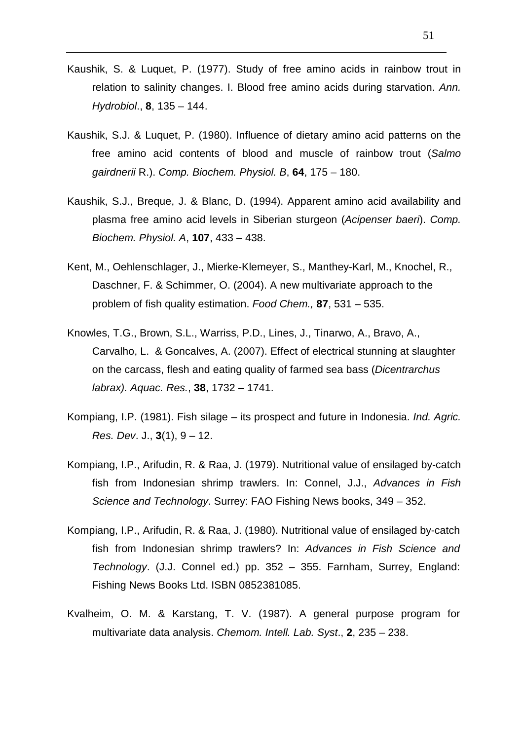Kaushik, S. & Luquet, P. (1977). Study of free amino acids in rainbow trout in relation to salinity changes. I. Blood free amino acids during starvation. *Ann. Hydrobiol*., **8**, 135 – 144.

Kaushik, S.J. & Luquet, P. (1980). Influence of dietary amino acid patterns on the free amino acid contents of blood and muscle of rainbow trout (*Salmo gairdnerii* R.). *Comp. Biochem. Physiol. B*, **64**, 175 – 180.

Kaushik, S.J., Breque, J. & Blanc, D. (1994). Apparent amino acid availability and plasma free amino acid levels in Siberian sturgeon (*Acipenser baeri*). *Comp. Biochem. Physiol. A*, **107**, 433 – 438.

Kent, M., Oehlenschlager, J., Mierke-Klemeyer, S., Manthey-Karl, M., Knochel, R., Daschner, F. & Schimmer, O. (2004). A new multivariate approach to the problem of fish quality estimation. *Food Chem.,* **87**, 531 – 535.

Knowles, T.G., Brown, S.L., Warriss, P.D., Lines, J., Tinarwo, A., Bravo, A., Carvalho, L. & Goncalves, A. (2007). Effect of electrical stunning at slaughter on the carcass, flesh and eating quality of farmed sea bass (*Dicentrarchus labrax). Aquac. Res.*, **38**, 1732 – 1741.

Kompiang, I.P. (1981). Fish silage – its prospect and future in Indonesia. *Ind. Agric. Res. Dev*. J., **3**(1), 9 – 12.

Kompiang, I.P., Arifudin, R. & Raa, J. (1979). Nutritional value of ensilaged by-catch fish from Indonesian shrimp trawlers. In: Connel, J.J., *Advances in Fish Science and Technology*. Surrey: FAO Fishing News books, 349 – 352.

Kompiang, I.P., Arifudin, R. & Raa, J. (1980). Nutritional value of ensilaged by-catch fish from Indonesian shrimp trawlers? In: *Advances in Fish Science and Technology*. (J.J. Connel ed.) pp. 352 – 355. Farnham, Surrey, England: Fishing News Books Ltd. ISBN 0852381085.

Kvalheim, O. M. & Karstang, T. V. (1987). A general purpose program for multivariate data analysis. *Chemom. Intell. Lab. Syst*., **2**, 235 – 238.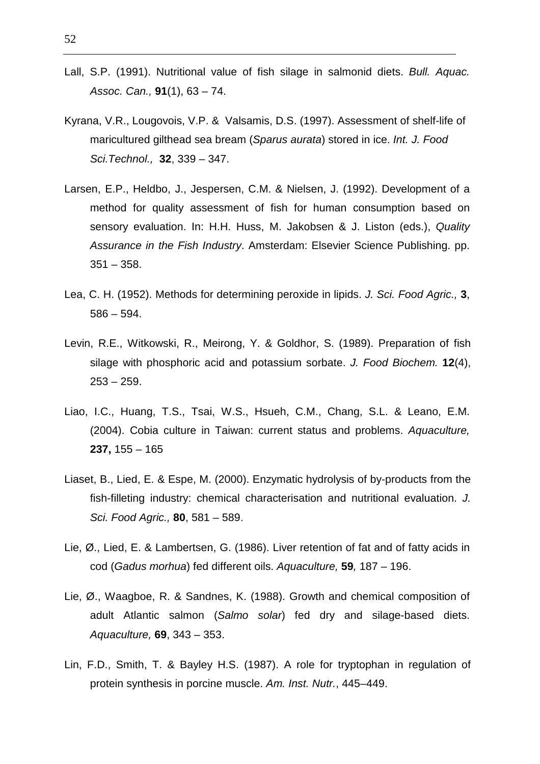Lall, S.P. (1991). Nutritional value of fish silage in salmonid diets. *Bull. Aquac. Assoc. Can.,* **91**(1), 63 – 74.

Kyrana, V.R., Lougovois, V.P. & Valsamis, D.S. (1997). Assessment of shelf-life of maricultured gilthead sea bream (*Sparus aurata*) stored in ice. *Int. J. Food Sci.Technol.,* **32**, 339 – 347.

Larsen, E.P., Heldbo, J., Jespersen, C.M. & Nielsen, J. (1992). Development of a method for quality assessment of fish for human consumption based on sensory evaluation. In: H.H. Huss, M. Jakobsen & J. Liston (eds.), *Quality Assurance in the Fish Industry*. Amsterdam: Elsevier Science Publishing. pp. 351 – 358.

Lea, C. H. (1952). Methods for determining peroxide in lipids. *J. Sci. Food Agric.,* **3**, 586 – 594.

Levin, R.E., Witkowski, R., Meirong, Y. & Goldhor, S. (1989). Preparation of fish silage with phosphoric acid and potassium sorbate. *J. Food Biochem.* **12**(4), 253 – 259.

Liao, I.C., Huang, T.S., Tsai, W.S., Hsueh, C.M., Chang, S.L. & Leano, E.M. (2004). Cobia culture in Taiwan: current status and problems. *Aquaculture,* **237,** 155 – 165

Liaset, B., Lied, E. & Espe, M. (2000). Enzymatic hydrolysis of by-products from the fish-filleting industry: chemical characterisation and nutritional evaluation. *J. Sci. Food Agric.,* **80**, 581 – 589.

Lie, Ø., Lied, E. & Lambertsen, G. (1986). Liver retention of fat and of fatty acids in cod (*Gadus morhua*) fed different oils. *Aquaculture,* **59***,* 187 – 196.

Lie, Ø., Waagboe, R. & Sandnes, K. (1988). Growth and chemical composition of adult Atlantic salmon (*Salmo solar*) fed dry and silage-based diets. *Aquaculture,* **69**, 343 – 353.

Lin, F.D., Smith, T. & Bayley H.S. (1987). A role for tryptophan in regulation of protein synthesis in porcine muscle. *Am. Inst. Nutr.*, 445–449.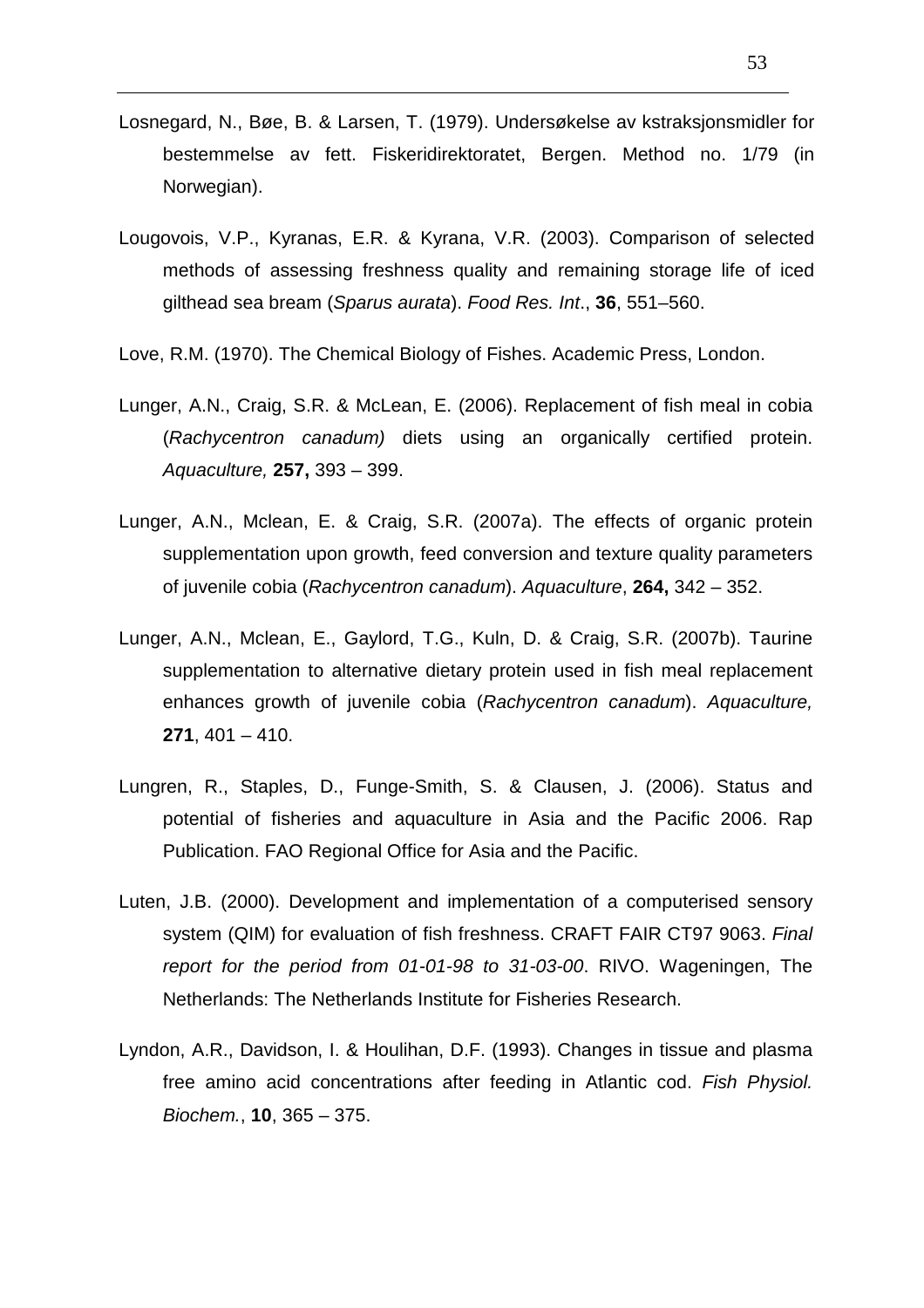Losnegard, N., Bøe, B. & Larsen, T. (1979). Undersøkelse av kstraksjonsmidler for bestemmelse av fett. Fiskeridirektoratet, Bergen. Method no. 1/79 (in Norwegian).

Lougovois, V.P., Kyranas, E.R. & Kyrana, V.R. (2003). Comparison of selected methods of assessing freshness quality and remaining storage life of iced gilthead sea bream (*Sparus aurata*). *Food Res. Int*., **36**, 551–560.

Love, R.M. (1970). The Chemical Biology of Fishes. Academic Press, London.

Lunger, A.N., Craig, S.R. & McLean, E. (2006). Replacement of fish meal in cobia (*Rachycentron canadum)* diets using an organically certified protein. *Aquaculture,* **257,** 393 – 399.

Lunger, A.N., Mclean, E. & Craig, S.R. (2007a). The effects of organic protein supplementation upon growth, feed conversion and texture quality parameters of juvenile cobia (*Rachycentron canadum*). *Aquaculture*, **264,** 342 – 352.

Lunger, A.N., Mclean, E., Gaylord, T.G., Kuln, D. & Craig, S.R. (2007b). Taurine supplementation to alternative dietary protein used in fish meal replacement enhances growth of juvenile cobia (*Rachycentron canadum*). *Aquaculture,* **271**, 401 – 410.

Lungren, R., Staples, D., Funge-Smith, S. & Clausen, J. (2006). Status and potential of fisheries and aquaculture in Asia and the Pacific 2006. Rap Publication. FAO Regional Office for Asia and the Pacific.

Luten, J.B. (2000). Development and implementation of a computerised sensory system (QIM) for evaluation of fish freshness. CRAFT FAIR CT97 9063. *Final report for the period from 01-01-98 to 31-03-00*. RIVO. Wageningen, The Netherlands: The Netherlands Institute for Fisheries Research.

Lyndon, A.R., Davidson, I. & Houlihan, D.F. (1993). Changes in tissue and plasma free amino acid concentrations after feeding in Atlantic cod. *Fish Physiol. Biochem.*, **10**, 365 – 375.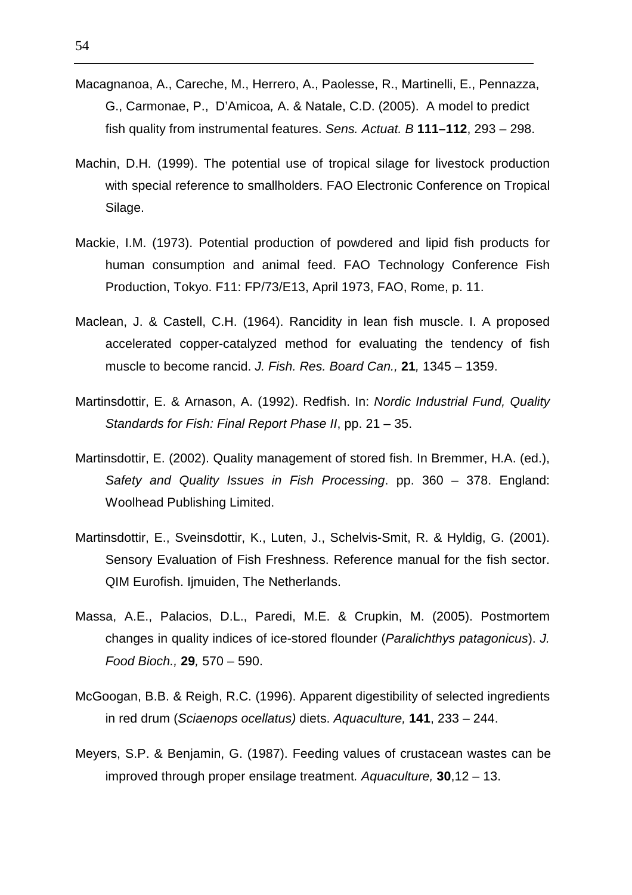Macagnanoa, A., Careche, M., Herrero, A., Paolesse, R., Martinelli, E., Pennazza, G., Carmonae, P., D'Amicoa, A. & Natale, C.D. (2005). A model to predict fish quality from instrumental features. *Sens. Actuat. B* **111–112**, 293 – 298.

Machin, D.H. (1999). The potential use of tropical silage for livestock production with special reference to smallholders. FAO Electronic Conference on Tropical Silage.

Mackie, I.M. (1973). Potential production of powdered and lipid fish products for human consumption and animal feed. FAO Technology Conference Fish Production, Tokyo. F11: FP/73/E13, April 1973, FAO, Rome, p. 11.

Maclean, J. & Castell, C.H. (1964). Rancidity in lean fish muscle. I. A proposed accelerated copper-catalyzed method for evaluating the tendency of fish muscle to become rancid. *J. Fish. Res. Board Can.,* **21***,* 1345 – 1359.

Martinsdottir, E. & Arnason, A. (1992). Redfish. In: *Nordic Industrial Fund, Quality Standards for Fish: Final Report Phase II*, pp. 21 – 35.

Martinsdottir, E. (2002). Quality management of stored fish. In Bremmer, H.A. (ed.), *Safety and Quality Issues in Fish Processing*. pp. 360 – 378. England: Woolhead Publishing Limited.

Martinsdottir, E., Sveinsdottir, K., Luten, J., Schelvis-Smit, R. & Hyldig, G. (2001). Sensory Evaluation of Fish Freshness. Reference manual for the fish sector. QIM Eurofish. Ijmuiden, The Netherlands.

Massa, A.E., Palacios, D.L., Paredi, M.E. & Crupkin, M. (2005). Postmortem changes in quality indices of ice-stored flounder (*Paralichthys patagonicus*). *J. Food Bioch.,* **29***,* 570 – 590.

McGoogan, B.B. & Reigh, R.C. (1996). Apparent digestibility of selected ingredients in red drum (*Sciaenops ocellatus)* diets. *Aquaculture,* **141**, 233 – 244.

Meyers, S.P. & Benjamin, G. (1987). Feeding values of crustacean wastes can be improved through proper ensilage treatment*. Aquaculture,* **30**,12 – 13.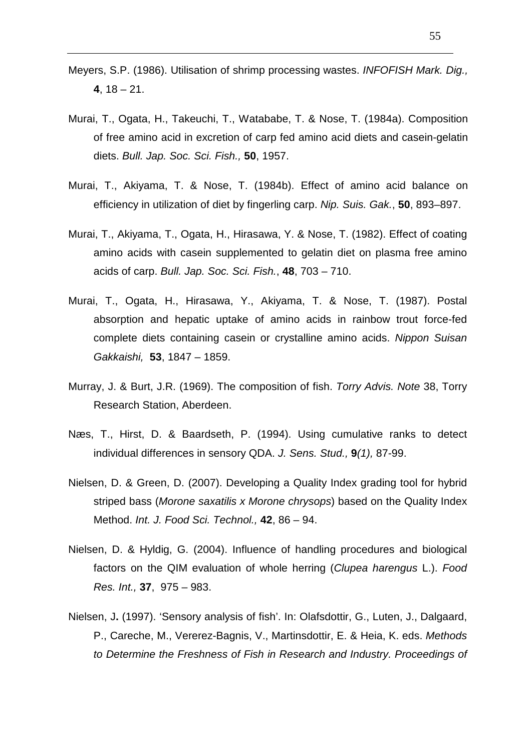Meyers, S.P. (1986). Utilisation of shrimp processing wastes. *INFOFISH Mark. Dig.,* **4**, 18 – 21.

Murai, T., Ogata, H., Takeuchi, T., Watababe, T. & Nose, T. (1984a). Composition of free amino acid in excretion of carp fed amino acid diets and casein-gelatin diets. *Bull. Jap. Soc. Sci. Fish.,* **50**, 1957.

Murai, T., Akiyama, T. & Nose, T. (1984b). Effect of amino acid balance on efficiency in utilization of diet by fingerling carp. *Nip. Suis. Gak.*, **50**, 893–897.

Murai, T., Akiyama, T., Ogata, H., Hirasawa, Y. & Nose, T. (1982). Effect of coating amino acids with casein supplemented to gelatin diet on plasma free amino acids of carp. *Bull. Jap. Soc. Sci. Fish.*, **48**, 703 – 710.

Murai, T., Ogata, H., Hirasawa, Y., Akiyama, T. & Nose, T. (1987). Postal absorption and hepatic uptake of amino acids in rainbow trout force-fed complete diets containing casein or crystalline amino acids. *Nippon Suisan Gakkaishi,* **53**, 1847 – 1859.

Murray, J. & Burt, J.R. (1969). The composition of fish. *Torry Advis. Note* 38, Torry Research Station, Aberdeen.

Næs, T., Hirst, D. & Baardseth, P. (1994). Using cumulative ranks to detect individual differences in sensory QDA. *J. Sens. Stud.,* **9***(1),* 87-99.

Nielsen, D. & Green, D. (2007). Developing a Quality Index grading tool for hybrid striped bass (*Morone saxatilis x Morone chrysops*) based on the Quality Index Method. *Int. J. Food Sci. Technol.,* **42**, 86 – 94.

Nielsen, D. & Hyldig, G. (2004). Influence of handling procedures and biological factors on the QIM evaluation of whole herring (*Clupea harengus* L.). *Food Res. Int.,* **37**, 975 – 983.

Nielsen, J**.** (1997). 'Sensory analysis of fish'. In: Olafsdottir, G., Luten, J., Dalgaard, P., Careche, M., Vererez-Bagnis, V., Martinsdottir, E. & Heia, K. eds. *Methods to Determine the Freshness of Fish in Research and Industry. Proceedings of*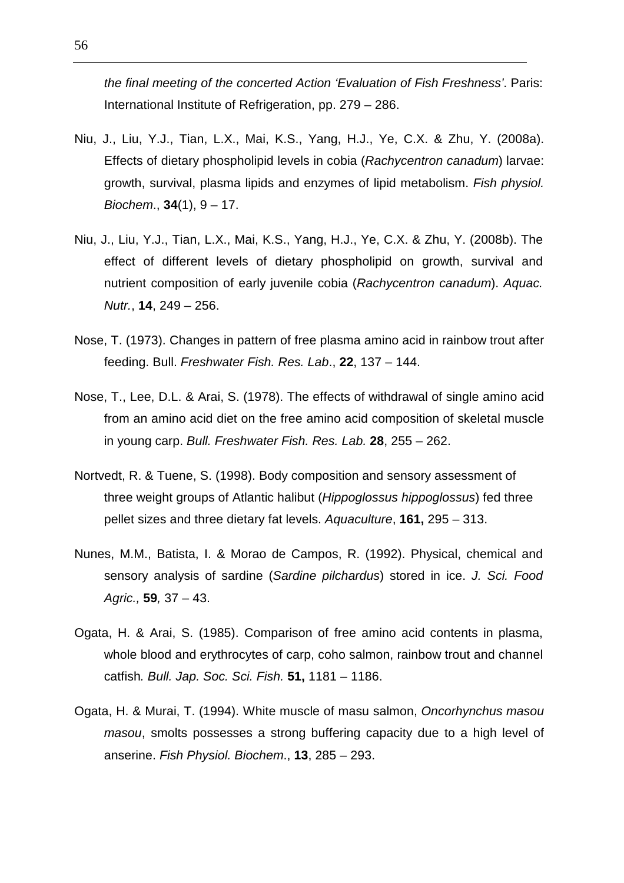*the final meeting of the concerted Action 'Evaluation of Fish Freshness'*. Paris: International Institute of Refrigeration, pp. 279 – 286.

Niu, J., Liu, Y.J., Tian, L.X., Mai, K.S., Yang, H.J., Ye, C.X. & Zhu, Y. (2008a). Effects of dietary phospholipid levels in cobia (*Rachycentron canadum*) larvae: growth, survival, plasma lipids and enzymes of lipid metabolism. *Fish physiol. Biochem*., **34**(1), 9 – 17.

Niu, J., Liu, Y.J., Tian, L.X., Mai, K.S., Yang, H.J., Ye, C.X. & Zhu, Y. (2008b). The effect of different levels of dietary phospholipid on growth, survival and nutrient composition of early juvenile cobia (*Rachycentron canadum*). *Aquac. Nutr.*, **14**, 249 – 256.

Nose, T. (1973). Changes in pattern of free plasma amino acid in rainbow trout after feeding. Bull. *Freshwater Fish. Res. Lab*., **22**, 137 – 144.

Nose, T., Lee, D.L. & Arai, S. (1978). The effects of withdrawal of single amino acid from an amino acid diet on the free amino acid composition of skeletal muscle in young carp. *Bull. Freshwater Fish. Res. Lab.* **28**, 255 – 262.

Nortvedt, R. & Tuene, S. (1998). Body composition and sensory assessment of three weight groups of Atlantic halibut (*Hippoglossus hippoglossus*) fed three pellet sizes and three dietary fat levels. *Aquaculture*, **161,** 295 – 313.

Nunes, M.M., Batista, I. & Morao de Campos, R. (1992). Physical, chemical and sensory analysis of sardine (*Sardine pilchardus*) stored in ice. *J. Sci. Food Agric.,* **59***,* 37 – 43.

Ogata, H. & Arai, S. (1985). Comparison of free amino acid contents in plasma, whole blood and erythrocytes of carp, coho salmon, rainbow trout and channel catfish*. Bull. Jap. Soc. Sci. Fish.* **51,** 1181 – 1186.

Ogata, H. & Murai, T. (1994). White muscle of masu salmon, *Oncorhynchus masou masou*, smolts possesses a strong buffering capacity due to a high level of anserine. *Fish Physiol. Biochem*., **13**, 285 – 293.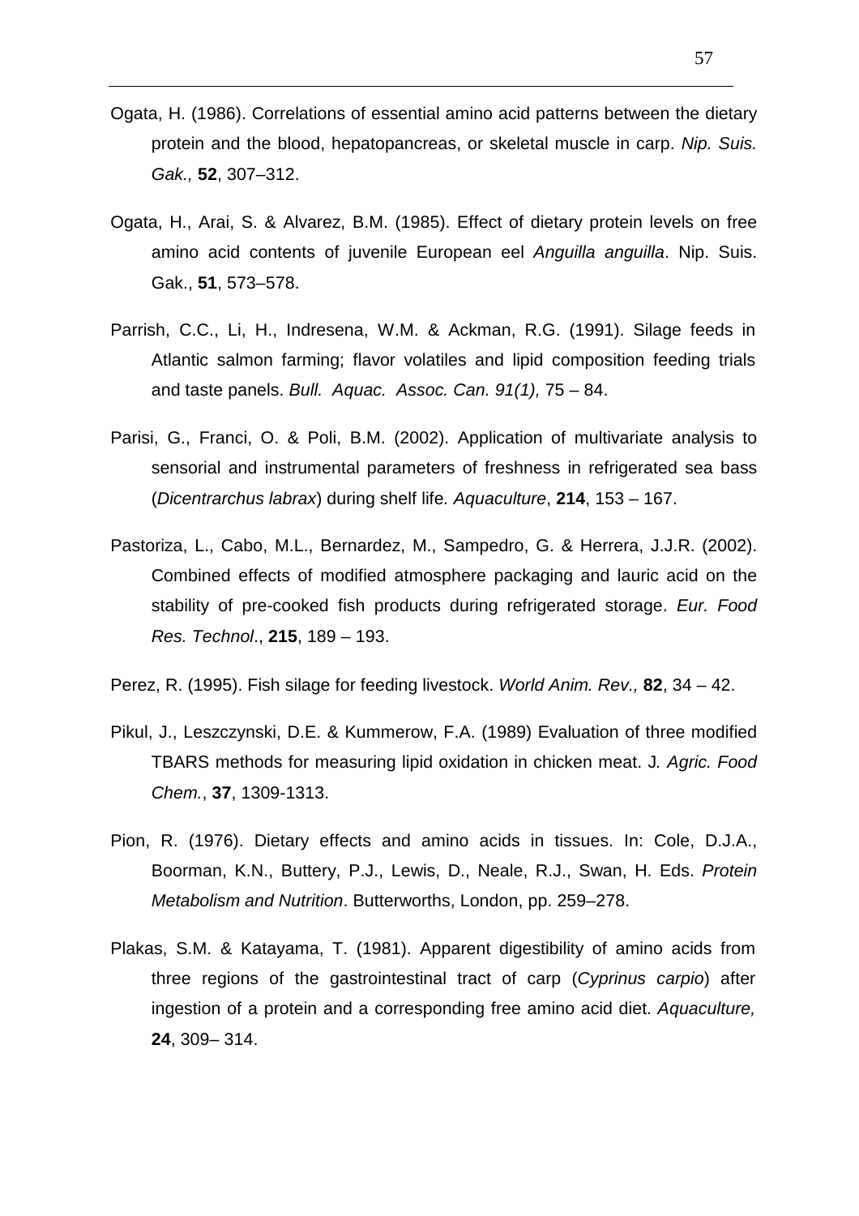Ogata, H. (1986). Correlations of essential amino acid patterns between the dietary protein and the blood, hepatopancreas, or skeletal muscle in carp. *Nip. Suis. Gak.,* **52**, 307–312.

Ogata, H., Arai, S. & Alvarez, B.M. (1985). Effect of dietary protein levels on free amino acid contents of juvenile European eel *Anguilla anguilla*. Nip. Suis. Gak., **51**, 573–578.

Parrish, C.C., Li, H., Indresena, W.M. & Ackman, R.G. (1991). Silage feeds in Atlantic salmon farming; flavor volatiles and lipid composition feeding trials and taste panels. *Bull. Aquac. Assoc. Can. 91(1),* 75 – 84.

Parisi, G., Franci, O. & Poli, B.M. (2002). Application of multivariate analysis to sensorial and instrumental parameters of freshness in refrigerated sea bass (*Dicentrarchus labrax*) during shelf life*. Aquaculture*, **214**, 153 – 167.

Pastoriza, L., Cabo, M.L., Bernardez, M., Sampedro, G. & Herrera, J.J.R. (2002). Combined effects of modified atmosphere packaging and lauric acid on the stability of pre-cooked fish products during refrigerated storage. *Eur. Food Res. Technol*., **215**, 189 – 193.

Perez, R. (1995). Fish silage for feeding livestock. *World Anim. Rev.,* **82**, 34 – 42.

Pikul, J., Leszczynski, D.E. & Kummerow, F.A. (1989) Evaluation of three modified TBARS methods for measuring lipid oxidation in chicken meat. J*. Agric. Food Chem.*, **37**, 1309-1313.

Pion, R. (1976). Dietary effects and amino acids in tissues. In: Cole, D.J.A., Boorman, K.N., Buttery, P.J., Lewis, D., Neale, R.J., Swan, H. Eds. *Protein Metabolism and Nutrition*. Butterworths, London, pp. 259–278.

Plakas, S.M. & Katayama, T. (1981). Apparent digestibility of amino acids from three regions of the gastrointestinal tract of carp (*Cyprinus carpio*) after ingestion of a protein and a corresponding free amino acid diet. *Aquaculture,* **24**, 309– 314.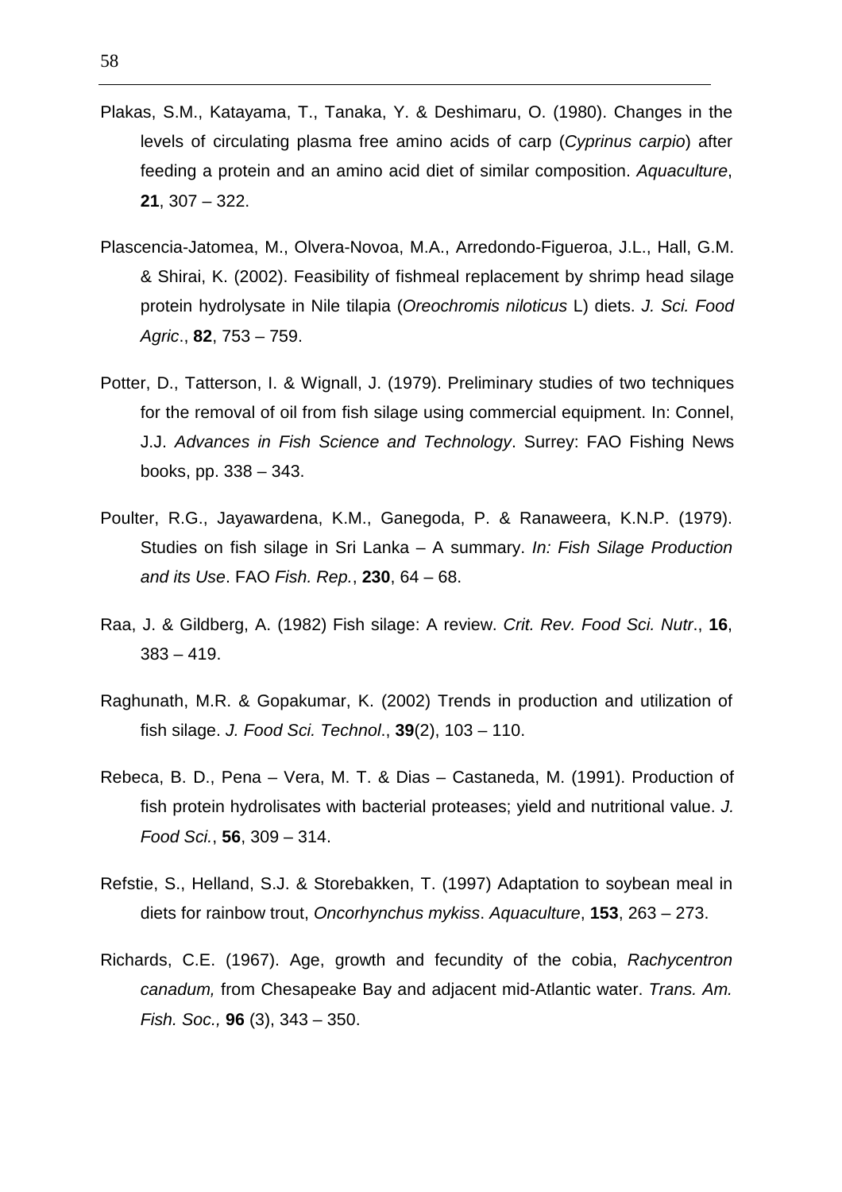Plakas, S.M., Katayama, T., Tanaka, Y. & Deshimaru, O. (1980). Changes in the levels of circulating plasma free amino acids of carp (*Cyprinus carpio*) after feeding a protein and an amino acid diet of similar composition. *Aquaculture*, **21**, 307 – 322.

Plascencia-Jatomea, M., Olvera-Novoa, M.A., Arredondo-Figueroa, J.L., Hall, G.M. & Shirai, K. (2002). Feasibility of fishmeal replacement by shrimp head silage protein hydrolysate in Nile tilapia (*Oreochromis niloticus* L) diets. *J. Sci. Food Agric*., **82**, 753 – 759.

Potter, D., Tatterson, I. & Wignall, J. (1979). Preliminary studies of two techniques for the removal of oil from fish silage using commercial equipment. In: Connel, J.J. *Advances in Fish Science and Technology*. Surrey: FAO Fishing News books, pp. 338 – 343.

Poulter, R.G., Jayawardena, K.M., Ganegoda, P. & Ranaweera, K.N.P. (1979). Studies on fish silage in Sri Lanka – A summary. *In: Fish Silage Production and its Use*. FAO *Fish. Rep.*, **230**, 64 – 68.

Raa, J. & Gildberg, A. (1982) Fish silage: A review. *Crit. Rev. Food Sci. Nutr*., **16**, 383 – 419.

Raghunath, M.R. & Gopakumar, K. (2002) Trends in production and utilization of fish silage. *J. Food Sci. Technol*., **39**(2), 103 – 110.

Rebeca, B. D., Pena – Vera, M. T. & Dias – Castaneda, M. (1991). Production of fish protein hydrolisates with bacterial proteases; yield and nutritional value. *J. Food Sci.*, **56**, 309 – 314.

Refstie, S., Helland, S.J. & Storebakken, T. (1997) Adaptation to soybean meal in diets for rainbow trout, *Oncorhynchus mykiss*. *Aquaculture*, **153**, 263 – 273.

Richards, C.E. (1967). Age, growth and fecundity of the cobia, *Rachycentron canadum,* from Chesapeake Bay and adjacent mid-Atlantic water. *Trans. Am. Fish. Soc.,* **96** (3), 343 – 350.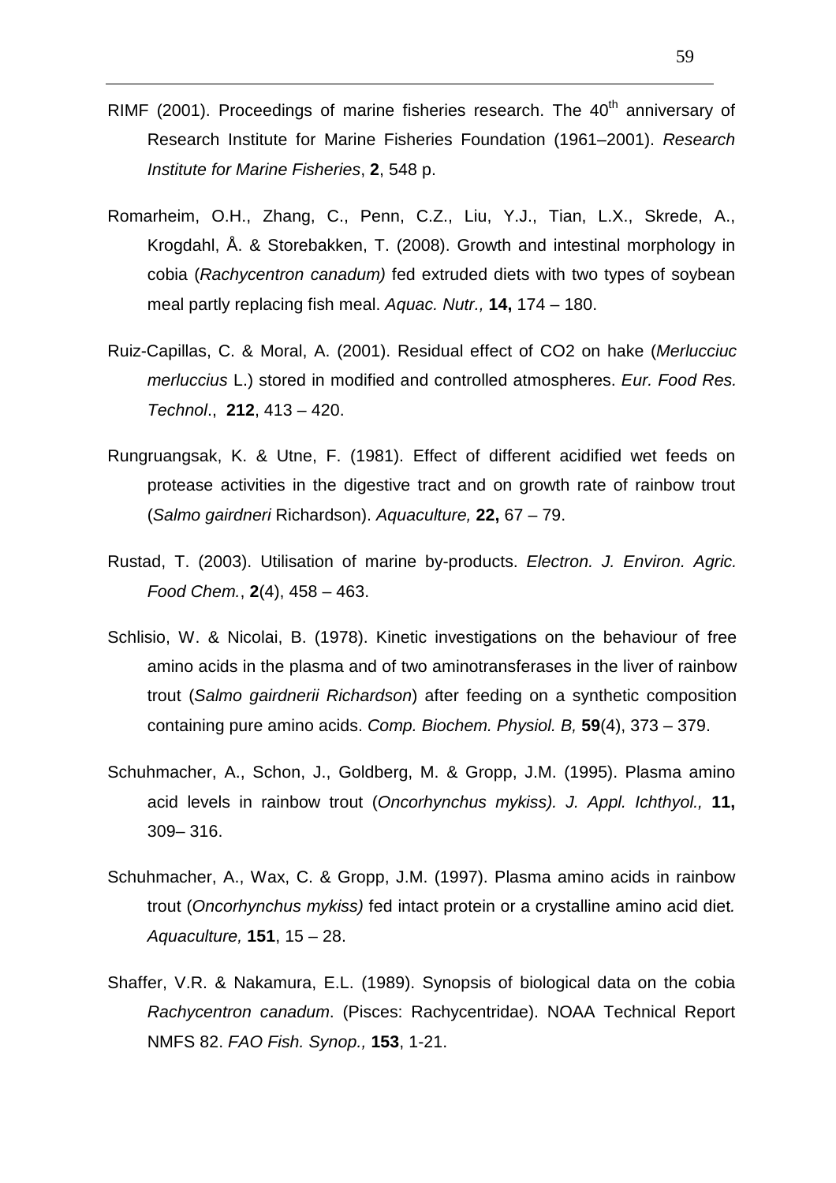RIMF (2001). Proceedings of marine fisheries research. The 40$^{th}$ anniversary of Research Institute for Marine Fisheries Foundation (1961–2001). *Research Institute for Marine Fisheries*, **2**, 548 p.

Romarheim, O.H., Zhang, C., Penn, C.Z., Liu, Y.J., Tian, L.X., Skrede, A., Krogdahl, Å. & Storebakken, T. (2008). Growth and intestinal morphology in cobia (*Rachycentron canadum)* fed extruded diets with two types of soybean meal partly replacing fish meal. *Aquac. Nutr.,* **14,** 174 – 180.

Ruiz-Capillas, C. & Moral, A. (2001). Residual effect of CO2 on hake (*Merlucciuc merluccius* L.) stored in modified and controlled atmospheres. *Eur. Food Res. Technol*., **212**, 413 – 420.

Rungruangsak, K. & Utne, F. (1981). Effect of different acidified wet feeds on protease activities in the digestive tract and on growth rate of rainbow trout (*Salmo gairdneri* Richardson). *Aquaculture,* **22,** 67 – 79.

Rustad, T. (2003). Utilisation of marine by-products. *Electron. J. Environ. Agric. Food Chem.*, **2**(4), 458 – 463.

Schlisio, W. & Nicolai, B. (1978). Kinetic investigations on the behaviour of free amino acids in the plasma and of two aminotransferases in the liver of rainbow trout (*Salmo gairdnerii Richardson*) after feeding on a synthetic composition containing pure amino acids. *Comp. Biochem. Physiol. B,* **59**(4), 373 – 379.

Schuhmacher, A., Schon, J., Goldberg, M. & Gropp, J.M. (1995). Plasma amino acid levels in rainbow trout (*Oncorhynchus mykiss). J. Appl. Ichthyol.,* **11,** 309– 316.

Schuhmacher, A., Wax, C. & Gropp, J.M. (1997). Plasma amino acids in rainbow trout (*Oncorhynchus mykiss)* fed intact protein or a crystalline amino acid diet*. Aquaculture,* **151**, 15 – 28.

Shaffer, V.R. & Nakamura, E.L. (1989). Synopsis of biological data on the cobia *Rachycentron canadum*. (Pisces: Rachycentridae). NOAA Technical Report NMFS 82. *FAO Fish. Synop.,* **153**, 1-21.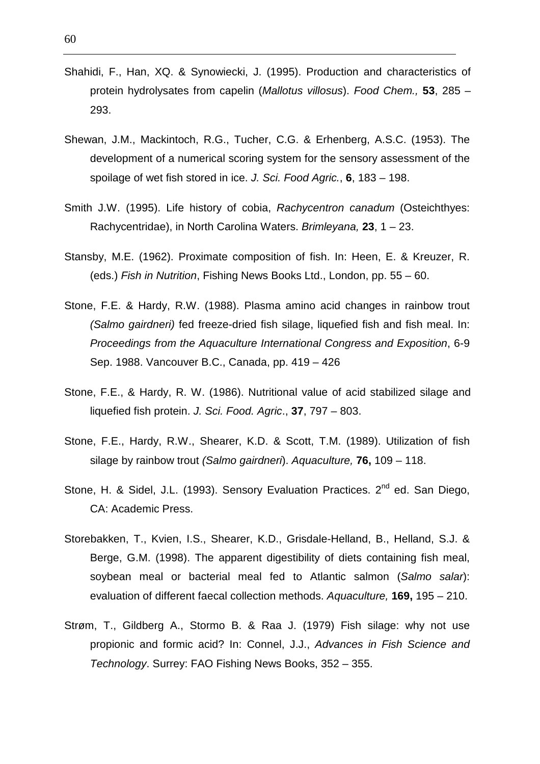Shahidi, F., Han, XQ. & Synowiecki, J. (1995). Production and characteristics of protein hydrolysates from capelin (*Mallotus villosus*). *Food Chem.,* **53**, 285 – 293.

Shewan, J.M., Mackintoch, R.G., Tucher, C.G. & Erhenberg, A.S.C. (1953). The development of a numerical scoring system for the sensory assessment of the spoilage of wet fish stored in ice. *J. Sci. Food Agric.*, **6**, 183 – 198.

Smith J.W. (1995). Life history of cobia, *Rachycentron canadum* (Osteichthyes: Rachycentridae), in North Carolina Waters. *Brimleyana,* **23**, 1 – 23.

Stansby, M.E. (1962). Proximate composition of fish. In: Heen, E. & Kreuzer, R. (eds.) *Fish in Nutrition*, Fishing News Books Ltd., London, pp. 55 – 60.

Stone, F.E. & Hardy, R.W. (1988). Plasma amino acid changes in rainbow trout *(Salmo gairdneri)* fed freeze-dried fish silage, liquefied fish and fish meal. In: *Proceedings from the Aquaculture International Congress and Exposition*, 6-9 Sep. 1988. Vancouver B.C., Canada, pp. 419 – 426

Stone, F.E., & Hardy, R. W. (1986). Nutritional value of acid stabilized silage and liquefied fish protein. *J. Sci. Food. Agric*., **37**, 797 – 803.

Stone, F.E., Hardy, R.W., Shearer, K.D. & Scott, T.M. (1989). Utilization of fish silage by rainbow trout *(Salmo gairdneri*). *Aquaculture,* **76,** 109 – 118.

Stone, H. & Sidel, J.L. (1993). Sensory Evaluation Practices. 2nd ed. San Diego, CA: Academic Press.

Storebakken, T., Kvien, I.S., Shearer, K.D., Grisdale-Helland, B., Helland, S.J. & Berge, G.M. (1998). The apparent digestibility of diets containing fish meal, soybean meal or bacterial meal fed to Atlantic salmon (*Salmo salar*): evaluation of different faecal collection methods. *Aquaculture,* **169,** 195 – 210.

Strøm, T., Gildberg A., Stormo B. & Raa J. (1979) Fish silage: why not use propionic and formic acid? In: Connel, J.J., *Advances in Fish Science and Technology*. Surrey: FAO Fishing News Books, 352 – 355.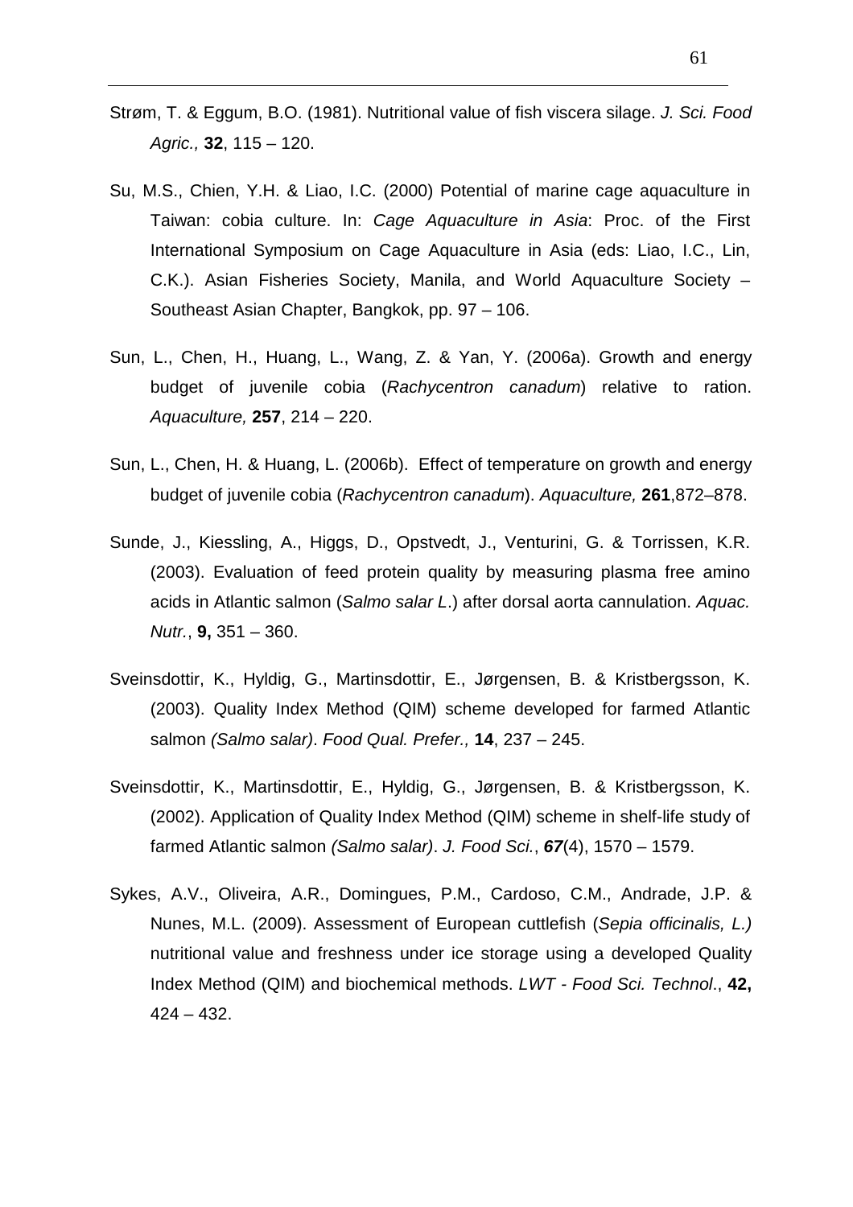Strøm, T. & Eggum, B.O. (1981). Nutritional value of fish viscera silage. *J. Sci. Food Agric.,* **32**, 115 – 120.

Su, M.S., Chien, Y.H. & Liao, I.C. (2000) Potential of marine cage aquaculture in Taiwan: cobia culture. In: *Cage Aquaculture in Asia*: Proc. of the First International Symposium on Cage Aquaculture in Asia (eds: Liao, I.C., Lin, C.K.). Asian Fisheries Society, Manila, and World Aquaculture Society – Southeast Asian Chapter, Bangkok, pp. 97 – 106.

Sun, L., Chen, H., Huang, L., Wang, Z. & Yan, Y. (2006a). Growth and energy budget of juvenile cobia (*Rachycentron canadum*) relative to ration. *Aquaculture,* **257**, 214 – 220.

Sun, L., Chen, H. & Huang, L. (2006b). Effect of temperature on growth and energy budget of juvenile cobia (*Rachycentron canadum*). *Aquaculture,* **261**,872–878.

Sunde, J., Kiessling, A., Higgs, D., Opstvedt, J., Venturini, G. & Torrissen, K.R. (2003). Evaluation of feed protein quality by measuring plasma free amino acids in Atlantic salmon (*Salmo salar L*.) after dorsal aorta cannulation. *Aquac. Nutr.*, **9,** 351 – 360.

Sveinsdottir, K., Hyldig, G., Martinsdottir, E., Jørgensen, B. & Kristbergsson, K. (2003). Quality Index Method (QIM) scheme developed for farmed Atlantic salmon *(Salmo salar)*. *Food Qual. Prefer.,* **14**, 237 – 245.

Sveinsdottir, K., Martinsdottir, E., Hyldig, G., Jørgensen, B. & Kristbergsson, K. (2002). Application of Quality Index Method (QIM) scheme in shelf-life study of farmed Atlantic salmon *(Salmo salar)*. *J. Food Sci.*, ***67***(4), 1570 – 1579.

Sykes, A.V., Oliveira, A.R., Domingues, P.M., Cardoso, C.M., Andrade, J.P. & Nunes, M.L. (2009). Assessment of European cuttlefish (*Sepia officinalis, L.)* nutritional value and freshness under ice storage using a developed Quality Index Method (QIM) and biochemical methods. *LWT - Food Sci. Technol*., **42,** 424 – 432.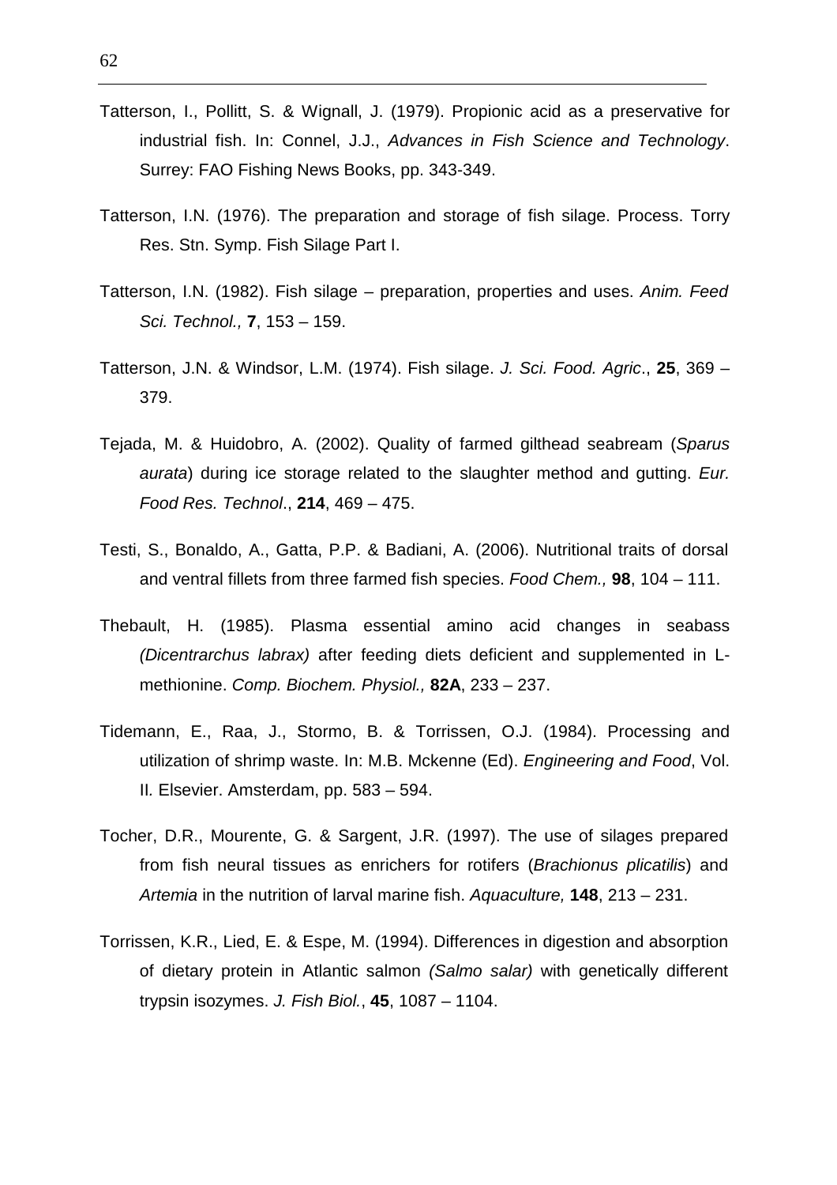Tatterson, I., Pollitt, S. & Wignall, J. (1979). Propionic acid as a preservative for industrial fish. In: Connel, J.J., *Advances in Fish Science and Technology*. Surrey: FAO Fishing News Books, pp. 343-349.

Tatterson, I.N. (1976). The preparation and storage of fish silage. Process. Torry Res. Stn. Symp. Fish Silage Part I.

Tatterson, I.N. (1982). Fish silage – preparation, properties and uses. *Anim. Feed Sci. Technol.,* **7**, 153 – 159.

Tatterson, J.N. & Windsor, L.M. (1974). Fish silage. *J. Sci. Food. Agric*., **25**, 369 – 379.

Tejada, M. & Huidobro, A. (2002). Quality of farmed gilthead seabream (*Sparus aurata*) during ice storage related to the slaughter method and gutting. *Eur. Food Res. Technol*., **214**, 469 – 475.

Testi, S., Bonaldo, A., Gatta, P.P. & Badiani, A. (2006). Nutritional traits of dorsal and ventral fillets from three farmed fish species. *Food Chem.,* **98**, 104 – 111.

Thebault, H. (1985). Plasma essential amino acid changes in seabass *(Dicentrarchus labrax)* after feeding diets deficient and supplemented in L-methionine. *Comp. Biochem. Physiol.,* **82A**, 233 – 237.

Tidemann, E., Raa, J., Stormo, B. & Torrissen, O.J. (1984). Processing and utilization of shrimp waste. In: M.B. Mckenne (Ed). *Engineering and Food*, Vol. II. Elsevier. Amsterdam, pp. 583 – 594.

Tocher, D.R., Mourente, G. & Sargent, J.R. (1997). The use of silages prepared from fish neural tissues as enrichers for rotifers (*Brachionus plicatilis*) and *Artemia* in the nutrition of larval marine fish. *Aquaculture,* **148**, 213 – 231.

Torrissen, K.R., Lied, E. & Espe, M. (1994). Differences in digestion and absorption of dietary protein in Atlantic salmon *(Salmo salar)* with genetically different trypsin isozymes. *J. Fish Biol.*, **45**, 1087 – 1104.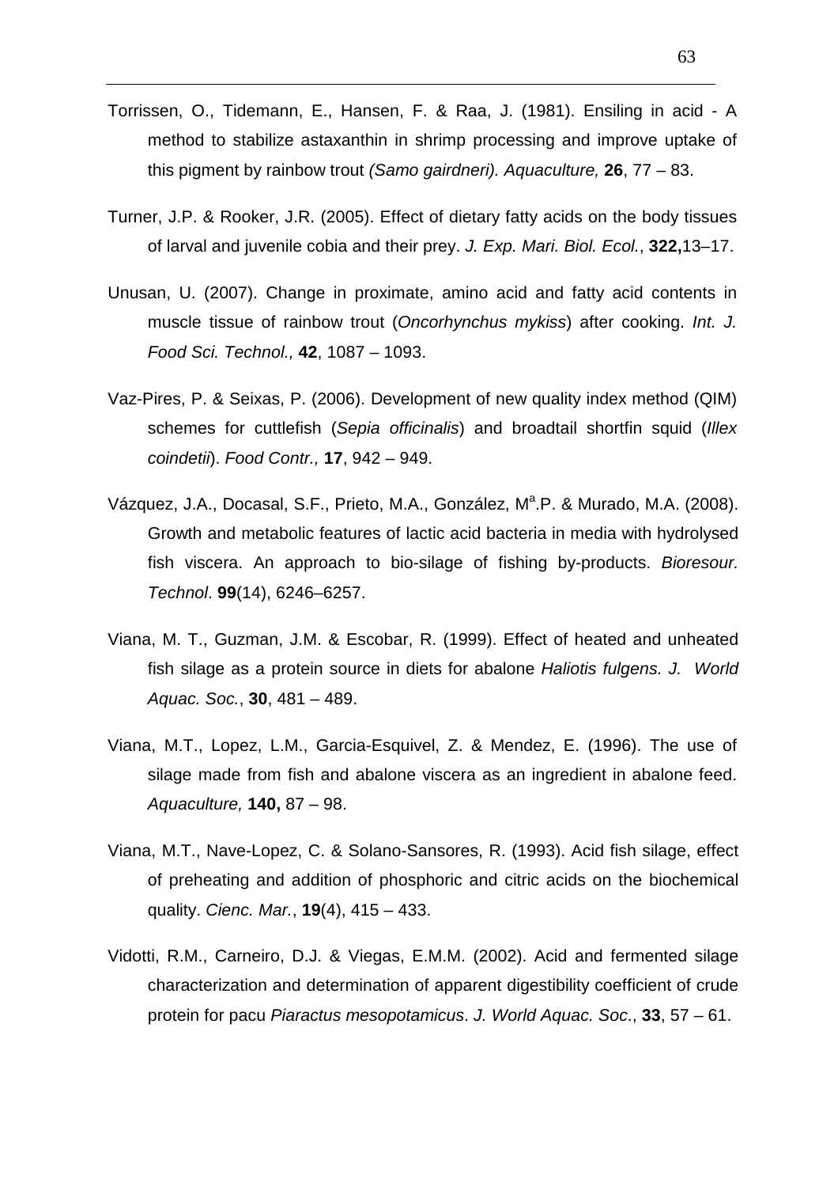Torrissen, O., Tidemann, E., Hansen, F. & Raa, J. (1981). Ensiling in acid - A method to stabilize astaxanthin in shrimp processing and improve uptake of this pigment by rainbow trout *(Samo gairdneri). Aquaculture,* **26**, 77 – 83.

Turner, J.P. & Rooker, J.R. (2005). Effect of dietary fatty acids on the body tissues of larval and juvenile cobia and their prey. *J. Exp. Mari. Biol. Ecol.*, **322,**13–17.

Unusan, U. (2007). Change in proximate, amino acid and fatty acid contents in muscle tissue of rainbow trout (*Oncorhynchus mykiss*) after cooking. *Int. J. Food Sci. Technol.,* **42**, 1087 – 1093.

Vaz-Pires, P. & Seixas, P. (2006). Development of new quality index method (QIM) schemes for cuttlefish (*Sepia officinalis*) and broadtail shortfin squid (*Illex coindetii*). *Food Contr.,* **17**, 942 – 949.

Vázquez, J.A., Docasal, S.F., Prieto, M.A., González, M[a].P. & Murado, M.A. (2008). Growth and metabolic features of lactic acid bacteria in media with hydrolysed fish viscera. An approach to bio-silage of fishing by-products. *Bioresour. Technol*. **99**(14), 6246–6257.

Viana, M. T., Guzman, J.M. & Escobar, R. (1999). Effect of heated and unheated fish silage as a protein source in diets for abalone *Haliotis fulgens. J. World Aquac. Soc.*, **30**, 481 – 489.

Viana, M.T., Lopez, L.M., Garcia-Esquivel, Z. & Mendez, E. (1996). The use of silage made from fish and abalone viscera as an ingredient in abalone feed. *Aquaculture,* **140,** 87 – 98.

Viana, M.T., Nave-Lopez, C. & Solano-Sansores, R. (1993). Acid fish silage, effect of preheating and addition of phosphoric and citric acids on the biochemical quality. *Cienc. Mar.*, **19**(4), 415 – 433.

Vidotti, R.M., Carneiro, D.J. & Viegas, E.M.M. (2002). Acid and fermented silage characterization and determination of apparent digestibility coefficient of crude protein for pacu *Piaractus mesopotamicus*. *J. World Aquac. Soc*., **33**, 57 – 61.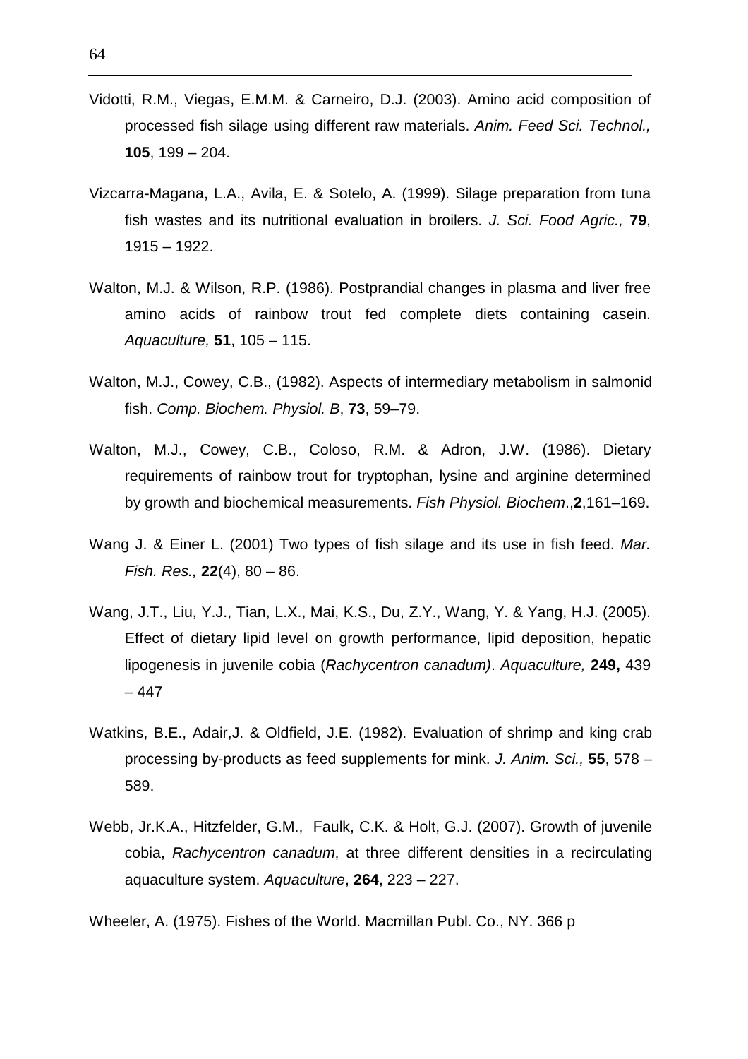Vidotti, R.M., Viegas, E.M.M. & Carneiro, D.J. (2003). Amino acid composition of processed fish silage using different raw materials. *Anim. Feed Sci. Technol.,* **105**, 199 – 204.

Vizcarra-Magana, L.A., Avila, E. & Sotelo, A. (1999). Silage preparation from tuna fish wastes and its nutritional evaluation in broilers. *J. Sci. Food Agric.,* **79**, 1915 – 1922.

Walton, M.J. & Wilson, R.P. (1986). Postprandial changes in plasma and liver free amino acids of rainbow trout fed complete diets containing casein. *Aquaculture,* **51**, 105 – 115.

Walton, M.J., Cowey, C.B., (1982). Aspects of intermediary metabolism in salmonid fish. *Comp. Biochem. Physiol. B*, **73**, 59–79.

Walton, M.J., Cowey, C.B., Coloso, R.M. & Adron, J.W. (1986). Dietary requirements of rainbow trout for tryptophan, lysine and arginine determined by growth and biochemical measurements. *Fish Physiol. Biochem*.,**2**,161–169.

Wang J. & Einer L. (2001) Two types of fish silage and its use in fish feed. *Mar. Fish. Res.,* **22**(4), 80 – 86.

Wang, J.T., Liu, Y.J., Tian, L.X., Mai, K.S., Du, Z.Y., Wang, Y. & Yang, H.J. (2005). Effect of dietary lipid level on growth performance, lipid deposition, hepatic lipogenesis in juvenile cobia (*Rachycentron canadum)*. *Aquaculture,* **249,** 439 – 447

Watkins, B.E., Adair,J. & Oldfield, J.E. (1982). Evaluation of shrimp and king crab processing by-products as feed supplements for mink. *J. Anim. Sci.,* **55**, 578 – 589.

Webb, Jr.K.A., Hitzfelder, G.M., Faulk, C.K. & Holt, G.J. (2007). Growth of juvenile cobia, *Rachycentron canadum*, at three different densities in a recirculating aquaculture system. *Aquaculture*, **264**, 223 – 227.

Wheeler, A. (1975). Fishes of the World. Macmillan Publ. Co., NY. 366 p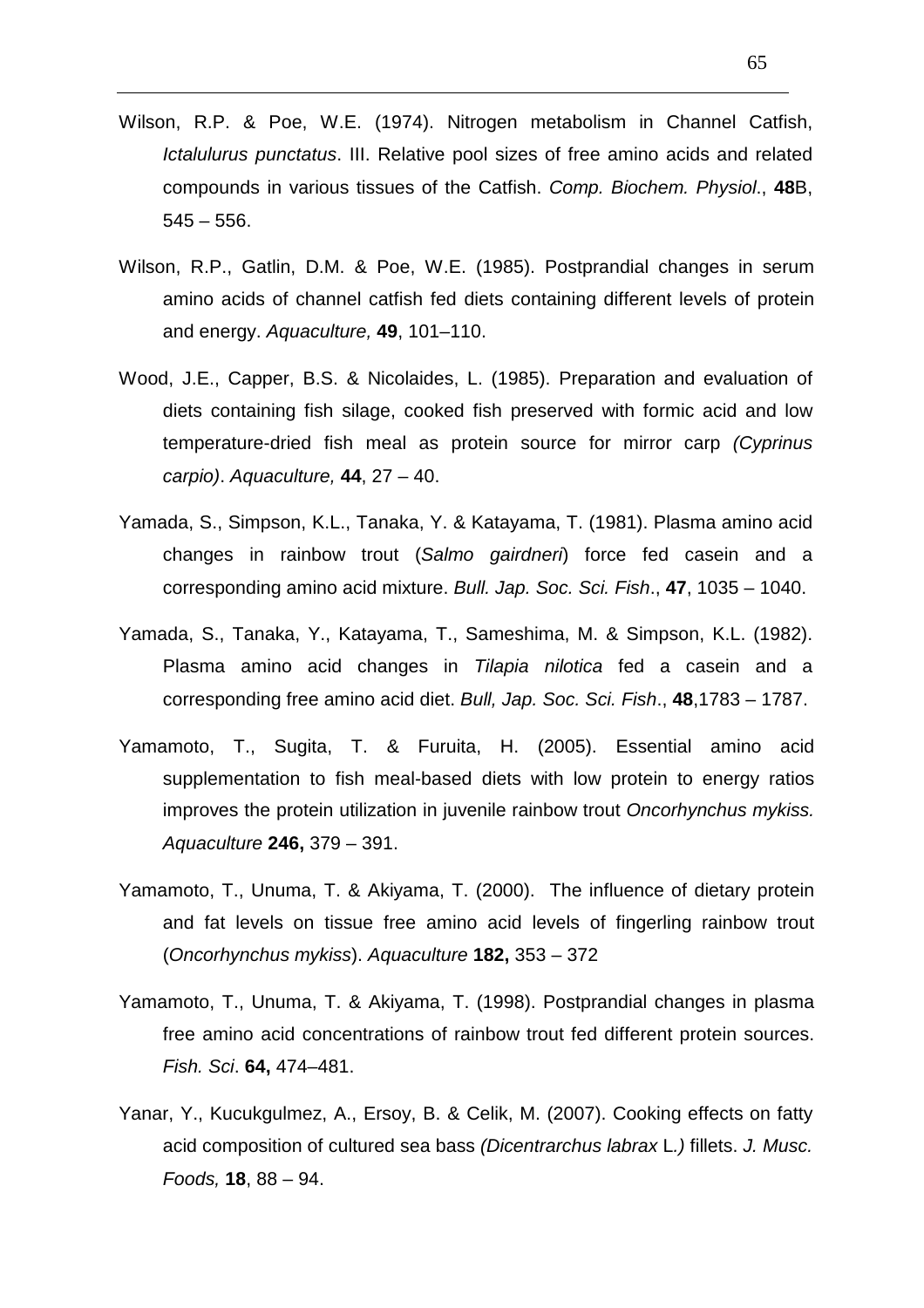Wilson, R.P. & Poe, W.E. (1974). Nitrogen metabolism in Channel Catfish, *Ictalulurus punctatus*. III. Relative pool sizes of free amino acids and related compounds in various tissues of the Catfish. *Comp. Biochem. Physiol*., **48**B, 545 – 556.

Wilson, R.P., Gatlin, D.M. & Poe, W.E. (1985). Postprandial changes in serum amino acids of channel catfish fed diets containing different levels of protein and energy. *Aquaculture,* **49**, 101–110.

Wood, J.E., Capper, B.S. & Nicolaides, L. (1985). Preparation and evaluation of diets containing fish silage, cooked fish preserved with formic acid and low temperature-dried fish meal as protein source for mirror carp *(Cyprinus carpio)*. *Aquaculture,* **44**, 27 – 40.

Yamada, S., Simpson, K.L., Tanaka, Y. & Katayama, T. (1981). Plasma amino acid changes in rainbow trout (*Salmo gairdneri*) force fed casein and a corresponding amino acid mixture. *Bull. Jap. Soc. Sci. Fish*., **47**, 1035 – 1040.

Yamada, S., Tanaka, Y., Katayama, T., Sameshima, M. & Simpson, K.L. (1982). Plasma amino acid changes in *Tilapia nilotica* fed a casein and a corresponding free amino acid diet. *Bull, Jap. Soc. Sci. Fish*., **48**,1783 – 1787.

Yamamoto, T., Sugita, T. & Furuita, H. (2005). Essential amino acid supplementation to fish meal-based diets with low protein to energy ratios improves the protein utilization in juvenile rainbow trout *Oncorhynchus mykiss. Aquaculture* **246,** 379 – 391.

Yamamoto, T., Unuma, T. & Akiyama, T. (2000). The influence of dietary protein and fat levels on tissue free amino acid levels of fingerling rainbow trout (*Oncorhynchus mykiss*). *Aquaculture* **182,** 353 – 372

Yamamoto, T., Unuma, T. & Akiyama, T. (1998). Postprandial changes in plasma free amino acid concentrations of rainbow trout fed different protein sources. *Fish. Sci*. **64,** 474–481.

Yanar, Y., Kucukgulmez, A., Ersoy, B. & Celik, M. (2007). Cooking effects on fatty acid composition of cultured sea bass *(Dicentrarchus labrax* L*.)* fillets. *J. Musc. Foods,* **18**, 88 – 94.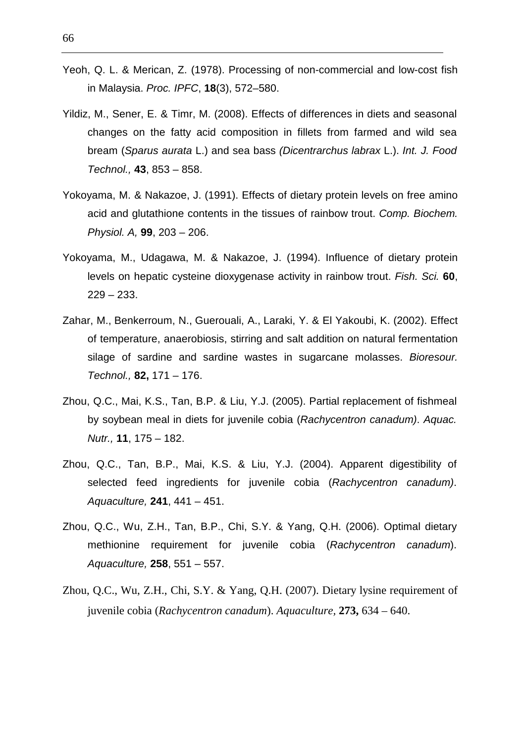Yeoh, Q. L. & Merican, Z. (1978). Processing of non-commercial and low-cost fish in Malaysia. *Proc. IPFC*, **18**(3), 572–580.

Yildiz, M., Sener, E. & Timr, M. (2008). Effects of differences in diets and seasonal changes on the fatty acid composition in fillets from farmed and wild sea bream (*Sparus aurata* L.) and sea bass *(Dicentrarchus labrax* L.). *Int. J. Food Technol.,* **43**, 853 – 858.

Yokoyama, M. & Nakazoe, J. (1991). Effects of dietary protein levels on free amino acid and glutathione contents in the tissues of rainbow trout. *Comp. Biochem. Physiol. A,* **99**, 203 – 206.

Yokoyama, M., Udagawa, M. & Nakazoe, J. (1994). Influence of dietary protein levels on hepatic cysteine dioxygenase activity in rainbow trout. *Fish. Sci.* **60**, 229 – 233.

Zahar, M., Benkerroum, N., Guerouali, A., Laraki, Y. & El Yakoubi, K. (2002). Effect of temperature, anaerobiosis, stirring and salt addition on natural fermentation silage of sardine and sardine wastes in sugarcane molasses. *Bioresour. Technol.,* **82,** 171 – 176.

Zhou, Q.C., Mai, K.S., Tan, B.P. & Liu, Y.J. (2005). Partial replacement of fishmeal by soybean meal in diets for juvenile cobia (*Rachycentron canadum)*. *Aquac. Nutr.,* **11**, 175 – 182.

Zhou, Q.C., Tan, B.P., Mai, K.S. & Liu, Y.J. (2004). Apparent digestibility of selected feed ingredients for juvenile cobia (*Rachycentron canadum)*. *Aquaculture,* **241**, 441 – 451.

Zhou, Q.C., Wu, Z.H., Tan, B.P., Chi, S.Y. & Yang, Q.H. (2006). Optimal dietary methionine requirement for juvenile cobia (*Rachycentron canadum*). *Aquaculture,* **258**, 551 – 557.

Zhou, Q.C., Wu, Z.H., Chi, S.Y. & Yang, Q.H. (2007). Dietary lysine requirement of juvenile cobia (*Rachycentron canadum*). *Aquaculture*, **273,** 634 – 640.